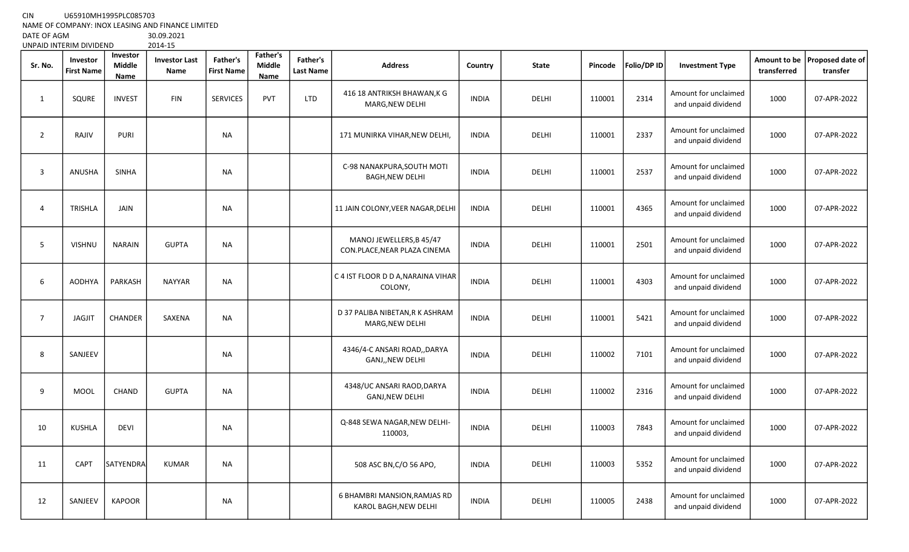CIN U65910MH1995PLC085703

NAME OF COMPANY: INOX LEASING AND FINANCE LIMITED

DATE OF AGM 30.09.2021

UNPAID INTERIM DIVIDEND 2014-15

| Sr. No. | Investor First Name | Investor Middle Name | Investor Last Name | Father's First Name | Father's Middle Name | Father's Last Name | Address | Country | State | Pincode | Folio/DP ID | Investment Type | Amount to be transferred | Proposed date of transfer |
|---|---|---|---|---|---|---|---|---|---|---|---|---|---|---|
| 1 | SQURE | INVEST | FIN | SERVICES | PVT | LTD | 416 18 ANTRIKSH BHAWAN,K G MARG,NEW DELHI | INDIA | DELHI | 110001 | 2314 | Amount for unclaimed and unpaid dividend | 1000 | 07-APR-2022 |
| 2 | RAJIV | PURI | | NA | | | 171 MUNIRKA VIHAR,NEW DELHI, | INDIA | DELHI | 110001 | 2337 | Amount for unclaimed and unpaid dividend | 1000 | 07-APR-2022 |
| 3 | ANUSHA | SINHA | | NA | | | C-98 NANAKPURA,SOUTH MOTI BAGH,NEW DELHI | INDIA | DELHI | 110001 | 2537 | Amount for unclaimed and unpaid dividend | 1000 | 07-APR-2022 |
| 4 | TRISHLA | JAIN | | NA | | | 11 JAIN COLONY,VEER NAGAR,DELHI | INDIA | DELHI | 110001 | 4365 | Amount for unclaimed and unpaid dividend | 1000 | 07-APR-2022 |
| 5 | VISHNU | NARAIN | GUPTA | NA | | | MANOJ JEWELLERS,B 45/47 CON.PLACE,NEAR PLAZA CINEMA | INDIA | DELHI | 110001 | 2501 | Amount for unclaimed and unpaid dividend | 1000 | 07-APR-2022 |
| 6 | AODHYA | PARKASH | NAYYAR | NA | | | C 4 IST FLOOR D D A,NARAINA VIHAR COLONY, | INDIA | DELHI | 110001 | 4303 | Amount for unclaimed and unpaid dividend | 1000 | 07-APR-2022 |
| 7 | JAGJIT | CHANDER | SAXENA | NA | | | D 37 PALIBA NIBETAN,R K ASHRAM MARG,NEW DELHI | INDIA | DELHI | 110001 | 5421 | Amount for unclaimed and unpaid dividend | 1000 | 07-APR-2022 |
| 8 | SANJEEV | | | NA | | | 4346/4-C ANSARI ROAD,,DARYA GANJ,,NEW DELHI | INDIA | DELHI | 110002 | 7101 | Amount for unclaimed and unpaid dividend | 1000 | 07-APR-2022 |
| 9 | MOOL | CHAND | GUPTA | NA | | | 4348/UC ANSARI RAOD,DARYA GANJ,NEW DELHI | INDIA | DELHI | 110002 | 2316 | Amount for unclaimed and unpaid dividend | 1000 | 07-APR-2022 |
| 10 | KUSHLA | DEVI | | NA | | | Q-848 SEWA NAGAR,NEW DELHI-110003, | INDIA | DELHI | 110003 | 7843 | Amount for unclaimed and unpaid dividend | 1000 | 07-APR-2022 |
| 11 | CAPT | SATYENDRA | KUMAR | NA | | | 508 ASC BN,C/O 56 APO, | INDIA | DELHI | 110003 | 5352 | Amount for unclaimed and unpaid dividend | 1000 | 07-APR-2022 |
| 12 | SANJEEV | KAPOOR | | NA | | | 6 BHAMBRI MANSION,RAMJAS RD KAROL BAGH,NEW DELHI | INDIA | DELHI | 110005 | 2438 | Amount for unclaimed and unpaid dividend | 1000 | 07-APR-2022 |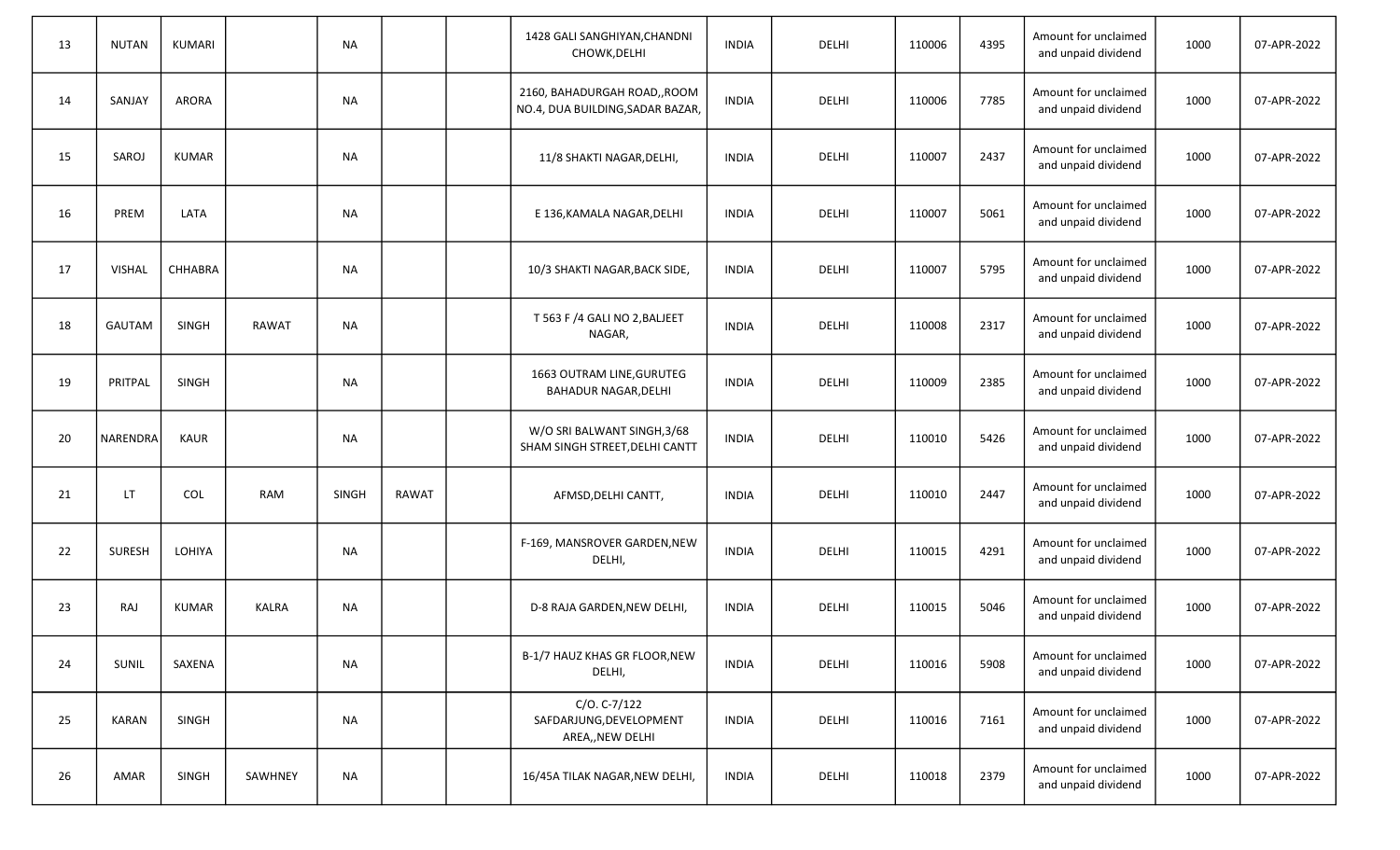| | | | | | | | | | | | | | |
|---|---|---|---|---|---|---|---|---|---|---|---|---|---|
| 13 | NUTAN | KUMARI | | NA | | | 1428 GALI SANGHIYAN,CHANDNI CHOWK,DELHI | INDIA | DELHI | 110006 | 4395 | Amount for unclaimed and unpaid dividend | 1000 | 07-APR-2022 |
| 14 | SANJAY | ARORA | | NA | | | 2160, BAHADURGAH ROAD,,ROOM NO.4, DUA BUILDING,SADAR BAZAR, | INDIA | DELHI | 110006 | 7785 | Amount for unclaimed and unpaid dividend | 1000 | 07-APR-2022 |
| 15 | SAROJ | KUMAR | | NA | | | 11/8 SHAKTI NAGAR,DELHI, | INDIA | DELHI | 110007 | 2437 | Amount for unclaimed and unpaid dividend | 1000 | 07-APR-2022 |
| 16 | PREM | LATA | | NA | | | E 136,KAMALA NAGAR,DELHI | INDIA | DELHI | 110007 | 5061 | Amount for unclaimed and unpaid dividend | 1000 | 07-APR-2022 |
| 17 | VISHAL | CHHABRA | | NA | | | 10/3 SHAKTI NAGAR,BACK SIDE, | INDIA | DELHI | 110007 | 5795 | Amount for unclaimed and unpaid dividend | 1000 | 07-APR-2022 |
| 18 | GAUTAM | SINGH | RAWAT | NA | | | T 563 F /4 GALI NO 2,BALJEET NAGAR, | INDIA | DELHI | 110008 | 2317 | Amount for unclaimed and unpaid dividend | 1000 | 07-APR-2022 |
| 19 | PRITPAL | SINGH | | NA | | | 1663 OUTRAM LINE,GURUTEG BAHADUR NAGAR,DELHI | INDIA | DELHI | 110009 | 2385 | Amount for unclaimed and unpaid dividend | 1000 | 07-APR-2022 |
| 20 | NARENDRA | KAUR | | NA | | | W/O SRI BALWANT SINGH,3/68 SHAM SINGH STREET,DELHI CANTT | INDIA | DELHI | 110010 | 5426 | Amount for unclaimed and unpaid dividend | 1000 | 07-APR-2022 |
| 21 | LT | COL | RAM | SINGH | RAWAT | | AFMSD,DELHI CANTT, | INDIA | DELHI | 110010 | 2447 | Amount for unclaimed and unpaid dividend | 1000 | 07-APR-2022 |
| 22 | SURESH | LOHIYA | | NA | | | F-169, MANSROVER GARDEN,NEW DELHI, | INDIA | DELHI | 110015 | 4291 | Amount for unclaimed and unpaid dividend | 1000 | 07-APR-2022 |
| 23 | RAJ | KUMAR | KALRA | NA | | | D-8 RAJA GARDEN,NEW DELHI, | INDIA | DELHI | 110015 | 5046 | Amount for unclaimed and unpaid dividend | 1000 | 07-APR-2022 |
| 24 | SUNIL | SAXENA | | NA | | | B-1/7 HAUZ KHAS GR FLOOR,NEW DELHI, | INDIA | DELHI | 110016 | 5908 | Amount for unclaimed and unpaid dividend | 1000 | 07-APR-2022 |
| 25 | KARAN | SINGH | | NA | | | C/O. C-7/122 SAFDARJUNG,DEVELOPMENT AREA,,NEW DELHI | INDIA | DELHI | 110016 | 7161 | Amount for unclaimed and unpaid dividend | 1000 | 07-APR-2022 |
| 26 | AMAR | SINGH | SAWHNEY | NA | | | 16/45A TILAK NAGAR,NEW DELHI, | INDIA | DELHI | 110018 | 2379 | Amount for unclaimed and unpaid dividend | 1000 | 07-APR-2022 |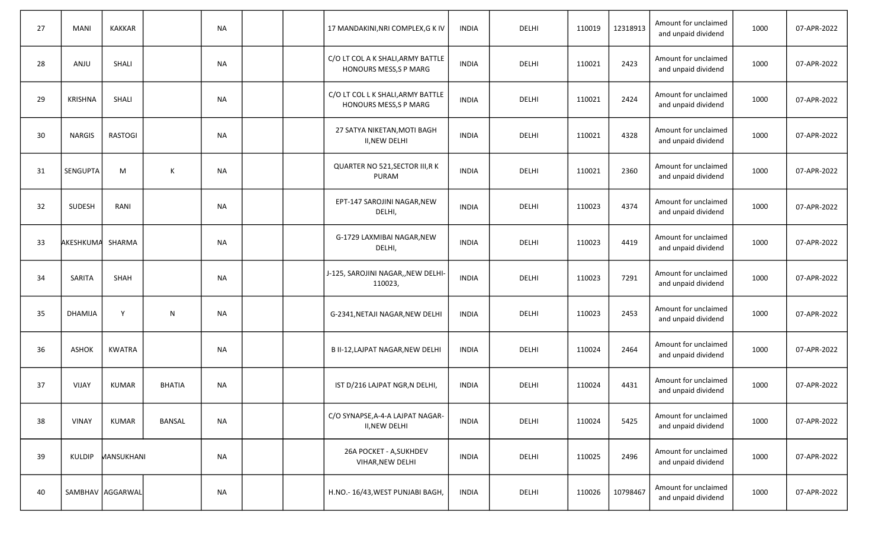| 27 | MANI | KAKKAR | | NA | | | 17 MANDAKINI,NRI COMPLEX,G K IV | INDIA | DELHI | 110019 | 12318913 | Amount for unclaimed and unpaid dividend | 1000 | 07-APR-2022 |
|---|---|---|---|---|---|---|---|---|---|---|---|---|---|---|
| 28 | ANJU | SHALI | | NA | | | C/O LT COL A K SHALI,ARMY BATTLE HONOURS MESS,S P MARG | INDIA | DELHI | 110021 | 2423 | Amount for unclaimed and unpaid dividend | 1000 | 07-APR-2022 |
| 29 | KRISHNA | SHALI | | NA | | | C/O LT COL L K SHALI,ARMY BATTLE HONOURS MESS,S P MARG | INDIA | DELHI | 110021 | 2424 | Amount for unclaimed and unpaid dividend | 1000 | 07-APR-2022 |
| 30 | NARGIS | RASTOGI | | NA | | | 27 SATYA NIKETAN,MOTI BAGH II,NEW DELHI | INDIA | DELHI | 110021 | 4328 | Amount for unclaimed and unpaid dividend | 1000 | 07-APR-2022 |
| 31 | SENGUPTA | M | K | NA | | | QUARTER NO 521,SECTOR III,R K PURAM | INDIA | DELHI | 110021 | 2360 | Amount for unclaimed and unpaid dividend | 1000 | 07-APR-2022 |
| 32 | SUDESH | RANI | | NA | | | EPT-147 SAROJINI NAGAR,NEW DELHI, | INDIA | DELHI | 110023 | 4374 | Amount for unclaimed and unpaid dividend | 1000 | 07-APR-2022 |
| 33 | AKESHKUMA | SHARMA | | NA | | | G-1729 LAXMIBAI NAGAR,NEW DELHI, | INDIA | DELHI | 110023 | 4419 | Amount for unclaimed and unpaid dividend | 1000 | 07-APR-2022 |
| 34 | SARITA | SHAH | | NA | | | J-125, SAROJINI NAGAR,,NEW DELHI-110023, | INDIA | DELHI | 110023 | 7291 | Amount for unclaimed and unpaid dividend | 1000 | 07-APR-2022 |
| 35 | DHAMIJA | Y | N | NA | | | G-2341,NETAJI NAGAR,NEW DELHI | INDIA | DELHI | 110023 | 2453 | Amount for unclaimed and unpaid dividend | 1000 | 07-APR-2022 |
| 36 | ASHOK | KWATRA | | NA | | | B II-12,LAJPAT NAGAR,NEW DELHI | INDIA | DELHI | 110024 | 2464 | Amount for unclaimed and unpaid dividend | 1000 | 07-APR-2022 |
| 37 | VIJAY | KUMAR | BHATIA | NA | | | IST D/216 LAJPAT NGR,N DELHI, | INDIA | DELHI | 110024 | 4431 | Amount for unclaimed and unpaid dividend | 1000 | 07-APR-2022 |
| 38 | VINAY | KUMAR | BANSAL | NA | | | C/O SYNAPSE,A-4-A LAJPAT NAGAR-II,NEW DELHI | INDIA | DELHI | 110024 | 5425 | Amount for unclaimed and unpaid dividend | 1000 | 07-APR-2022 |
| 39 | KULDIP | MANSUKHANI | | NA | | | 26A POCKET - A,SUKHDEV VIHAR,NEW DELHI | INDIA | DELHI | 110025 | 2496 | Amount for unclaimed and unpaid dividend | 1000 | 07-APR-2022 |
| 40 | SAMBHAV | AGGARWAL | | NA | | | H.NO.- 16/43,WEST PUNJABI BAGH, | INDIA | DELHI | 110026 | 10798467 | Amount for unclaimed and unpaid dividend | 1000 | 07-APR-2022 |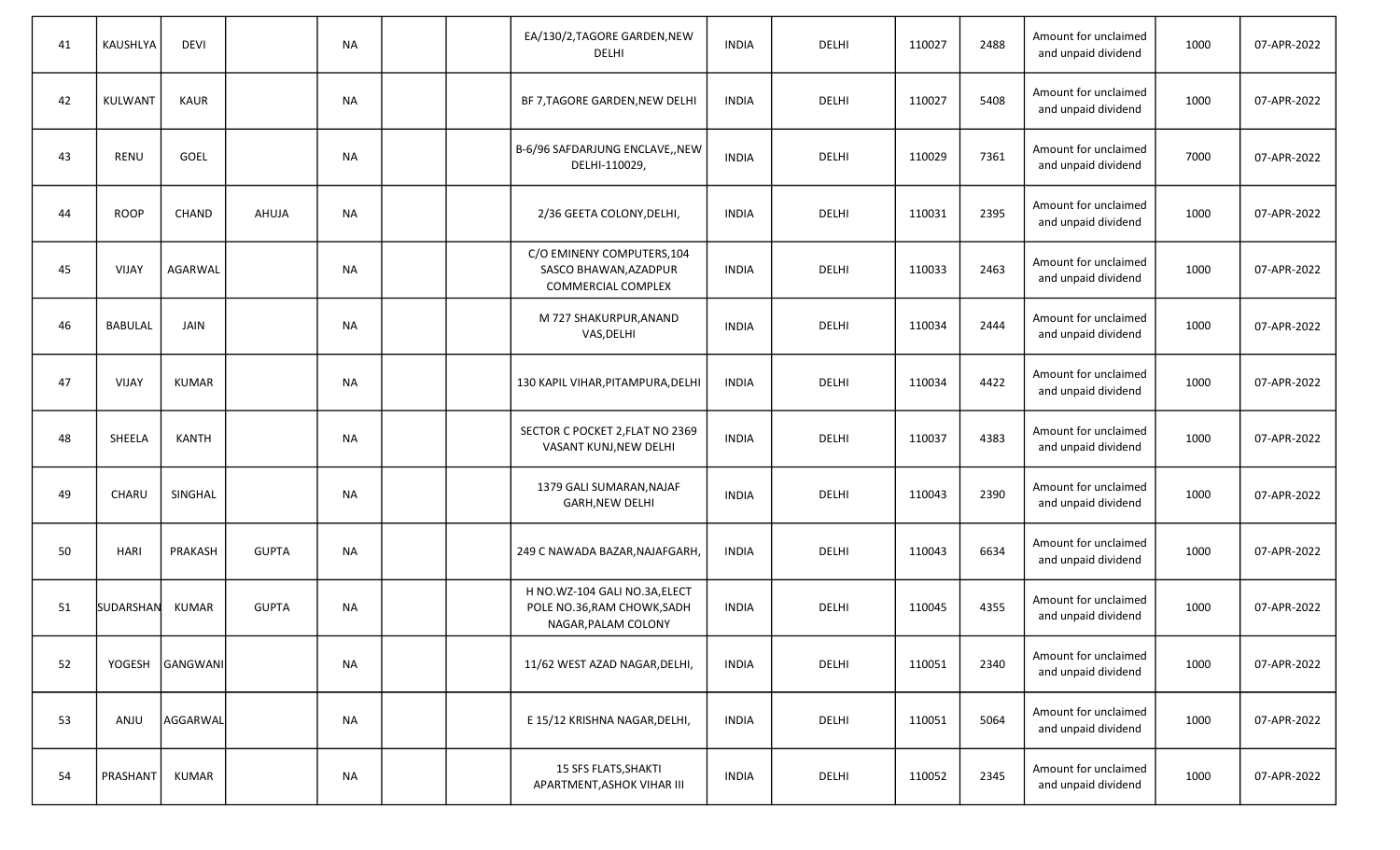| | | | | | | | | | | | | | |
|---|---|---|---|---|---|---|---|---|---|---|---|---|---|
| 41 | KAUSHLYA | DEVI | | NA | | | EA/130/2,TAGORE GARDEN,NEW DELHI | INDIA | DELHI | 110027 | 2488 | Amount for unclaimed and unpaid dividend | 1000 | 07-APR-2022 |
| 42 | KULWANT | KAUR | | NA | | | BF 7,TAGORE GARDEN,NEW DELHI | INDIA | DELHI | 110027 | 5408 | Amount for unclaimed and unpaid dividend | 1000 | 07-APR-2022 |
| 43 | RENU | GOEL | | NA | | | B-6/96 SAFDARJUNG ENCLAVE,,NEW DELHI-110029, | INDIA | DELHI | 110029 | 7361 | Amount for unclaimed and unpaid dividend | 7000 | 07-APR-2022 |
| 44 | ROOP | CHAND | AHUJA | NA | | | 2/36 GEETA COLONY,DELHI, | INDIA | DELHI | 110031 | 2395 | Amount for unclaimed and unpaid dividend | 1000 | 07-APR-2022 |
| 45 | VIJAY | AGARWAL | | NA | | | C/O EMINENY COMPUTERS,104 SASCO BHAWAN,AZADPUR COMMERCIAL COMPLEX | INDIA | DELHI | 110033 | 2463 | Amount for unclaimed and unpaid dividend | 1000 | 07-APR-2022 |
| 46 | BABULAL | JAIN | | NA | | | M 727 SHAKURPUR,ANAND VAS,DELHI | INDIA | DELHI | 110034 | 2444 | Amount for unclaimed and unpaid dividend | 1000 | 07-APR-2022 |
| 47 | VIJAY | KUMAR | | NA | | | 130 KAPIL VIHAR,PITAMPURA,DELHI | INDIA | DELHI | 110034 | 4422 | Amount for unclaimed and unpaid dividend | 1000 | 07-APR-2022 |
| 48 | SHEELA | KANTH | | NA | | | SECTOR C POCKET 2,FLAT NO 2369 VASANT KUNJ,NEW DELHI | INDIA | DELHI | 110037 | 4383 | Amount for unclaimed and unpaid dividend | 1000 | 07-APR-2022 |
| 49 | CHARU | SINGHAL | | NA | | | 1379 GALI SUMARAN,NAJAF GARH,NEW DELHI | INDIA | DELHI | 110043 | 2390 | Amount for unclaimed and unpaid dividend | 1000 | 07-APR-2022 |
| 50 | HARI | PRAKASH | GUPTA | NA | | | 249 C NAWADA BAZAR,NAJAFGARH, | INDIA | DELHI | 110043 | 6634 | Amount for unclaimed and unpaid dividend | 1000 | 07-APR-2022 |
| 51 | SUDARSHAN | KUMAR | GUPTA | NA | | | H NO.WZ-104 GALI NO.3A,ELECT POLE NO.36,RAM CHOWK,SADH NAGAR,PALAM COLONY | INDIA | DELHI | 110045 | 4355 | Amount for unclaimed and unpaid dividend | 1000 | 07-APR-2022 |
| 52 | YOGESH | GANGWANI | | NA | | | 11/62 WEST AZAD NAGAR,DELHI, | INDIA | DELHI | 110051 | 2340 | Amount for unclaimed and unpaid dividend | 1000 | 07-APR-2022 |
| 53 | ANJU | AGGARWAL | | NA | | | E 15/12 KRISHNA NAGAR,DELHI, | INDIA | DELHI | 110051 | 5064 | Amount for unclaimed and unpaid dividend | 1000 | 07-APR-2022 |
| 54 | PRASHANT | KUMAR | | NA | | | 15 SFS FLATS,SHAKTI APARTMENT,ASHOK VIHAR III | INDIA | DELHI | 110052 | 2345 | Amount for unclaimed and unpaid dividend | 1000 | 07-APR-2022 |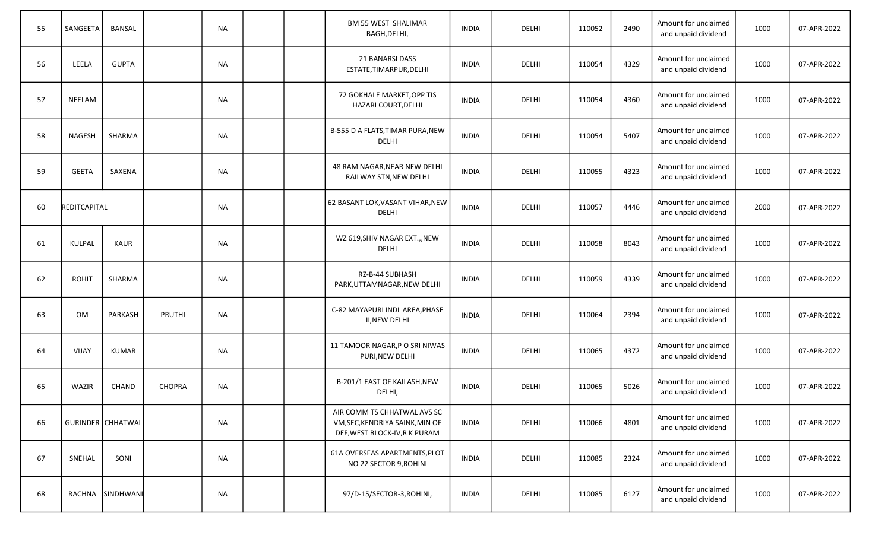| 55 | SANGEETA | BANSAL | | NA | | | BM 55 WEST SHALIMAR BAGH,DELHI, | INDIA | DELHI | 110052 | 2490 | Amount for unclaimed and unpaid dividend | 1000 | 07-APR-2022 |
|---|---|---|---|---|---|---|---|---|---|---|---|---|---|---|
| 56 | LEELA | GUPTA | | NA | | | 21 BANARSI DASS ESTATE,TIMARPUR,DELHI | INDIA | DELHI | 110054 | 4329 | Amount for unclaimed and unpaid dividend | 1000 | 07-APR-2022 |
| 57 | NEELAM | | | NA | | | 72 GOKHALE MARKET,OPP TIS HAZARI COURT,DELHI | INDIA | DELHI | 110054 | 4360 | Amount for unclaimed and unpaid dividend | 1000 | 07-APR-2022 |
| 58 | NAGESH | SHARMA | | NA | | | B-555 D A FLATS,TIMAR PURA,NEW DELHI | INDIA | DELHI | 110054 | 5407 | Amount for unclaimed and unpaid dividend | 1000 | 07-APR-2022 |
| 59 | GEETA | SAXENA | | NA | | | 48 RAM NAGAR,NEAR NEW DELHI RAILWAY STN,NEW DELHI | INDIA | DELHI | 110055 | 4323 | Amount for unclaimed and unpaid dividend | 1000 | 07-APR-2022 |
| 60 | REDITCAPITAL | | | NA | | | 62 BASANT LOK,VASANT VIHAR,NEW DELHI | INDIA | DELHI | 110057 | 4446 | Amount for unclaimed and unpaid dividend | 2000 | 07-APR-2022 |
| 61 | KULPAL | KAUR | | NA | | | WZ 619,SHIV NAGAR EXT.,,NEW DELHI | INDIA | DELHI | 110058 | 8043 | Amount for unclaimed and unpaid dividend | 1000 | 07-APR-2022 |
| 62 | ROHIT | SHARMA | | NA | | | RZ-B-44 SUBHASH PARK,UTTAMNAGAR,NEW DELHI | INDIA | DELHI | 110059 | 4339 | Amount for unclaimed and unpaid dividend | 1000 | 07-APR-2022 |
| 63 | OM | PARKASH | PRUTHI | NA | | | C-82 MAYAPURI INDL AREA,PHASE II,NEW DELHI | INDIA | DELHI | 110064 | 2394 | Amount for unclaimed and unpaid dividend | 1000 | 07-APR-2022 |
| 64 | VIJAY | KUMAR | | NA | | | 11 TAMOOR NAGAR,P O SRI NIWAS PURI,NEW DELHI | INDIA | DELHI | 110065 | 4372 | Amount for unclaimed and unpaid dividend | 1000 | 07-APR-2022 |
| 65 | WAZIR | CHAND | CHOPRA | NA | | | B-201/1 EAST OF KAILASH,NEW DELHI, | INDIA | DELHI | 110065 | 5026 | Amount for unclaimed and unpaid dividend | 1000 | 07-APR-2022 |
| 66 | GURINDER | CHHATWAL | | NA | | | AIR COMM TS CHHATWAL AVS SC VM,SEC,KENDRIYA SAINK,MIN OF DEF,WEST BLOCK-IV,R K PURAM | INDIA | DELHI | 110066 | 4801 | Amount for unclaimed and unpaid dividend | 1000 | 07-APR-2022 |
| 67 | SNEHAL | SONI | | NA | | | 61A OVERSEAS APARTMENTS,PLOT NO 22 SECTOR 9,ROHINI | INDIA | DELHI | 110085 | 2324 | Amount for unclaimed and unpaid dividend | 1000 | 07-APR-2022 |
| 68 | RACHNA | SINDHWANI | | NA | | | 97/D-15/SECTOR-3,ROHINI, | INDIA | DELHI | 110085 | 6127 | Amount for unclaimed and unpaid dividend | 1000 | 07-APR-2022 |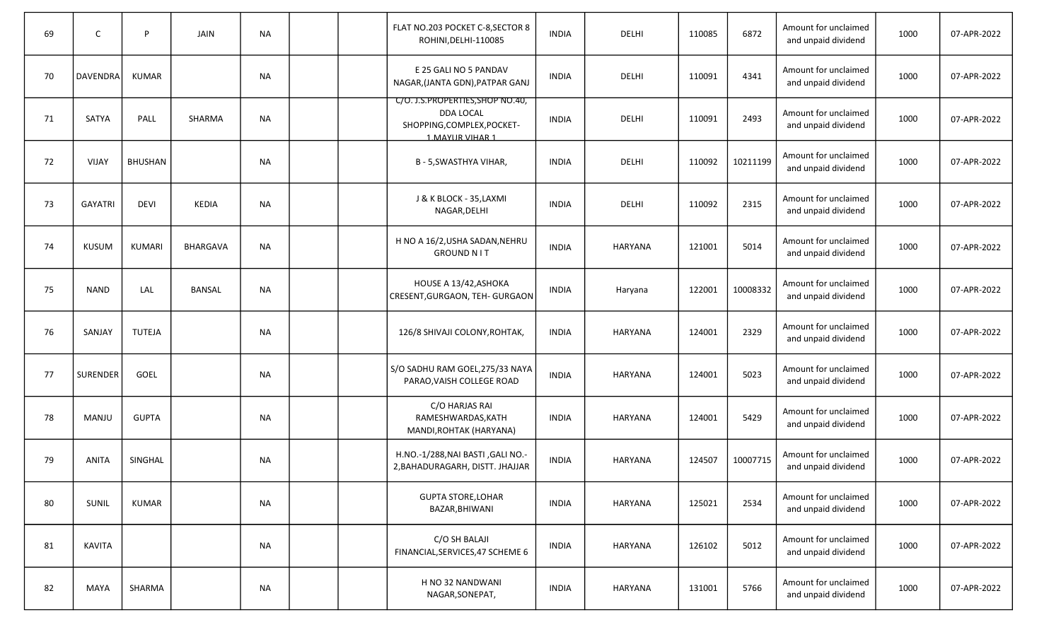| 69 | C | P | JAIN | NA | | | FLAT NO.203 POCKET C-8,SECTOR 8 ROHINI,DELHI-110085 | INDIA | DELHI | 110085 | 6872 | Amount for unclaimed and unpaid dividend | 1000 | 07-APR-2022 |
|---|---|---|---|---|---|---|---|---|---|---|---|---|---|---|
| 70 | DAVENDRA | KUMAR | | NA | | | E 25 GALI NO 5 PANDAV NAGAR,(JANTA GDN),PATPAR GANJ | INDIA | DELHI | 110091 | 4341 | Amount for unclaimed and unpaid dividend | 1000 | 07-APR-2022 |
| 71 | SATYA | PALL | SHARMA | NA | | | C/O. J.S.PROPERTIES,SHOP NO.40, DDA LOCAL SHOPPING,COMPLEX,POCKET-1 MAYUR VIHAR 1 | INDIA | DELHI | 110091 | 2493 | Amount for unclaimed and unpaid dividend | 1000 | 07-APR-2022 |
| 72 | VIJAY | BHUSHAN | | NA | | | B - 5,SWASTHYA VIHAR, | INDIA | DELHI | 110092 | 10211199 | Amount for unclaimed and unpaid dividend | 1000 | 07-APR-2022 |
| 73 | GAYATRI | DEVI | KEDIA | NA | | | J & K BLOCK - 35,LAXMI NAGAR,DELHI | INDIA | DELHI | 110092 | 2315 | Amount for unclaimed and unpaid dividend | 1000 | 07-APR-2022 |
| 74 | KUSUM | KUMARI | BHARGAVA | NA | | | H NO A 16/2,USHA SADAN,NEHRU GROUND N I T | INDIA | HARYANA | 121001 | 5014 | Amount for unclaimed and unpaid dividend | 1000 | 07-APR-2022 |
| 75 | NAND | LAL | BANSAL | NA | | | HOUSE A 13/42,ASHOKA CRESENT,GURGAON, TEH- GURGAON | INDIA | Haryana | 122001 | 10008332 | Amount for unclaimed and unpaid dividend | 1000 | 07-APR-2022 |
| 76 | SANJAY | TUTEJA | | NA | | | 126/8 SHIVAJI COLONY,ROHTAK, | INDIA | HARYANA | 124001 | 2329 | Amount for unclaimed and unpaid dividend | 1000 | 07-APR-2022 |
| 77 | SURENDER | GOEL | | NA | | | S/O SADHU RAM GOEL,275/33 NAYA PARAO,VAISH COLLEGE ROAD | INDIA | HARYANA | 124001 | 5023 | Amount for unclaimed and unpaid dividend | 1000 | 07-APR-2022 |
| 78 | MANJU | GUPTA | | NA | | | C/O HARJAS RAI RAMESHWARDAS,KATH MANDI,ROHTAK (HARYANA) | INDIA | HARYANA | 124001 | 5429 | Amount for unclaimed and unpaid dividend | 1000 | 07-APR-2022 |
| 79 | ANITA | SINGHAL | | NA | | | H.NO.-1/288,NAI BASTI ,GALI NO.-2,BAHADURAGARH, DISTT. JHAJJAR | INDIA | HARYANA | 124507 | 10007715 | Amount for unclaimed and unpaid dividend | 1000 | 07-APR-2022 |
| 80 | SUNIL | KUMAR | | NA | | | GUPTA STORE,LOHAR BAZAR,BHIWANI | INDIA | HARYANA | 125021 | 2534 | Amount for unclaimed and unpaid dividend | 1000 | 07-APR-2022 |
| 81 | KAVITA | | | NA | | | C/O SH BALAJI FINANCIAL,SERVICES,47 SCHEME 6 | INDIA | HARYANA | 126102 | 5012 | Amount for unclaimed and unpaid dividend | 1000 | 07-APR-2022 |
| 82 | MAYA | SHARMA | | NA | | | H NO 32 NANDWANI NAGAR,SONEPAT, | INDIA | HARYANA | 131001 | 5766 | Amount for unclaimed and unpaid dividend | 1000 | 07-APR-2022 |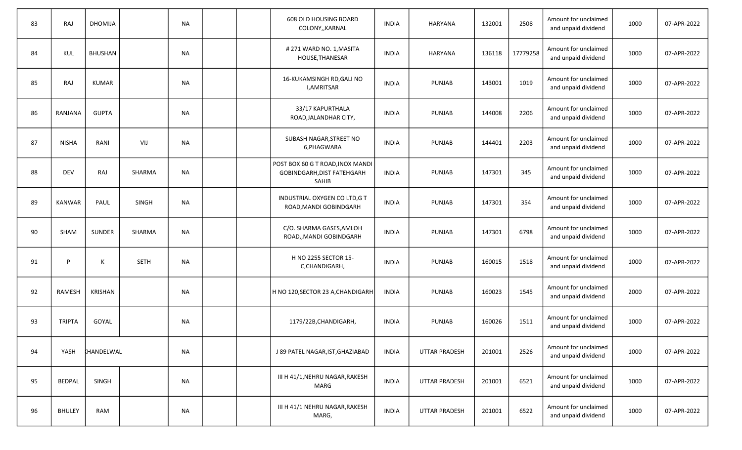| | | | | | | | | | | | | | | |
|---|---|---|---|---|---|---|---|---|---|---|---|---|---|---|
| 83 | RAJ | DHOMIJA | | NA | | | 608 OLD HOUSING BOARD COLONY,,KARNAL | INDIA | HARYANA | 132001 | 2508 | Amount for unclaimed and unpaid dividend | 1000 | 07-APR-2022 |
| 84 | KUL | BHUSHAN | | NA | | | # 271 WARD NO. 1,MASITA HOUSE,THANESAR | INDIA | HARYANA | 136118 | 17779258 | Amount for unclaimed and unpaid dividend | 1000 | 07-APR-2022 |
| 85 | RAJ | KUMAR | | NA | | | 16-KUKAMSINGH RD,GALI NO I,AMRITSAR | INDIA | PUNJAB | 143001 | 1019 | Amount for unclaimed and unpaid dividend | 1000 | 07-APR-2022 |
| 86 | RANJANA | GUPTA | | NA | | | 33/17 KAPURTHALA ROAD,JALANDHAR CITY, | INDIA | PUNJAB | 144008 | 2206 | Amount for unclaimed and unpaid dividend | 1000 | 07-APR-2022 |
| 87 | NISHA | RANI | VIJ | NA | | | SUBASH NAGAR,STREET NO 6,PHAGWARA | INDIA | PUNJAB | 144401 | 2203 | Amount for unclaimed and unpaid dividend | 1000 | 07-APR-2022 |
| 88 | DEV | RAJ | SHARMA | NA | | | POST BOX 60 G T ROAD,INOX MANDI GOBINDGARH,DIST FATEHGARH SAHIB | INDIA | PUNJAB | 147301 | 345 | Amount for unclaimed and unpaid dividend | 1000 | 07-APR-2022 |
| 89 | KANWAR | PAUL | SINGH | NA | | | INDUSTRIAL OXYGEN CO LTD,G T ROAD,MANDI GOBINDGARH | INDIA | PUNJAB | 147301 | 354 | Amount for unclaimed and unpaid dividend | 1000 | 07-APR-2022 |
| 90 | SHAM | SUNDER | SHARMA | NA | | | C/O. SHARMA GASES,AMLOH ROAD,,MANDI GOBINDGARH | INDIA | PUNJAB | 147301 | 6798 | Amount for unclaimed and unpaid dividend | 1000 | 07-APR-2022 |
| 91 | P | K | SETH | NA | | | H NO 2255 SECTOR 15-C,CHANDIGARH, | INDIA | PUNJAB | 160015 | 1518 | Amount for unclaimed and unpaid dividend | 1000 | 07-APR-2022 |
| 92 | RAMESH | KRISHAN | | NA | | | H NO 120,SECTOR 23 A,CHANDIGARH | INDIA | PUNJAB | 160023 | 1545 | Amount for unclaimed and unpaid dividend | 2000 | 07-APR-2022 |
| 93 | TRIPTA | GOYAL | | NA | | | 1179/22B,CHANDIGARH, | INDIA | PUNJAB | 160026 | 1511 | Amount for unclaimed and unpaid dividend | 1000 | 07-APR-2022 |
| 94 | YASH | KHANDELWAL | | NA | | | J 89 PATEL NAGAR,IST,GHAZIABAD | INDIA | UTTAR PRADESH | 201001 | 2526 | Amount for unclaimed and unpaid dividend | 1000 | 07-APR-2022 |
| 95 | BEDPAL | SINGH | | NA | | | III H 41/1,NEHRU NAGAR,RAKESH MARG | INDIA | UTTAR PRADESH | 201001 | 6521 | Amount for unclaimed and unpaid dividend | 1000 | 07-APR-2022 |
| 96 | BHULEY | RAM | | NA | | | III H 41/1 NEHRU NAGAR,RAKESH MARG, | INDIA | UTTAR PRADESH | 201001 | 6522 | Amount for unclaimed and unpaid dividend | 1000 | 07-APR-2022 |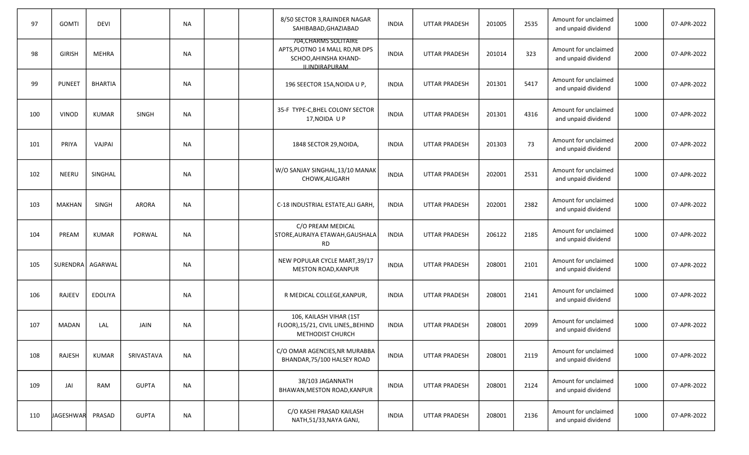| 97 | GOMTI | DEVI | | NA | | | 8/50 SECTOR 3,RAJINDER NAGAR SAHIBABAD,GHAZIABAD | INDIA | UTTAR PRADESH | 201005 | 2535 | Amount for unclaimed and unpaid dividend | 1000 | 07-APR-2022 |
|---|---|---|---|---|---|---|---|---|---|---|---|---|---|---|
| 98 | GIRISH | MEHRA | | NA | | | 704,CHARMS SOLITAIRE APTS,PLOTNO 14 MALL RD,NR DPS SCHOO,AHINSHA KHAND-II,INDIRAPURAM | INDIA | UTTAR PRADESH | 201014 | 323 | Amount for unclaimed and unpaid dividend | 2000 | 07-APR-2022 |
| 99 | PUNEET | BHARTIA | | NA | | | 196 SEECTOR 15A,NOIDA U P, | INDIA | UTTAR PRADESH | 201301 | 5417 | Amount for unclaimed and unpaid dividend | 1000 | 07-APR-2022 |
| 100 | VINOD | KUMAR | SINGH | NA | | | 35-F TYPE-C,BHEL COLONY SECTOR 17,NOIDA U P | INDIA | UTTAR PRADESH | 201301 | 4316 | Amount for unclaimed and unpaid dividend | 1000 | 07-APR-2022 |
| 101 | PRIYA | VAJPAI | | NA | | | 1848 SECTOR 29,NOIDA, | INDIA | UTTAR PRADESH | 201303 | 73 | Amount for unclaimed and unpaid dividend | 2000 | 07-APR-2022 |
| 102 | NEERU | SINGHAL | | NA | | | W/O SANJAY SINGHAL,13/10 MANAK CHOWK,ALIGARH | INDIA | UTTAR PRADESH | 202001 | 2531 | Amount for unclaimed and unpaid dividend | 1000 | 07-APR-2022 |
| 103 | MAKHAN | SINGH | ARORA | NA | | | C-18 INDUSTRIAL ESTATE,ALI GARH, | INDIA | UTTAR PRADESH | 202001 | 2382 | Amount for unclaimed and unpaid dividend | 1000 | 07-APR-2022 |
| 104 | PREAM | KUMAR | PORWAL | NA | | | C/O PREAM MEDICAL STORE,AURAIYA ETAWAH,GAUSHALA RD | INDIA | UTTAR PRADESH | 206122 | 2185 | Amount for unclaimed and unpaid dividend | 1000 | 07-APR-2022 |
| 105 | SURENDRA | AGARWAL | | NA | | | NEW POPULAR CYCLE MART,39/17 MESTON ROAD,KANPUR | INDIA | UTTAR PRADESH | 208001 | 2101 | Amount for unclaimed and unpaid dividend | 1000 | 07-APR-2022 |
| 106 | RAJEEV | EDOLIYA | | NA | | | R MEDICAL COLLEGE,KANPUR, | INDIA | UTTAR PRADESH | 208001 | 2141 | Amount for unclaimed and unpaid dividend | 1000 | 07-APR-2022 |
| 107 | MADAN | LAL | JAIN | NA | | | 106, KAILASH VIHAR (1ST FLOOR),15/21, CIVIL LINES,,BEHIND METHODIST CHURCH | INDIA | UTTAR PRADESH | 208001 | 2099 | Amount for unclaimed and unpaid dividend | 1000 | 07-APR-2022 |
| 108 | RAJESH | KUMAR | SRIVASTAVA | NA | | | C/O OMAR AGENCIES,NR MURABBA BHANDAR,75/100 HALSEY ROAD | INDIA | UTTAR PRADESH | 208001 | 2119 | Amount for unclaimed and unpaid dividend | 1000 | 07-APR-2022 |
| 109 | JAI | RAM | GUPTA | NA | | | 38/103 JAGANNATH BHAWAN,MESTON ROAD,KANPUR | INDIA | UTTAR PRADESH | 208001 | 2124 | Amount for unclaimed and unpaid dividend | 1000 | 07-APR-2022 |
| 110 | JAGESHWAR | PRASAD | GUPTA | NA | | | C/O KASHI PRASAD KAILASH NATH,51/33,NAYA GANJ, | INDIA | UTTAR PRADESH | 208001 | 2136 | Amount for unclaimed and unpaid dividend | 1000 | 07-APR-2022 |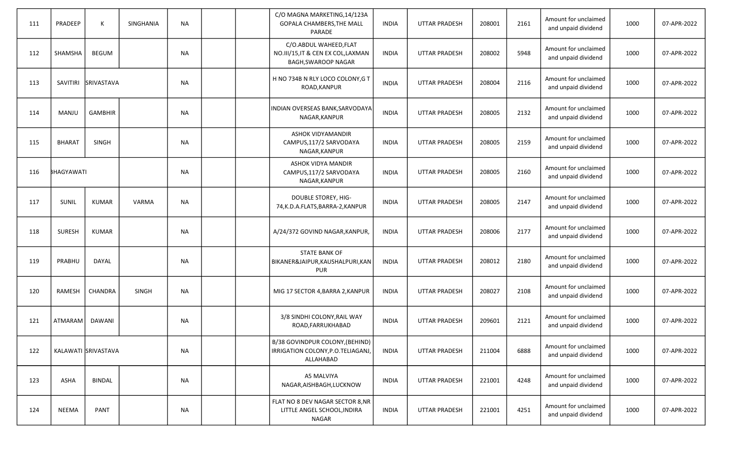| 111 | PRADEEP | K | SINGHANIA | NA | | | C/O MAGNA MARKETING,14/123A GOPALA CHAMBERS,THE MALL PARADE | INDIA | UTTAR PRADESH | 208001 | 2161 | Amount for unclaimed and unpaid dividend | 1000 | 07-APR-2022 |
|---|---|---|---|---|---|---|---|---|---|---|---|---|---|---|
| 112 | SHAMSHA | BEGUM | | NA | | | C/O.ABDUL WAHEED,FLAT NO.III/15,IT & CEN EX COL,LAXMAN BAGH,SWAROOP NAGAR | INDIA | UTTAR PRADESH | 208002 | 5948 | Amount for unclaimed and unpaid dividend | 1000 | 07-APR-2022 |
| 113 | SAVITIRI | SRIVASTAVA | | NA | | | H NO 734B N RLY LOCO COLONY,G T ROAD,KANPUR | INDIA | UTTAR PRADESH | 208004 | 2116 | Amount for unclaimed and unpaid dividend | 1000 | 07-APR-2022 |
| 114 | MANJU | GAMBHIR | | NA | | | INDIAN OVERSEAS BANK,SARVODAYA NAGAR,KANPUR | INDIA | UTTAR PRADESH | 208005 | 2132 | Amount for unclaimed and unpaid dividend | 1000 | 07-APR-2022 |
| 115 | BHARAT | SINGH | | NA | | | ASHOK VIDYAMANDIR CAMPUS,117/2 SARVODAYA NAGAR,KANPUR | INDIA | UTTAR PRADESH | 208005 | 2159 | Amount for unclaimed and unpaid dividend | 1000 | 07-APR-2022 |
| 116 | BHAGYAWATI | | | NA | | | ASHOK VIDYA MANDIR CAMPUS,117/2 SARVODAYA NAGAR,KANPUR | INDIA | UTTAR PRADESH | 208005 | 2160 | Amount for unclaimed and unpaid dividend | 1000 | 07-APR-2022 |
| 117 | SUNIL | KUMAR | VARMA | NA | | | DOUBLE STOREY, HIG-74,K.D.A.FLATS,BARRA-2,KANPUR | INDIA | UTTAR PRADESH | 208005 | 2147 | Amount for unclaimed and unpaid dividend | 1000 | 07-APR-2022 |
| 118 | SURESH | KUMAR | | NA | | | A/24/372 GOVIND NAGAR,KANPUR, | INDIA | UTTAR PRADESH | 208006 | 2177 | Amount for unclaimed and unpaid dividend | 1000 | 07-APR-2022 |
| 119 | PRABHU | DAYAL | | NA | | | STATE BANK OF BIKANER&JAIPUR,KAUSHALPURI,KANPUR | INDIA | UTTAR PRADESH | 208012 | 2180 | Amount for unclaimed and unpaid dividend | 1000 | 07-APR-2022 |
| 120 | RAMESH | CHANDRA | SINGH | NA | | | MIG 17 SECTOR 4,BARRA 2,KANPUR | INDIA | UTTAR PRADESH | 208027 | 2108 | Amount for unclaimed and unpaid dividend | 1000 | 07-APR-2022 |
| 121 | ATMARAM | DAWANI | | NA | | | 3/8 SINDHI COLONY,RAIL WAY ROAD,FARRUKHABAD | INDIA | UTTAR PRADESH | 209601 | 2121 | Amount for unclaimed and unpaid dividend | 1000 | 07-APR-2022 |
| 122 | KALAWATI | SRIVASTAVA | | NA | | | B/38 GOVINDPUR COLONY,(BEHIND) IRRIGATION COLONY,P.O.TELIAGANJ,ALLAHABAD | INDIA | UTTAR PRADESH | 211004 | 6888 | Amount for unclaimed and unpaid dividend | 1000 | 07-APR-2022 |
| 123 | ASHA | BINDAL | | NA | | | A5 MALVIYA NAGAR,AISHBAGH,LUCKNOW | INDIA | UTTAR PRADESH | 221001 | 4248 | Amount for unclaimed and unpaid dividend | 1000 | 07-APR-2022 |
| 124 | NEEMA | PANT | | NA | | | FLAT NO 8 DEV NAGAR SECTOR 8,NR LITTLE ANGEL SCHOOL,INDIRA NAGAR | INDIA | UTTAR PRADESH | 221001 | 4251 | Amount for unclaimed and unpaid dividend | 1000 | 07-APR-2022 |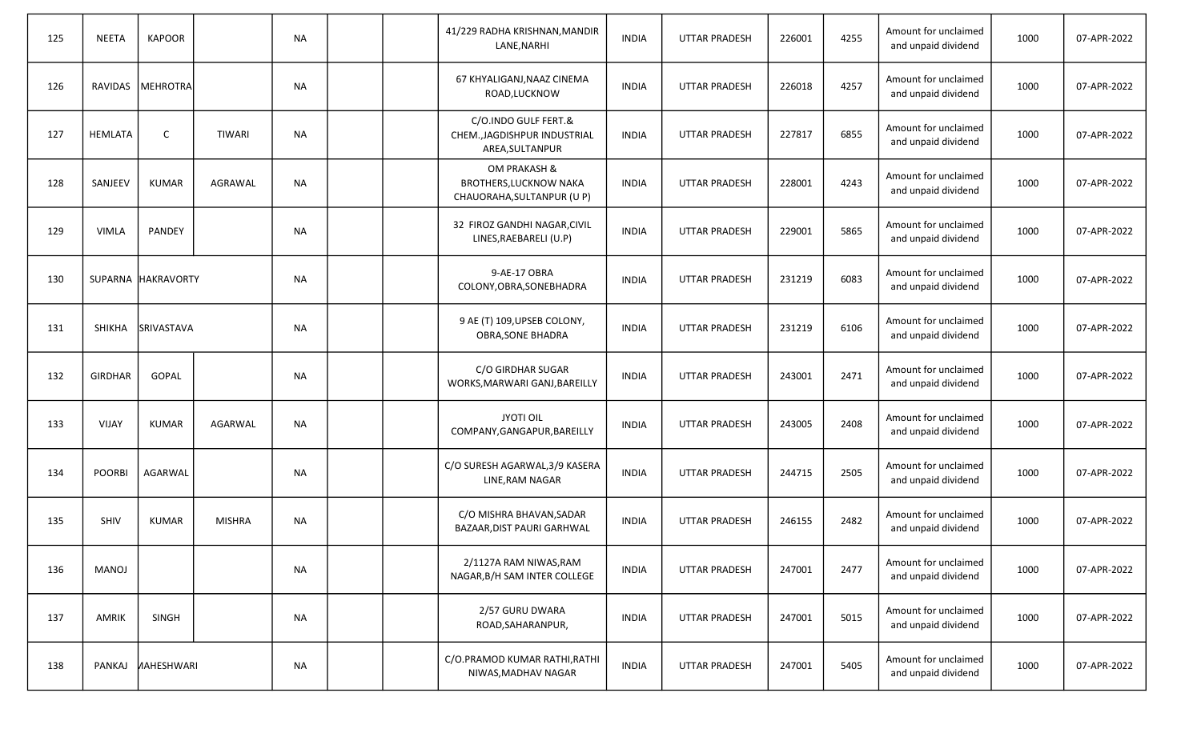| | | | | | | | | | | | | | | |
|---|---|---|---|---|---|---|---|---|---|---|---|---|---|---|
| 125 | NEETA | KAPOOR | | NA | | | 41/229 RADHA KRISHNAN,MANDIR LANE,NARHI | INDIA | UTTAR PRADESH | 226001 | 4255 | Amount for unclaimed and unpaid dividend | 1000 | 07-APR-2022 |
| 126 | RAVIDAS | MEHROTRA | | NA | | | 67 KHYALIGANJ,NAAZ CINEMA ROAD,LUCKNOW | INDIA | UTTAR PRADESH | 226018 | 4257 | Amount for unclaimed and unpaid dividend | 1000 | 07-APR-2022 |
| 127 | HEMLATA | C | TIWARI | NA | | | C/O.INDO GULF FERT.& CHEM.,JAGDISHPUR INDUSTRIAL AREA,SULTANPUR | INDIA | UTTAR PRADESH | 227817 | 6855 | Amount for unclaimed and unpaid dividend | 1000 | 07-APR-2022 |
| 128 | SANJEEV | KUMAR | AGRAWAL | NA | | | OM PRAKASH & BROTHERS,LUCKNOW NAKA CHAUORAHA,SULTANPUR (U P) | INDIA | UTTAR PRADESH | 228001 | 4243 | Amount for unclaimed and unpaid dividend | 1000 | 07-APR-2022 |
| 129 | VIMLA | PANDEY | | NA | | | 32 FIROZ GANDHI NAGAR,CIVIL LINES,RAEBARELI (U.P) | INDIA | UTTAR PRADESH | 229001 | 5865 | Amount for unclaimed and unpaid dividend | 1000 | 07-APR-2022 |
| 130 | SUPARNA | HAKRAVORTY | | NA | | | 9-AE-17 OBRA COLONY,OBRA,SONEBHADRA | INDIA | UTTAR PRADESH | 231219 | 6083 | Amount for unclaimed and unpaid dividend | 1000 | 07-APR-2022 |
| 131 | SHIKHA | SRIVASTAVA | | NA | | | 9 AE (T) 109,UPSEB COLONY, OBRA,SONE BHADRA | INDIA | UTTAR PRADESH | 231219 | 6106 | Amount for unclaimed and unpaid dividend | 1000 | 07-APR-2022 |
| 132 | GIRDHAR | GOPAL | | NA | | | C/O GIRDHAR SUGAR WORKS,MARWARI GANJ,BAREILLY | INDIA | UTTAR PRADESH | 243001 | 2471 | Amount for unclaimed and unpaid dividend | 1000 | 07-APR-2022 |
| 133 | VIJAY | KUMAR | AGARWAL | NA | | | JYOTI OIL COMPANY,GANGAPUR,BAREILLY | INDIA | UTTAR PRADESH | 243005 | 2408 | Amount for unclaimed and unpaid dividend | 1000 | 07-APR-2022 |
| 134 | POORBI | AGARWAL | | NA | | | C/O SURESH AGARWAL,3/9 KASERA LINE,RAM NAGAR | INDIA | UTTAR PRADESH | 244715 | 2505 | Amount for unclaimed and unpaid dividend | 1000 | 07-APR-2022 |
| 135 | SHIV | KUMAR | MISHRA | NA | | | C/O MISHRA BHAVAN,SADAR BAZAAR,DIST PAURI GARHWAL | INDIA | UTTAR PRADESH | 246155 | 2482 | Amount for unclaimed and unpaid dividend | 1000 | 07-APR-2022 |
| 136 | MANOJ | | | NA | | | 2/1127A RAM NIWAS,RAM NAGAR,B/H SAM INTER COLLEGE | INDIA | UTTAR PRADESH | 247001 | 2477 | Amount for unclaimed and unpaid dividend | 1000 | 07-APR-2022 |
| 137 | AMRIK | SINGH | | NA | | | 2/57 GURU DWARA ROAD,SAHARANPUR, | INDIA | UTTAR PRADESH | 247001 | 5015 | Amount for unclaimed and unpaid dividend | 1000 | 07-APR-2022 |
| 138 | PANKAJ | MAHESHWARI | | NA | | | C/O.PRAMOD KUMAR RATHI,RATHI NIWAS,MADHAV NAGAR | INDIA | UTTAR PRADESH | 247001 | 5405 | Amount for unclaimed and unpaid dividend | 1000 | 07-APR-2022 |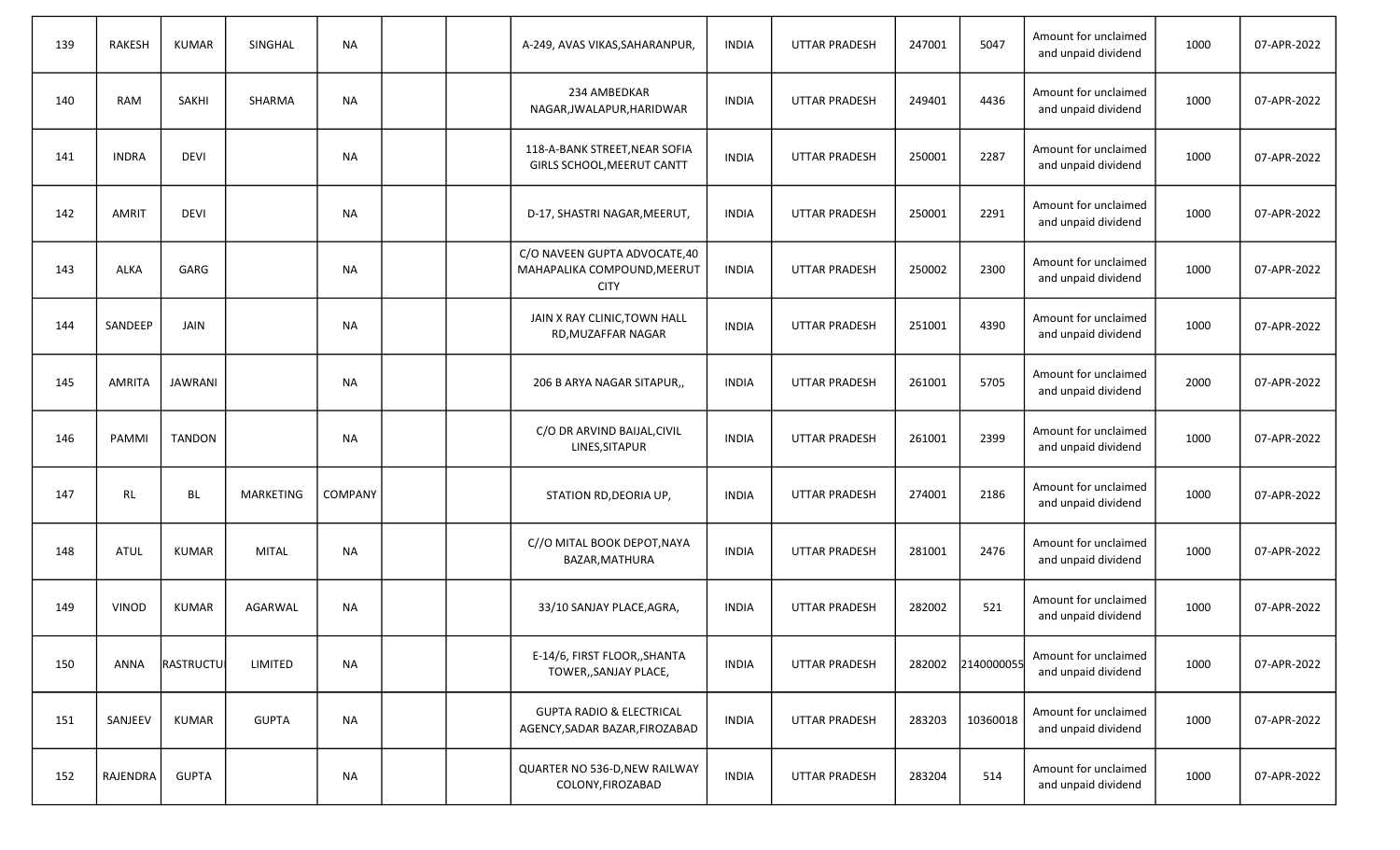| 139 | RAKESH | KUMAR | SINGHAL | NA | | | A-249, AVAS VIKAS,SAHARANPUR, | INDIA | UTTAR PRADESH | 247001 | 5047 | Amount for unclaimed and unpaid dividend | 1000 | 07-APR-2022 |
|---|---|---|---|---|---|---|---|---|---|---|---|---|---|---|
| 140 | RAM | SAKHI | SHARMA | NA | | | 234 AMBEDKAR NAGAR,JWALAPUR,HARIDWAR | INDIA | UTTAR PRADESH | 249401 | 4436 | Amount for unclaimed and unpaid dividend | 1000 | 07-APR-2022 |
| 141 | INDRA | DEVI | | NA | | | 118-A-BANK STREET,NEAR SOFIA GIRLS SCHOOL,MEERUT CANTT | INDIA | UTTAR PRADESH | 250001 | 2287 | Amount for unclaimed and unpaid dividend | 1000 | 07-APR-2022 |
| 142 | AMRIT | DEVI | | NA | | | D-17, SHASTRI NAGAR,MEERUT, | INDIA | UTTAR PRADESH | 250001 | 2291 | Amount for unclaimed and unpaid dividend | 1000 | 07-APR-2022 |
| 143 | ALKA | GARG | | NA | | | C/O NAVEEN GUPTA ADVOCATE,40 MAHAPALIKA COMPOUND,MEERUT CITY | INDIA | UTTAR PRADESH | 250002 | 2300 | Amount for unclaimed and unpaid dividend | 1000 | 07-APR-2022 |
| 144 | SANDEEP | JAIN | | NA | | | JAIN X RAY CLINIC,TOWN HALL RD,MUZAFFAR NAGAR | INDIA | UTTAR PRADESH | 251001 | 4390 | Amount for unclaimed and unpaid dividend | 1000 | 07-APR-2022 |
| 145 | AMRITA | JAWRANI | | NA | | | 206 B ARYA NAGAR SITAPUR,, | INDIA | UTTAR PRADESH | 261001 | 5705 | Amount for unclaimed and unpaid dividend | 2000 | 07-APR-2022 |
| 146 | PAMMI | TANDON | | NA | | | C/O DR ARVIND BAIJAL,CIVIL LINES,SITAPUR | INDIA | UTTAR PRADESH | 261001 | 2399 | Amount for unclaimed and unpaid dividend | 1000 | 07-APR-2022 |
| 147 | RL | BL | MARKETING | COMPANY | | | STATION RD,DEORIA UP, | INDIA | UTTAR PRADESH | 274001 | 2186 | Amount for unclaimed and unpaid dividend | 1000 | 07-APR-2022 |
| 148 | ATUL | KUMAR | MITAL | NA | | | C//O MITAL BOOK DEPOT,NAYA BAZAR,MATHURA | INDIA | UTTAR PRADESH | 281001 | 2476 | Amount for unclaimed and unpaid dividend | 1000 | 07-APR-2022 |
| 149 | VINOD | KUMAR | AGARWAL | NA | | | 33/10 SANJAY PLACE,AGRA, | INDIA | UTTAR PRADESH | 282002 | 521 | Amount for unclaimed and unpaid dividend | 1000 | 07-APR-2022 |
| 150 | ANNA | RASTRUCTU | LIMITED | NA | | | E-14/6, FIRST FLOOR,,SHANTA TOWER,,SANJAY PLACE, | INDIA | UTTAR PRADESH | 282002 | 2140000055 | Amount for unclaimed and unpaid dividend | 1000 | 07-APR-2022 |
| 151 | SANJEEV | KUMAR | GUPTA | NA | | | GUPTA RADIO & ELECTRICAL AGENCY,SADAR BAZAR,FIROZABAD | INDIA | UTTAR PRADESH | 283203 | 10360018 | Amount for unclaimed and unpaid dividend | 1000 | 07-APR-2022 |
| 152 | RAJENDRA | GUPTA | | NA | | | QUARTER NO 536-D,NEW RAILWAY COLONY,FIROZABAD | INDIA | UTTAR PRADESH | 283204 | 514 | Amount for unclaimed and unpaid dividend | 1000 | 07-APR-2022 |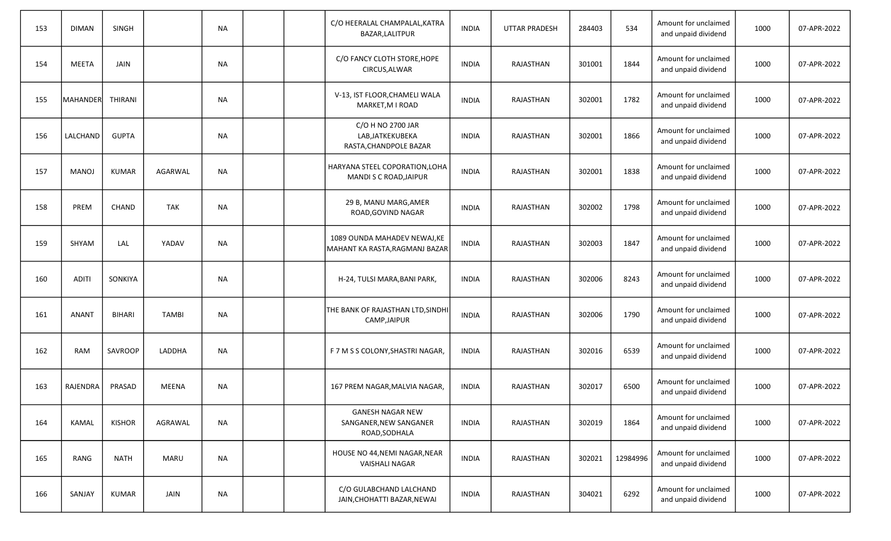| | | | | | | | | | | | | | | |
|---|---|---|---|---|---|---|---|---|---|---|---|---|---|---|
| 153 | DIMAN | SINGH | | NA | | | C/O HEERALAL CHAMPALAL,KATRA BAZAR,LALITPUR | INDIA | UTTAR PRADESH | 284403 | 534 | Amount for unclaimed and unpaid dividend | 1000 | 07-APR-2022 |
| 154 | MEETA | JAIN | | NA | | | C/O FANCY CLOTH STORE,HOPE CIRCUS,ALWAR | INDIA | RAJASTHAN | 301001 | 1844 | Amount for unclaimed and unpaid dividend | 1000 | 07-APR-2022 |
| 155 | MAHANDER | THIRANI | | NA | | | V-13, IST FLOOR,CHAMELI WALA MARKET,M I ROAD | INDIA | RAJASTHAN | 302001 | 1782 | Amount for unclaimed and unpaid dividend | 1000 | 07-APR-2022 |
| 156 | LALCHAND | GUPTA | | NA | | | C/O H NO 2700 JAR LAB,JATKEKUBEKA RASTA,CHANDPOLE BAZAR | INDIA | RAJASTHAN | 302001 | 1866 | Amount for unclaimed and unpaid dividend | 1000 | 07-APR-2022 |
| 157 | MANOJ | KUMAR | AGARWAL | NA | | | HARYANA STEEL COPORATION,LOHA MANDI S C ROAD,JAIPUR | INDIA | RAJASTHAN | 302001 | 1838 | Amount for unclaimed and unpaid dividend | 1000 | 07-APR-2022 |
| 158 | PREM | CHAND | TAK | NA | | | 29 B, MANU MARG,AMER ROAD,GOVIND NAGAR | INDIA | RAJASTHAN | 302002 | 1798 | Amount for unclaimed and unpaid dividend | 1000 | 07-APR-2022 |
| 159 | SHYAM | LAL | YADAV | NA | | | 1089 OUNDA MAHADEV NEWAJ,KE MAHANT KA RASTA,RAGMANJ BAZAR | INDIA | RAJASTHAN | 302003 | 1847 | Amount for unclaimed and unpaid dividend | 1000 | 07-APR-2022 |
| 160 | ADITI | SONKIYA | | NA | | | H-24, TULSI MARA,BANI PARK, | INDIA | RAJASTHAN | 302006 | 8243 | Amount for unclaimed and unpaid dividend | 1000 | 07-APR-2022 |
| 161 | ANANT | BIHARI | TAMBI | NA | | | THE BANK OF RAJASTHAN LTD,SINDHI CAMP,JAIPUR | INDIA | RAJASTHAN | 302006 | 1790 | Amount for unclaimed and unpaid dividend | 1000 | 07-APR-2022 |
| 162 | RAM | SAVROOP | LADDHA | NA | | | F 7 M S S COLONY,SHASTRI NAGAR, | INDIA | RAJASTHAN | 302016 | 6539 | Amount for unclaimed and unpaid dividend | 1000 | 07-APR-2022 |
| 163 | RAJENDRA | PRASAD | MEENA | NA | | | 167 PREM NAGAR,MALVIA NAGAR, | INDIA | RAJASTHAN | 302017 | 6500 | Amount for unclaimed and unpaid dividend | 1000 | 07-APR-2022 |
| 164 | KAMAL | KISHOR | AGRAWAL | NA | | | GANESH NAGAR NEW SANGANER,NEW SANGANER ROAD,SODHALA | INDIA | RAJASTHAN | 302019 | 1864 | Amount for unclaimed and unpaid dividend | 1000 | 07-APR-2022 |
| 165 | RANG | NATH | MARU | NA | | | HOUSE NO 44,NEMI NAGAR,NEAR VAISHALI NAGAR | INDIA | RAJASTHAN | 302021 | 12984996 | Amount for unclaimed and unpaid dividend | 1000 | 07-APR-2022 |
| 166 | SANJAY | KUMAR | JAIN | NA | | | C/O GULABCHAND LALCHAND JAIN,CHOHATTI BAZAR,NEWAI | INDIA | RAJASTHAN | 304021 | 6292 | Amount for unclaimed and unpaid dividend | 1000 | 07-APR-2022 |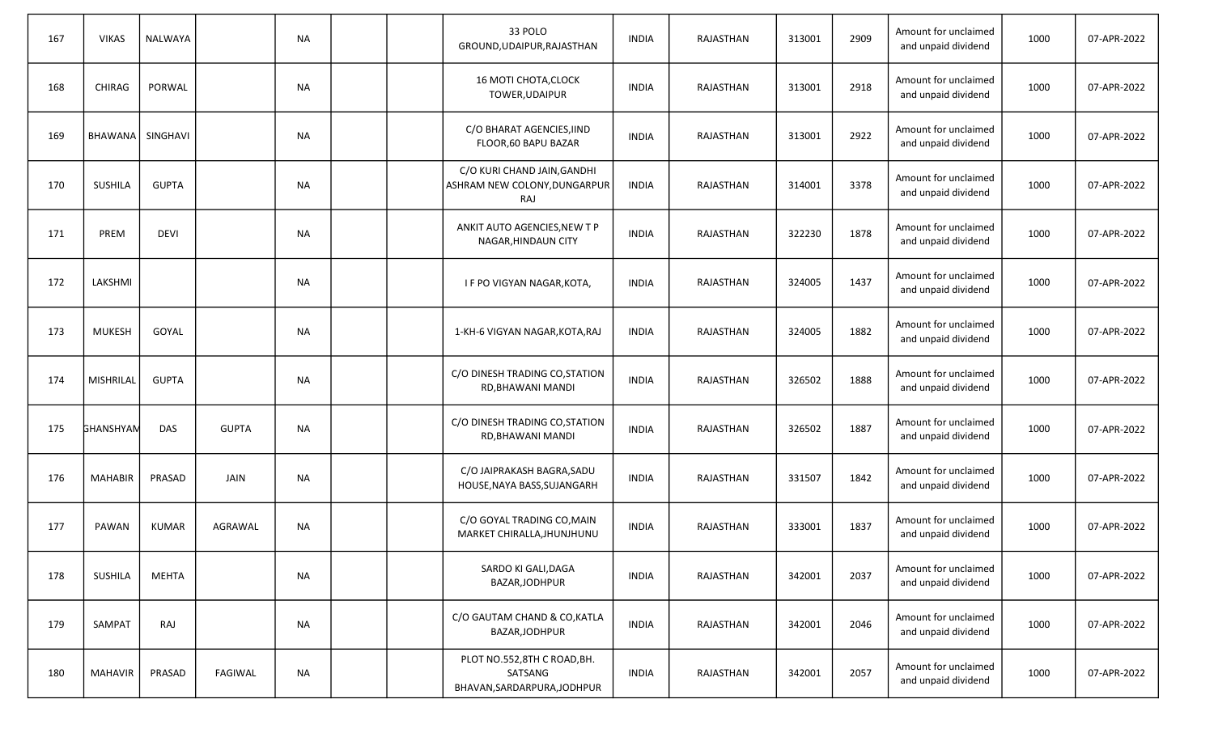| | | | | | | | | | | | | | | |
|---|---|---|---|---|---|---|---|---|---|---|---|---|---|---|
| 167 | VIKAS | NALWAYA | | NA | | | 33 POLO GROUND,UDAIPUR,RAJASTHAN | INDIA | RAJASTHAN | 313001 | 2909 | Amount for unclaimed and unpaid dividend | 1000 | 07-APR-2022 |
| 168 | CHIRAG | PORWAL | | NA | | | 16 MOTI CHOTA,CLOCK TOWER,UDAIPUR | INDIA | RAJASTHAN | 313001 | 2918 | Amount for unclaimed and unpaid dividend | 1000 | 07-APR-2022 |
| 169 | BHAWANA | SINGHAVI | | NA | | | C/O BHARAT AGENCIES,IIND FLOOR,60 BAPU BAZAR | INDIA | RAJASTHAN | 313001 | 2922 | Amount for unclaimed and unpaid dividend | 1000 | 07-APR-2022 |
| 170 | SUSHILA | GUPTA | | NA | | | C/O KURI CHAND JAIN,GANDHI ASHRAM NEW COLONY,DUNGARPUR RAJ | INDIA | RAJASTHAN | 314001 | 3378 | Amount for unclaimed and unpaid dividend | 1000 | 07-APR-2022 |
| 171 | PREM | DEVI | | NA | | | ANKIT AUTO AGENCIES,NEW T P NAGAR,HINDAUN CITY | INDIA | RAJASTHAN | 322230 | 1878 | Amount for unclaimed and unpaid dividend | 1000 | 07-APR-2022 |
| 172 | LAKSHMI | | | NA | | | I F PO VIGYAN NAGAR,KOTA, | INDIA | RAJASTHAN | 324005 | 1437 | Amount for unclaimed and unpaid dividend | 1000 | 07-APR-2022 |
| 173 | MUKESH | GOYAL | | NA | | | 1-KH-6 VIGYAN NAGAR,KOTA,RAJ | INDIA | RAJASTHAN | 324005 | 1882 | Amount for unclaimed and unpaid dividend | 1000 | 07-APR-2022 |
| 174 | MISHRILAL | GUPTA | | NA | | | C/O DINESH TRADING CO,STATION RD,BHAWANI MANDI | INDIA | RAJASTHAN | 326502 | 1888 | Amount for unclaimed and unpaid dividend | 1000 | 07-APR-2022 |
| 175 | GHANSHYAM | DAS | GUPTA | NA | | | C/O DINESH TRADING CO,STATION RD,BHAWANI MANDI | INDIA | RAJASTHAN | 326502 | 1887 | Amount for unclaimed and unpaid dividend | 1000 | 07-APR-2022 |
| 176 | MAHABIR | PRASAD | JAIN | NA | | | C/O JAIPRAKASH BAGRA,SADU HOUSE,NAYA BASS,SUJANGARH | INDIA | RAJASTHAN | 331507 | 1842 | Amount for unclaimed and unpaid dividend | 1000 | 07-APR-2022 |
| 177 | PAWAN | KUMAR | AGRAWAL | NA | | | C/O GOYAL TRADING CO,MAIN MARKET CHIRALLA,JHUNJHUNU | INDIA | RAJASTHAN | 333001 | 1837 | Amount for unclaimed and unpaid dividend | 1000 | 07-APR-2022 |
| 178 | SUSHILA | MEHTA | | NA | | | SARDO KI GALI,DAGA BAZAR,JODHPUR | INDIA | RAJASTHAN | 342001 | 2037 | Amount for unclaimed and unpaid dividend | 1000 | 07-APR-2022 |
| 179 | SAMPAT | RAJ | | NA | | | C/O GAUTAM CHAND & CO,KATLA BAZAR,JODHPUR | INDIA | RAJASTHAN | 342001 | 2046 | Amount for unclaimed and unpaid dividend | 1000 | 07-APR-2022 |
| 180 | MAHAVIR | PRASAD | FAGIWAL | NA | | | PLOT NO.552,8TH C ROAD,BH. SATSANG BHAVAN,SARDARPURA,JODHPUR | INDIA | RAJASTHAN | 342001 | 2057 | Amount for unclaimed and unpaid dividend | 1000 | 07-APR-2022 |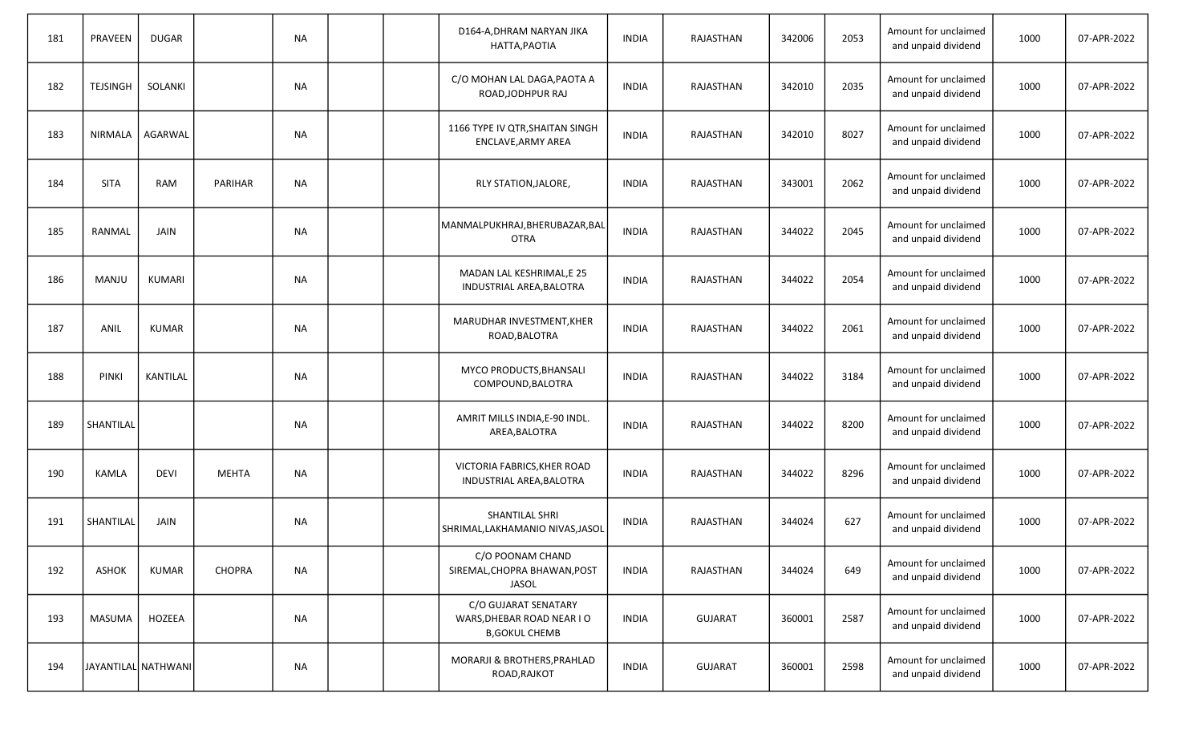| | | | | | | | | | | | | | | |
|---|---|---|---|---|---|---|---|---|---|---|---|---|---|---|
| 181 | PRAVEEN | DUGAR | | NA | | | D164-A,DHRAM NARYAN JIKA HATTA,PAOTIA | INDIA | RAJASTHAN | 342006 | 2053 | Amount for unclaimed and unpaid dividend | 1000 | 07-APR-2022 |
| 182 | TEJSINGH | SOLANKI | | NA | | | C/O MOHAN LAL DAGA,PAOTA A ROAD,JODHPUR RAJ | INDIA | RAJASTHAN | 342010 | 2035 | Amount for unclaimed and unpaid dividend | 1000 | 07-APR-2022 |
| 183 | NIRMALA | AGARWAL | | NA | | | 1166 TYPE IV QTR,SHAITAN SINGH ENCLAVE,ARMY AREA | INDIA | RAJASTHAN | 342010 | 8027 | Amount for unclaimed and unpaid dividend | 1000 | 07-APR-2022 |
| 184 | SITA | RAM | PARIHAR | NA | | | RLY STATION,JALORE, | INDIA | RAJASTHAN | 343001 | 2062 | Amount for unclaimed and unpaid dividend | 1000 | 07-APR-2022 |
| 185 | RANMAL | JAIN | | NA | | | MANMALPUKHRAJ,BHERUBAZAR,BALOTRA | INDIA | RAJASTHAN | 344022 | 2045 | Amount for unclaimed and unpaid dividend | 1000 | 07-APR-2022 |
| 186 | MANJU | KUMARI | | NA | | | MADAN LAL KESHRIMAL,E 25 INDUSTRIAL AREA,BALOTRA | INDIA | RAJASTHAN | 344022 | 2054 | Amount for unclaimed and unpaid dividend | 1000 | 07-APR-2022 |
| 187 | ANIL | KUMAR | | NA | | | MARUDHAR INVESTMENT,KHER ROAD,BALOTRA | INDIA | RAJASTHAN | 344022 | 2061 | Amount for unclaimed and unpaid dividend | 1000 | 07-APR-2022 |
| 188 | PINKI | KANTILAL | | NA | | | MYCO PRODUCTS,BHANSALI COMPOUND,BALOTRA | INDIA | RAJASTHAN | 344022 | 3184 | Amount for unclaimed and unpaid dividend | 1000 | 07-APR-2022 |
| 189 | SHANTILAL | | | NA | | | AMRIT MILLS INDIA,E-90 INDL. AREA,BALOTRA | INDIA | RAJASTHAN | 344022 | 8200 | Amount for unclaimed and unpaid dividend | 1000 | 07-APR-2022 |
| 190 | KAMLA | DEVI | MEHTA | NA | | | VICTORIA FABRICS,KHER ROAD INDUSTRIAL AREA,BALOTRA | INDIA | RAJASTHAN | 344022 | 8296 | Amount for unclaimed and unpaid dividend | 1000 | 07-APR-2022 |
| 191 | SHANTILAL | JAIN | | NA | | | SHANTILAL SHRI SHRIMAL,LAKHAMANIO NIVAS,JASOL | INDIA | RAJASTHAN | 344024 | 627 | Amount for unclaimed and unpaid dividend | 1000 | 07-APR-2022 |
| 192 | ASHOK | KUMAR | CHOPRA | NA | | | C/O POONAM CHAND SIREMAL,CHOPRA BHAWAN,POST JASOL | INDIA | RAJASTHAN | 344024 | 649 | Amount for unclaimed and unpaid dividend | 1000 | 07-APR-2022 |
| 193 | MASUMA | HOZEEA | | NA | | | C/O GUJARAT SENATARY WARS,DHEBAR ROAD NEAR I O B,GOKUL CHEMB | INDIA | GUJARAT | 360001 | 2587 | Amount for unclaimed and unpaid dividend | 1000 | 07-APR-2022 |
| 194 | JAYANTILAL | NATHWANI | | NA | | | MORARJI & BROTHERS,PRAHLAD ROAD,RAJKOT | INDIA | GUJARAT | 360001 | 2598 | Amount for unclaimed and unpaid dividend | 1000 | 07-APR-2022 |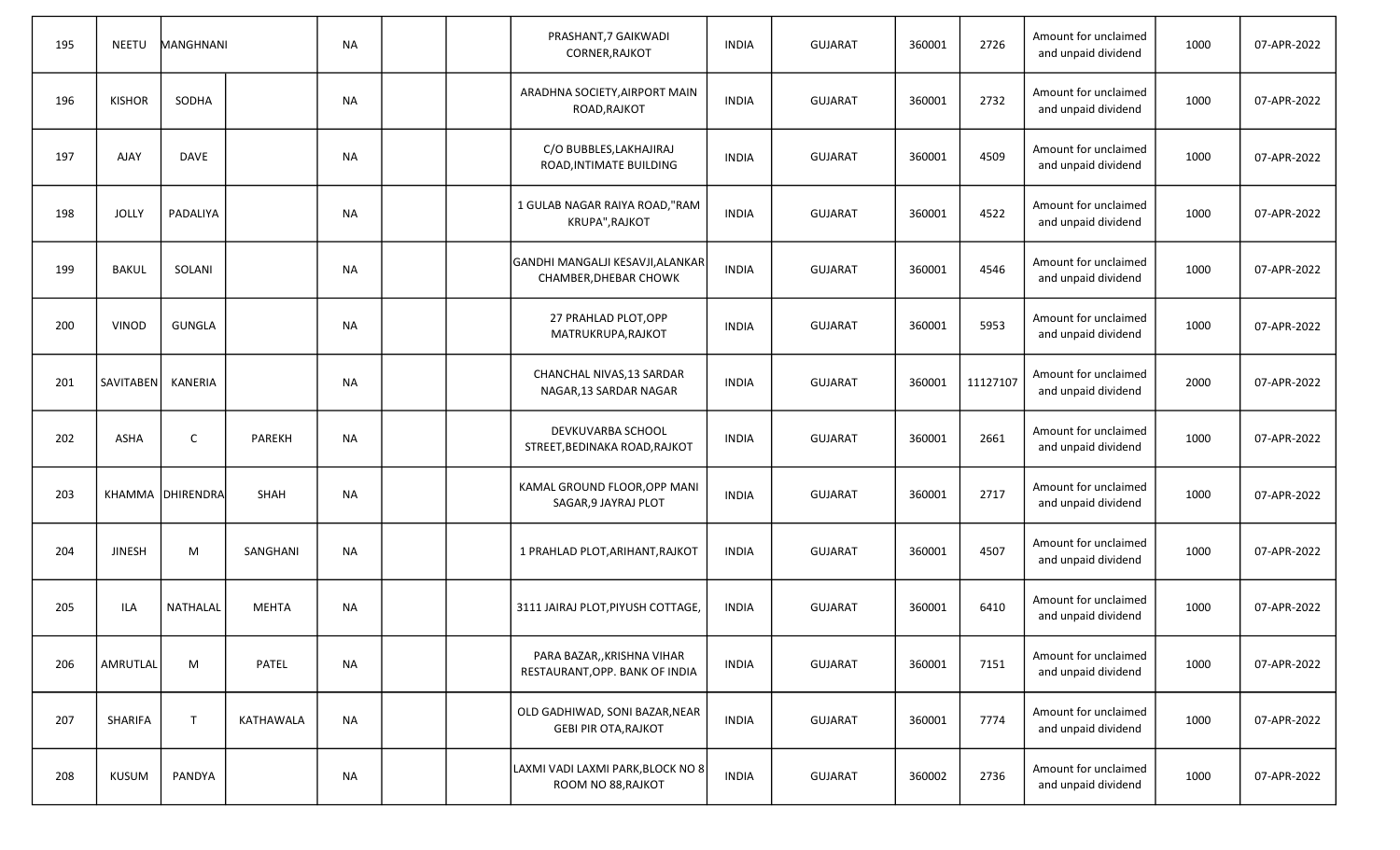| | | | | | | | | | | | | | | |
|---|---|---|---|---|---|---|---|---|---|---|---|---|---|---|
| 195 | NEETU | MANGHNANI | | NA | | | PRASHANT,7 GAIKWADI CORNER,RAJKOT | INDIA | GUJARAT | 360001 | 2726 | Amount for unclaimed and unpaid dividend | 1000 | 07-APR-2022 |
| 196 | KISHOR | SODHA | | NA | | | ARADHNA SOCIETY,AIRPORT MAIN ROAD,RAJKOT | INDIA | GUJARAT | 360001 | 2732 | Amount for unclaimed and unpaid dividend | 1000 | 07-APR-2022 |
| 197 | AJAY | DAVE | | NA | | | C/O BUBBLES,LAKHAJIRAJ ROAD,INTIMATE BUILDING | INDIA | GUJARAT | 360001 | 4509 | Amount for unclaimed and unpaid dividend | 1000 | 07-APR-2022 |
| 198 | JOLLY | PADALIYA | | NA | | | 1 GULAB NAGAR RAIYA ROAD,"RAM KRUPA",RAJKOT | INDIA | GUJARAT | 360001 | 4522 | Amount for unclaimed and unpaid dividend | 1000 | 07-APR-2022 |
| 199 | BAKUL | SOLANI | | NA | | | GANDHI MANGALJI KESAVJI,ALANKAR CHAMBER,DHEBAR CHOWK | INDIA | GUJARAT | 360001 | 4546 | Amount for unclaimed and unpaid dividend | 1000 | 07-APR-2022 |
| 200 | VINOD | GUNGLA | | NA | | | 27 PRAHLAD PLOT,OPP MATRUKRUPA,RAJKOT | INDIA | GUJARAT | 360001 | 5953 | Amount for unclaimed and unpaid dividend | 1000 | 07-APR-2022 |
| 201 | SAVITABEN | KANERIA | | NA | | | CHANCHAL NIVAS,13 SARDAR NAGAR,13 SARDAR NAGAR | INDIA | GUJARAT | 360001 | 11127107 | Amount for unclaimed and unpaid dividend | 2000 | 07-APR-2022 |
| 202 | ASHA | C | PAREKH | NA | | | DEVKUVARBA SCHOOL STREET,BEDINAKA ROAD,RAJKOT | INDIA | GUJARAT | 360001 | 2661 | Amount for unclaimed and unpaid dividend | 1000 | 07-APR-2022 |
| 203 | KHAMMA | DHIRENDRA | SHAH | NA | | | KAMAL GROUND FLOOR,OPP MANI SAGAR,9 JAYRAJ PLOT | INDIA | GUJARAT | 360001 | 2717 | Amount for unclaimed and unpaid dividend | 1000 | 07-APR-2022 |
| 204 | JINESH | M | SANGHANI | NA | | | 1 PRAHLAD PLOT,ARIHANT,RAJKOT | INDIA | GUJARAT | 360001 | 4507 | Amount for unclaimed and unpaid dividend | 1000 | 07-APR-2022 |
| 205 | ILA | NATHALAL | MEHTA | NA | | | 3111 JAIRAJ PLOT,PIYUSH COTTAGE, | INDIA | GUJARAT | 360001 | 6410 | Amount for unclaimed and unpaid dividend | 1000 | 07-APR-2022 |
| 206 | AMRUTLAL | M | PATEL | NA | | | PARA BAZAR,,KRISHNA VIHAR RESTAURANT,OPP. BANK OF INDIA | INDIA | GUJARAT | 360001 | 7151 | Amount for unclaimed and unpaid dividend | 1000 | 07-APR-2022 |
| 207 | SHARIFA | T | KATHAWALA | NA | | | OLD GADHIWAD, SONI BAZAR,NEAR GEBI PIR OTA,RAJKOT | INDIA | GUJARAT | 360001 | 7774 | Amount for unclaimed and unpaid dividend | 1000 | 07-APR-2022 |
| 208 | KUSUM | PANDYA | | NA | | | LAXMI VADI LAXMI PARK,BLOCK NO 8 ROOM NO 88,RAJKOT | INDIA | GUJARAT | 360002 | 2736 | Amount for unclaimed and unpaid dividend | 1000 | 07-APR-2022 |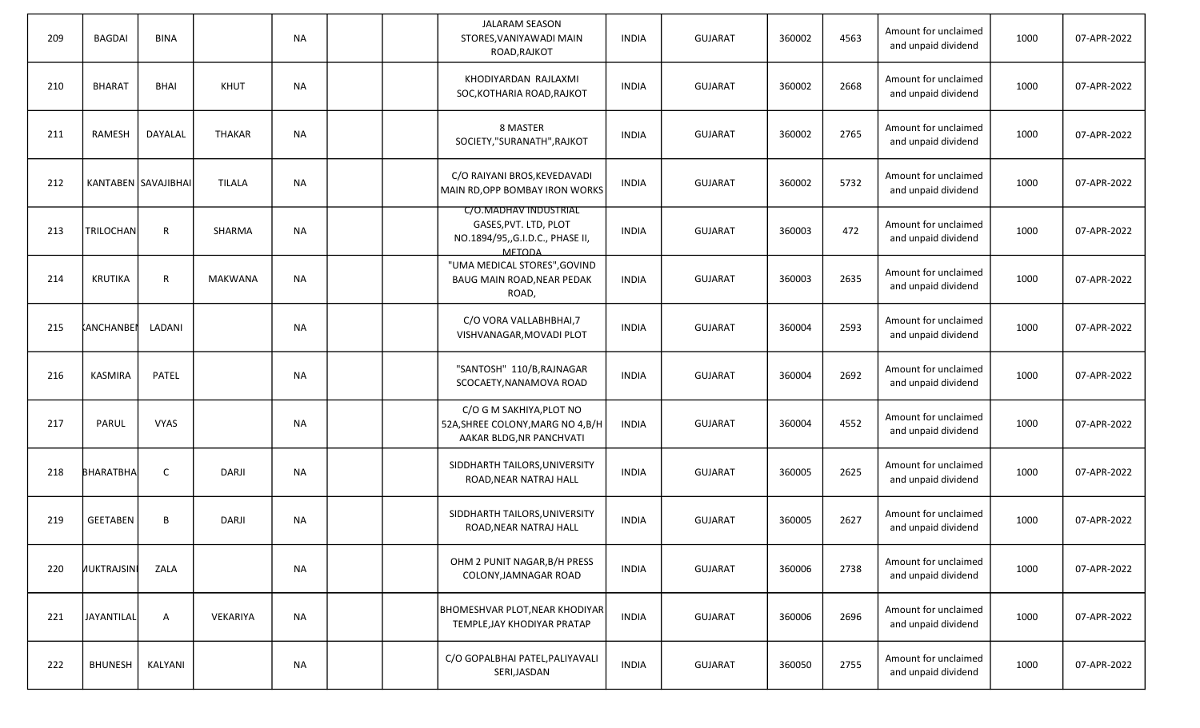| 209 | BAGDAI | BINA | | NA | | | JALARAM SEASON STORES,VANIYAWADI MAIN ROAD,RAJKOT | INDIA | GUJARAT | 360002 | 4563 | Amount for unclaimed and unpaid dividend | 1000 | 07-APR-2022 |
|---|---|---|---|---|---|---|---|---|---|---|---|---|---|---|
| 210 | BHARAT | BHAI | KHUT | NA | | | KHODIYARDAN RAJLAXMI SOC,KOTHARIA ROAD,RAJKOT | INDIA | GUJARAT | 360002 | 2668 | Amount for unclaimed and unpaid dividend | 1000 | 07-APR-2022 |
| 211 | RAMESH | DAYALAL | THAKAR | NA | | | 8 MASTER SOCIETY,"SURANATH",RAJKOT | INDIA | GUJARAT | 360002 | 2765 | Amount for unclaimed and unpaid dividend | 1000 | 07-APR-2022 |
| 212 | KANTABEN | SAVAJIBHAI | TILALA | NA | | | C/O RAIYANI BROS,KEVEDAVADI MAIN RD,OPP BOMBAY IRON WORKS | INDIA | GUJARAT | 360002 | 5732 | Amount for unclaimed and unpaid dividend | 1000 | 07-APR-2022 |
| 213 | TRILOCHAN | R | SHARMA | NA | | | C/O.MADHAV INDUSTRIAL GASES,PVT. LTD, PLOT NO.1894/95,,G.I.D.C., PHASE II, METODA | INDIA | GUJARAT | 360003 | 472 | Amount for unclaimed and unpaid dividend | 1000 | 07-APR-2022 |
| 214 | KRUTIKA | R | MAKWANA | NA | | | "UMA MEDICAL STORES",GOVIND BAUG MAIN ROAD,NEAR PEDAK ROAD, | INDIA | GUJARAT | 360003 | 2635 | Amount for unclaimed and unpaid dividend | 1000 | 07-APR-2022 |
| 215 | KANCHANBEN | LADANI | | NA | | | C/O VORA VALLABHBHAI,7 VISHVANAGAR,MOVADI PLOT | INDIA | GUJARAT | 360004 | 2593 | Amount for unclaimed and unpaid dividend | 1000 | 07-APR-2022 |
| 216 | KASMIRA | PATEL | | NA | | | "SANTOSH" 110/B,RAJNAGAR SCOCAETY,NANAMOVA ROAD | INDIA | GUJARAT | 360004 | 2692 | Amount for unclaimed and unpaid dividend | 1000 | 07-APR-2022 |
| 217 | PARUL | VYAS | | NA | | | C/O G M SAKHIYA,PLOT NO 52A,SHREE COLONY,MARG NO 4,B/H AAKAR BLDG,NR PANCHVATI | INDIA | GUJARAT | 360004 | 4552 | Amount for unclaimed and unpaid dividend | 1000 | 07-APR-2022 |
| 218 | BHARATBHA | C | DARJI | NA | | | SIDDHARTH TAILORS,UNIVERSITY ROAD,NEAR NATRAJ HALL | INDIA | GUJARAT | 360005 | 2625 | Amount for unclaimed and unpaid dividend | 1000 | 07-APR-2022 |
| 219 | GEETABEN | B | DARJI | NA | | | SIDDHARTH TAILORS,UNIVERSITY ROAD,NEAR NATRAJ HALL | INDIA | GUJARAT | 360005 | 2627 | Amount for unclaimed and unpaid dividend | 1000 | 07-APR-2022 |
| 220 | MUKTRAJSINH | ZALA | | NA | | | OHM 2 PUNIT NAGAR,B/H PRESS COLONY,JAMNAGAR ROAD | INDIA | GUJARAT | 360006 | 2738 | Amount for unclaimed and unpaid dividend | 1000 | 07-APR-2022 |
| 221 | JAYANTILAL | A | VEKARIYA | NA | | | BHOMESHVAR PLOT,NEAR KHODIYAR TEMPLE,JAY KHODIYAR PRATAP | INDIA | GUJARAT | 360006 | 2696 | Amount for unclaimed and unpaid dividend | 1000 | 07-APR-2022 |
| 222 | BHUNESH | KALYANI | | NA | | | C/O GOPALBHAI PATEL,PALIYAVALI SERI,JASDAN | INDIA | GUJARAT | 360050 | 2755 | Amount for unclaimed and unpaid dividend | 1000 | 07-APR-2022 |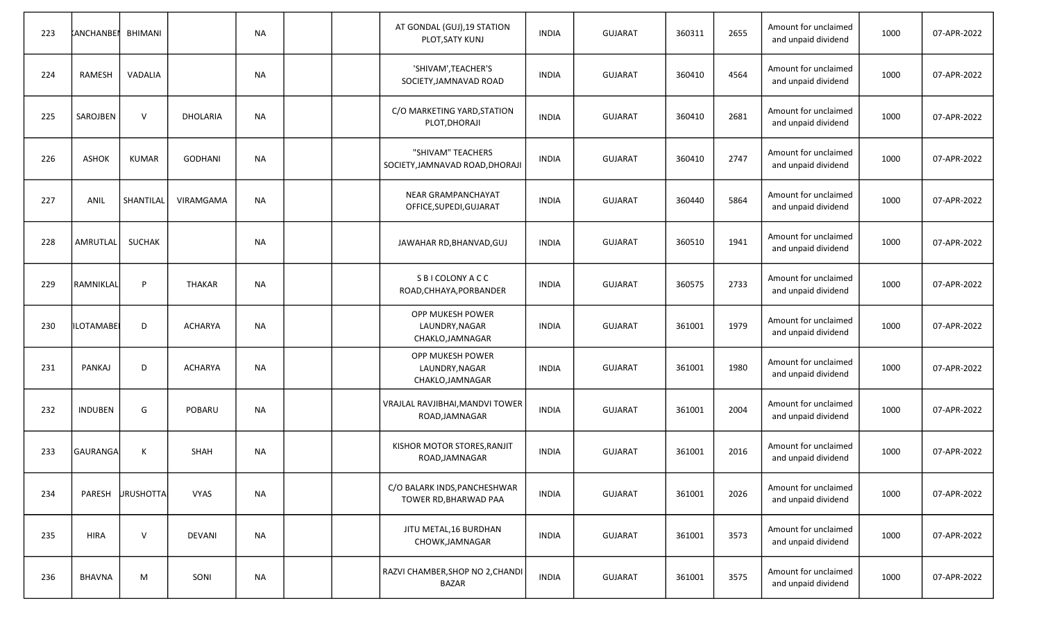| | | | | | | | | | | | | | | |
|---|---|---|---|---|---|---|---|---|---|---|---|---|---|---|
| 223 | KANCHANBEN | BHIMANI | | NA | | | AT GONDAL (GUJ),19 STATION PLOT,SATY KUNJ | INDIA | GUJARAT | 360311 | 2655 | Amount for unclaimed and unpaid dividend | 1000 | 07-APR-2022 |
| 224 | RAMESH | VADALIA | | NA | | | 'SHIVAM',TEACHER'S SOCIETY,JAMNAVAD ROAD | INDIA | GUJARAT | 360410 | 4564 | Amount for unclaimed and unpaid dividend | 1000 | 07-APR-2022 |
| 225 | SAROJBEN | V | DHOLARIA | NA | | | C/O MARKETING YARD,STATION PLOT,DHORAJI | INDIA | GUJARAT | 360410 | 2681 | Amount for unclaimed and unpaid dividend | 1000 | 07-APR-2022 |
| 226 | ASHOK | KUMAR | GODHANI | NA | | | "SHIVAM" TEACHERS SOCIETY,JAMNAVAD ROAD,DHORAJI | INDIA | GUJARAT | 360410 | 2747 | Amount for unclaimed and unpaid dividend | 1000 | 07-APR-2022 |
| 227 | ANIL | SHANTILAL | VIRAMGAMA | NA | | | NEAR GRAMPANCHAYAT OFFICE,SUPEDI,GUJARAT | INDIA | GUJARAT | 360440 | 5864 | Amount for unclaimed and unpaid dividend | 1000 | 07-APR-2022 |
| 228 | AMRUTLAL | SUCHAK | | NA | | | JAWAHAR RD,BHANVAD,GUJ | INDIA | GUJARAT | 360510 | 1941 | Amount for unclaimed and unpaid dividend | 1000 | 07-APR-2022 |
| 229 | RAMNIKLAL | P | THAKAR | NA | | | S B I COLONY A C C ROAD,CHHAYA,PORBANDER | INDIA | GUJARAT | 360575 | 2733 | Amount for unclaimed and unpaid dividend | 1000 | 07-APR-2022 |
| 230 | ILOTAMABEN | D | ACHARYA | NA | | | OPP MUKESH POWER LAUNDRY,NAGAR CHAKLO,JAMNAGAR | INDIA | GUJARAT | 361001 | 1979 | Amount for unclaimed and unpaid dividend | 1000 | 07-APR-2022 |
| 231 | PANKAJ | D | ACHARYA | NA | | | OPP MUKESH POWER LAUNDRY,NAGAR CHAKLO,JAMNAGAR | INDIA | GUJARAT | 361001 | 1980 | Amount for unclaimed and unpaid dividend | 1000 | 07-APR-2022 |
| 232 | INDUBEN | G | POBARU | NA | | | VRAJLAL RAVJIBHAI,MANDVI TOWER ROAD,JAMNAGAR | INDIA | GUJARAT | 361001 | 2004 | Amount for unclaimed and unpaid dividend | 1000 | 07-APR-2022 |
| 233 | GAURANGA | K | SHAH | NA | | | KISHOR MOTOR STORES,RANJIT ROAD,JAMNAGAR | INDIA | GUJARAT | 361001 | 2016 | Amount for unclaimed and unpaid dividend | 1000 | 07-APR-2022 |
| 234 | PARESH | URUSHOTTA | VYAS | NA | | | C/O BALARK INDS,PANCHESHWAR TOWER RD,BHARWAD PAA | INDIA | GUJARAT | 361001 | 2026 | Amount for unclaimed and unpaid dividend | 1000 | 07-APR-2022 |
| 235 | HIRA | V | DEVANI | NA | | | JITU METAL,16 BURDHAN CHOWK,JAMNAGAR | INDIA | GUJARAT | 361001 | 3573 | Amount for unclaimed and unpaid dividend | 1000 | 07-APR-2022 |
| 236 | BHAVNA | M | SONI | NA | | | RAZVI CHAMBER,SHOP NO 2,CHANDI BAZAR | INDIA | GUJARAT | 361001 | 3575 | Amount for unclaimed and unpaid dividend | 1000 | 07-APR-2022 |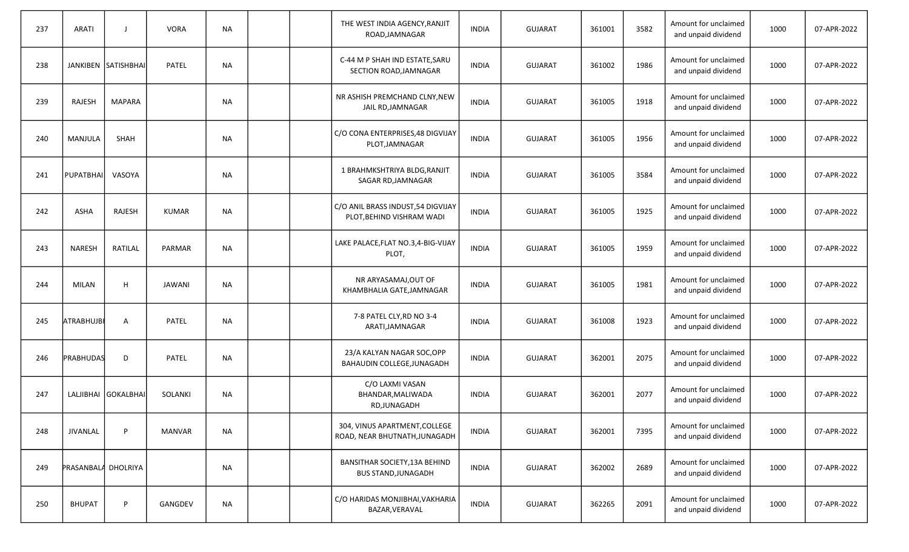| 237 | ARATI | J | VORA | NA | | | THE WEST INDIA AGENCY,RANJIT ROAD,JAMNAGAR | INDIA | GUJARAT | 361001 | 3582 | Amount for unclaimed and unpaid dividend | 1000 | 07-APR-2022 |
|---|---|---|---|---|---|---|---|---|---|---|---|---|---|---|
| 238 | JANKIBEN | SATISHBHAI | PATEL | NA | | | C-44 M P SHAH IND ESTATE,SARU SECTION ROAD,JAMNAGAR | INDIA | GUJARAT | 361002 | 1986 | Amount for unclaimed and unpaid dividend | 1000 | 07-APR-2022 |
| 239 | RAJESH | MAPARA | | NA | | | NR ASHISH PREMCHAND CLNY,NEW JAIL RD,JAMNAGAR | INDIA | GUJARAT | 361005 | 1918 | Amount for unclaimed and unpaid dividend | 1000 | 07-APR-2022 |
| 240 | MANJULA | SHAH | | NA | | | C/O CONA ENTERPRISES,48 DIGVIJAY PLOT,JAMNAGAR | INDIA | GUJARAT | 361005 | 1956 | Amount for unclaimed and unpaid dividend | 1000 | 07-APR-2022 |
| 241 | PUPATBHAI | VASOYA | | NA | | | 1 BRAHMKSHTRIYA BLDG,RANJIT SAGAR RD,JAMNAGAR | INDIA | GUJARAT | 361005 | 3584 | Amount for unclaimed and unpaid dividend | 1000 | 07-APR-2022 |
| 242 | ASHA | RAJESH | KUMAR | NA | | | C/O ANIL BRASS INDUST,54 DIGVIJAY PLOT,BEHIND VISHRAM WADI | INDIA | GUJARAT | 361005 | 1925 | Amount for unclaimed and unpaid dividend | 1000 | 07-APR-2022 |
| 243 | NARESH | RATILAL | PARMAR | NA | | | LAKE PALACE,FLAT NO.3,4-BIG-VIJAY PLOT, | INDIA | GUJARAT | 361005 | 1959 | Amount for unclaimed and unpaid dividend | 1000 | 07-APR-2022 |
| 244 | MILAN | H | JAWANI | NA | | | NR ARYASAMAJ,OUT OF KHAMBHALIA GATE,JAMNAGAR | INDIA | GUJARAT | 361005 | 1981 | Amount for unclaimed and unpaid dividend | 1000 | 07-APR-2022 |
| 245 | ATRABHUJBI | A | PATEL | NA | | | 7-8 PATEL CLY,RD NO 3-4 ARATI,JAMNAGAR | INDIA | GUJARAT | 361008 | 1923 | Amount for unclaimed and unpaid dividend | 1000 | 07-APR-2022 |
| 246 | PRABHUDAS | D | PATEL | NA | | | 23/A KALYAN NAGAR SOC,OPP BAHAUDIN COLLEGE,JUNAGADH | INDIA | GUJARAT | 362001 | 2075 | Amount for unclaimed and unpaid dividend | 1000 | 07-APR-2022 |
| 247 | LALJIBHAI | GOKALBHAI | SOLANKI | NA | | | C/O LAXMI VASAN BHANDAR,MALIWADA RD,JUNAGADH | INDIA | GUJARAT | 362001 | 2077 | Amount for unclaimed and unpaid dividend | 1000 | 07-APR-2022 |
| 248 | JIVANLAL | P | MANVAR | NA | | | 304, VINUS APARTMENT,COLLEGE ROAD, NEAR BHUTNATH,JUNAGADH | INDIA | GUJARAT | 362001 | 7395 | Amount for unclaimed and unpaid dividend | 1000 | 07-APR-2022 |
| 249 | PRASANBALA | DHOLRIYA | | NA | | | BANSITHAR SOCIETY,13A BEHIND BUS STAND,JUNAGADH | INDIA | GUJARAT | 362002 | 2689 | Amount for unclaimed and unpaid dividend | 1000 | 07-APR-2022 |
| 250 | BHUPAT | P | GANGDEV | NA | | | C/O HARIDAS MONJIBHAI,VAKHARIA BAZAR,VERAVAL | INDIA | GUJARAT | 362265 | 2091 | Amount for unclaimed and unpaid dividend | 1000 | 07-APR-2022 |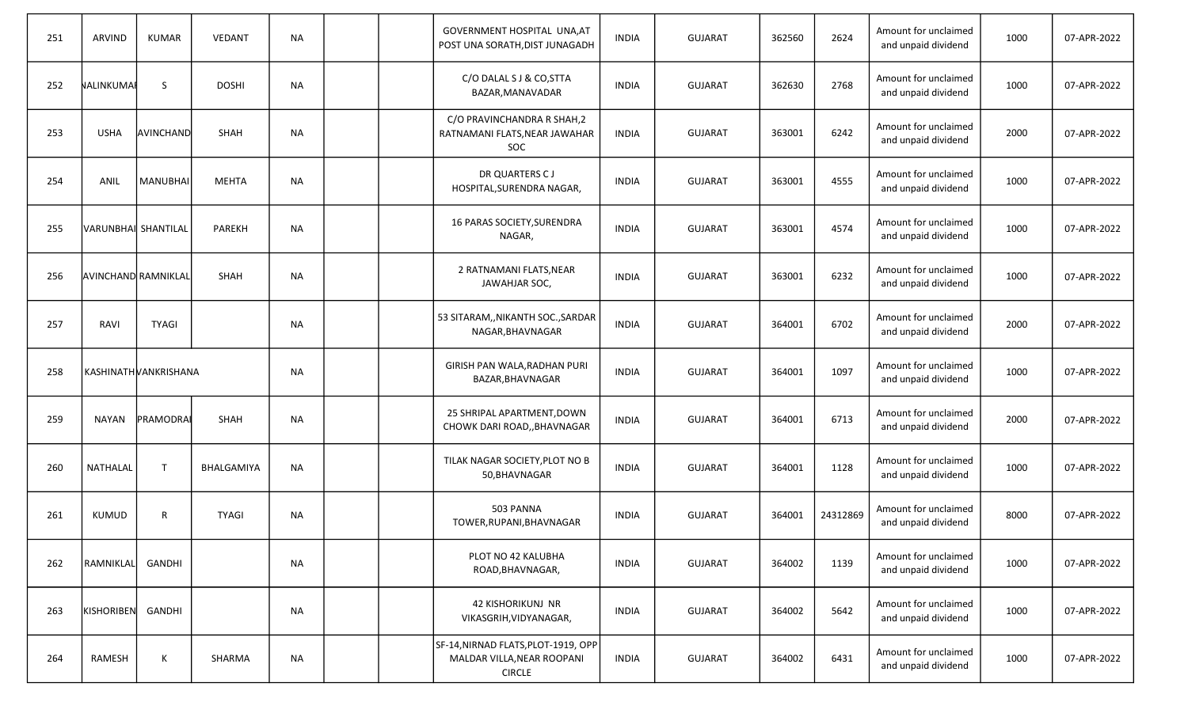| 251 | ARVIND | KUMAR | VEDANT | NA | | | GOVERNMENT HOSPITAL UNA,AT POST UNA SORATH,DIST JUNAGADH | INDIA | GUJARAT | 362560 | 2624 | Amount for unclaimed and unpaid dividend | 1000 | 07-APR-2022 |
|---|---|---|---|---|---|---|---|---|---|---|---|---|---|---|
| 252 | NALINKUMAR | S | DOSHI | NA | | | C/O DALAL S J & CO,STTA BAZAR,MANAVADAR | INDIA | GUJARAT | 362630 | 2768 | Amount for unclaimed and unpaid dividend | 1000 | 07-APR-2022 |
| 253 | USHA | AVINCHAND | SHAH | NA | | | C/O PRAVINCHANDRA R SHAH,2 RATNAMANI FLATS,NEAR JAWAHAR SOC | INDIA | GUJARAT | 363001 | 6242 | Amount for unclaimed and unpaid dividend | 2000 | 07-APR-2022 |
| 254 | ANIL | MANUBHAI | MEHTA | NA | | | DR QUARTERS C J HOSPITAL,SURENDRA NAGAR, | INDIA | GUJARAT | 363001 | 4555 | Amount for unclaimed and unpaid dividend | 1000 | 07-APR-2022 |
| 255 | VARUNBHAI | SHANTILAL | PAREKH | NA | | | 16 PARAS SOCIETY,SURENDRA NAGAR, | INDIA | GUJARAT | 363001 | 4574 | Amount for unclaimed and unpaid dividend | 1000 | 07-APR-2022 |
| 256 | AVINCHAND | RAMNIKLAL | SHAH | NA | | | 2 RATNAMANI FLATS,NEAR JAWAHJAR SOC, | INDIA | GUJARAT | 363001 | 6232 | Amount for unclaimed and unpaid dividend | 1000 | 07-APR-2022 |
| 257 | RAVI | TYAGI | | NA | | | 53 SITARAM,,NIKANTH SOC.,SARDAR NAGAR,BHAVNAGAR | INDIA | GUJARAT | 364001 | 6702 | Amount for unclaimed and unpaid dividend | 2000 | 07-APR-2022 |
| 258 | KASHINATH | VANKRISHANA | | NA | | | GIRISH PAN WALA,RADHAN PURI BAZAR,BHAVNAGAR | INDIA | GUJARAT | 364001 | 1097 | Amount for unclaimed and unpaid dividend | 1000 | 07-APR-2022 |
| 259 | NAYAN | PRAMODRAI | SHAH | NA | | | 25 SHRIPAL APARTMENT,DOWN CHOWK DARI ROAD,,BHAVNAGAR | INDIA | GUJARAT | 364001 | 6713 | Amount for unclaimed and unpaid dividend | 2000 | 07-APR-2022 |
| 260 | NATHALAL | T | BHALGAMIYA | NA | | | TILAK NAGAR SOCIETY,PLOT NO B 50,BHAVNAGAR | INDIA | GUJARAT | 364001 | 1128 | Amount for unclaimed and unpaid dividend | 1000 | 07-APR-2022 |
| 261 | KUMUD | R | TYAGI | NA | | | 503 PANNA TOWER,RUPANI,BHAVNAGAR | INDIA | GUJARAT | 364001 | 24312869 | Amount for unclaimed and unpaid dividend | 8000 | 07-APR-2022 |
| 262 | RAMNIKLAL | GANDHI | | NA | | | PLOT NO 42 KALUBHA ROAD,BHAVNAGAR, | INDIA | GUJARAT | 364002 | 1139 | Amount for unclaimed and unpaid dividend | 1000 | 07-APR-2022 |
| 263 | KISHORIBEN | GANDHI | | NA | | | 42 KISHORIKUNJ NR VIKASGRIH,VIDYANAGAR, | INDIA | GUJARAT | 364002 | 5642 | Amount for unclaimed and unpaid dividend | 1000 | 07-APR-2022 |
| 264 | RAMESH | K | SHARMA | NA | | | SF-14,NIRNAD FLATS,PLOT-1919, OPP MALDAR VILLA,NEAR ROOPANI CIRCLE | INDIA | GUJARAT | 364002 | 6431 | Amount for unclaimed and unpaid dividend | 1000 | 07-APR-2022 |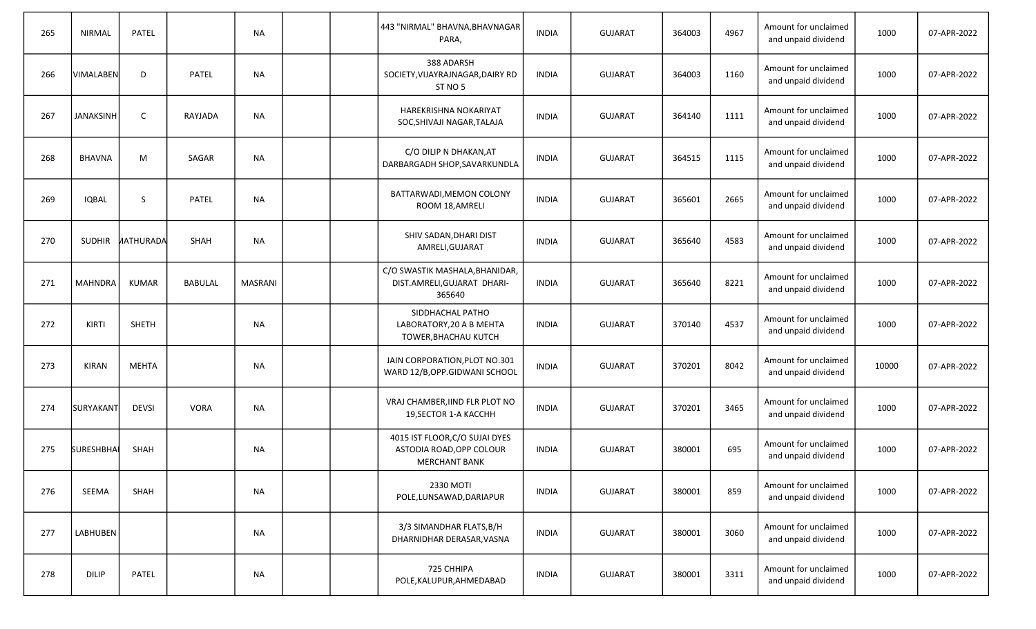| 265 | NIRMAL | PATEL | | NA | | | 443 "NIRMAL" BHAVNA,BHAVNAGAR PARA, | INDIA | GUJARAT | 364003 | 4967 | Amount for unclaimed and unpaid dividend | 1000 | 07-APR-2022 |
|---|---|---|---|---|---|---|---|---|---|---|---|---|---|---|
| 266 | VIMALABEN | D | PATEL | NA | | | 388 ADARSH SOCIETY,VIJAYRAJNAGAR,DAIRY RD ST NO 5 | INDIA | GUJARAT | 364003 | 1160 | Amount for unclaimed and unpaid dividend | 1000 | 07-APR-2022 |
| 267 | JANAKSINH | C | RAYJADA | NA | | | HAREKRISHNA NOKARIYAT SOC,SHIVAJI NAGAR,TALAJA | INDIA | GUJARAT | 364140 | 1111 | Amount for unclaimed and unpaid dividend | 1000 | 07-APR-2022 |
| 268 | BHAVNA | M | SAGAR | NA | | | C/O DILIP N DHAKAN,AT DARBARGADH SHOP,SAVARKUNDLA | INDIA | GUJARAT | 364515 | 1115 | Amount for unclaimed and unpaid dividend | 1000 | 07-APR-2022 |
| 269 | IQBAL | S | PATEL | NA | | | BATTARWADI,MEMON COLONY ROOM 18,AMRELI | INDIA | GUJARAT | 365601 | 2665 | Amount for unclaimed and unpaid dividend | 1000 | 07-APR-2022 |
| 270 | SUDHIR | MATHURADA | SHAH | NA | | | SHIV SADAN,DHARI DIST AMRELI,GUJARAT | INDIA | GUJARAT | 365640 | 4583 | Amount for unclaimed and unpaid dividend | 1000 | 07-APR-2022 |
| 271 | MAHNDRA | KUMAR | BABULAL | MASRANI | | | C/O SWASTIK MASHALA,BHANIDAR, DIST.AMRELI,GUJARAT DHARI-365640 | INDIA | GUJARAT | 365640 | 8221 | Amount for unclaimed and unpaid dividend | 1000 | 07-APR-2022 |
| 272 | KIRTI | SHETH | | NA | | | SIDDHACHAL PATHO LABORATORY,20 A B MEHTA TOWER,BHACHAU KUTCH | INDIA | GUJARAT | 370140 | 4537 | Amount for unclaimed and unpaid dividend | 1000 | 07-APR-2022 |
| 273 | KIRAN | MEHTA | | NA | | | JAIN CORPORATION,PLOT NO.301 WARD 12/B,OPP.GIDWANI SCHOOL | INDIA | GUJARAT | 370201 | 8042 | Amount for unclaimed and unpaid dividend | 10000 | 07-APR-2022 |
| 274 | SURYAKANT | DEVSI | VORA | NA | | | VRAJ CHAMBER,IIND FLR PLOT NO 19,SECTOR 1-A KACCHH | INDIA | GUJARAT | 370201 | 3465 | Amount for unclaimed and unpaid dividend | 1000 | 07-APR-2022 |
| 275 | SURESHBHAI | SHAH | | NA | | | 4015 IST FLOOR,C/O SUJAI DYES ASTODIA ROAD,OPP COLOUR MERCHANT BANK | INDIA | GUJARAT | 380001 | 695 | Amount for unclaimed and unpaid dividend | 1000 | 07-APR-2022 |
| 276 | SEEMA | SHAH | | NA | | | 2330 MOTI POLE,LUNSAWAD,DARIAPUR | INDIA | GUJARAT | 380001 | 859 | Amount for unclaimed and unpaid dividend | 1000 | 07-APR-2022 |
| 277 | LABHUBEN | | | NA | | | 3/3 SIMANDHAR FLATS,B/H DHARNIDHAR DERASAR,VASNA | INDIA | GUJARAT | 380001 | 3060 | Amount for unclaimed and unpaid dividend | 1000 | 07-APR-2022 |
| 278 | DILIP | PATEL | | NA | | | 725 CHHIPA POLE,KALUPUR,AHMEDABAD | INDIA | GUJARAT | 380001 | 3311 | Amount for unclaimed and unpaid dividend | 1000 | 07-APR-2022 |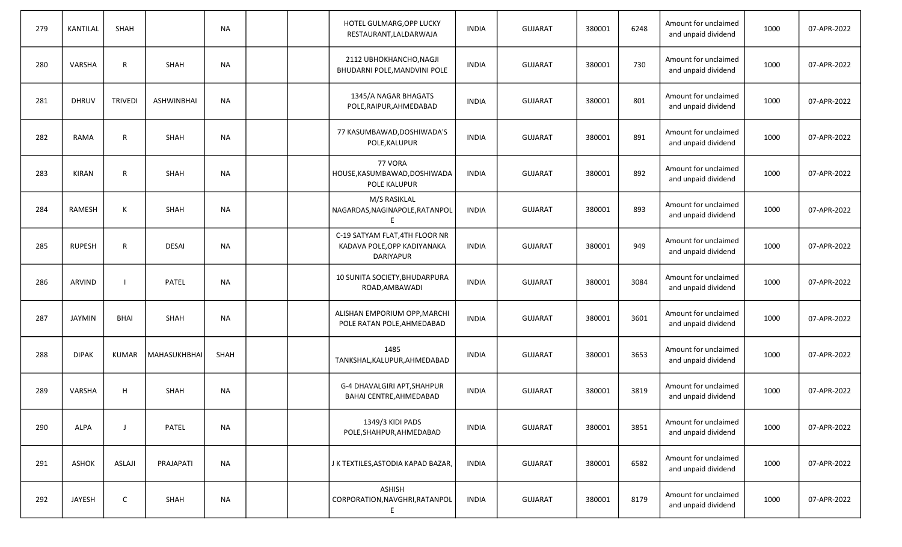| | | | | | | | | | | | | | | |
|---|---|---|---|---|---|---|---|---|---|---|---|---|---|---|
| 279 | KANTILAL | SHAH | | NA | | | HOTEL GULMARG,OPP LUCKY RESTAURANT,LALDARWAJA | INDIA | GUJARAT | 380001 | 6248 | Amount for unclaimed and unpaid dividend | 1000 | 07-APR-2022 |
| 280 | VARSHA | R | SHAH | NA | | | 2112 UBHOKHANCHO,NAGJI BHUDARNI POLE,MANDVINI POLE | INDIA | GUJARAT | 380001 | 730 | Amount for unclaimed and unpaid dividend | 1000 | 07-APR-2022 |
| 281 | DHRUV | TRIVEDI | ASHWINBHAI | NA | | | 1345/A NAGAR BHAGATS POLE,RAIPUR,AHMEDABAD | INDIA | GUJARAT | 380001 | 801 | Amount for unclaimed and unpaid dividend | 1000 | 07-APR-2022 |
| 282 | RAMA | R | SHAH | NA | | | 77 KASUMBAWAD,DOSHIWADA'S POLE,KALUPUR | INDIA | GUJARAT | 380001 | 891 | Amount for unclaimed and unpaid dividend | 1000 | 07-APR-2022 |
| 283 | KIRAN | R | SHAH | NA | | | 77 VORA HOUSE,KASUMBAWAD,DOSHIWADA POLE KALUPUR | INDIA | GUJARAT | 380001 | 892 | Amount for unclaimed and unpaid dividend | 1000 | 07-APR-2022 |
| 284 | RAMESH | K | SHAH | NA | | | M/S RASIKLAL NAGARDAS,NAGINAPOLE,RATANPOLE | INDIA | GUJARAT | 380001 | 893 | Amount for unclaimed and unpaid dividend | 1000 | 07-APR-2022 |
| 285 | RUPESH | R | DESAI | NA | | | C-19 SATYAM FLAT,4TH FLOOR NR KADAVA POLE,OPP KADIYANAKA DARIYAPUR | INDIA | GUJARAT | 380001 | 949 | Amount for unclaimed and unpaid dividend | 1000 | 07-APR-2022 |
| 286 | ARVIND | I | PATEL | NA | | | 10 SUNITA SOCIETY,BHUDARPURA ROAD,AMBAWADI | INDIA | GUJARAT | 380001 | 3084 | Amount for unclaimed and unpaid dividend | 1000 | 07-APR-2022 |
| 287 | JAYMIN | BHAI | SHAH | NA | | | ALISHAN EMPORIUM OPP,MARCHI POLE RATAN POLE,AHMEDABAD | INDIA | GUJARAT | 380001 | 3601 | Amount for unclaimed and unpaid dividend | 1000 | 07-APR-2022 |
| 288 | DIPAK | KUMAR | MAHASUKHBHAI | SHAH | | | 1485 TANKSHAL,KALUPUR,AHMEDABAD | INDIA | GUJARAT | 380001 | 3653 | Amount for unclaimed and unpaid dividend | 1000 | 07-APR-2022 |
| 289 | VARSHA | H | SHAH | NA | | | G-4 DHAVALGIRI APT,SHAHPUR BAHAI CENTRE,AHMEDABAD | INDIA | GUJARAT | 380001 | 3819 | Amount for unclaimed and unpaid dividend | 1000 | 07-APR-2022 |
| 290 | ALPA | J | PATEL | NA | | | 1349/3 KIDI PADS POLE,SHAHPUR,AHMEDABAD | INDIA | GUJARAT | 380001 | 3851 | Amount for unclaimed and unpaid dividend | 1000 | 07-APR-2022 |
| 291 | ASHOK | ASLAJI | PRAJAPATI | NA | | | J K TEXTILES,ASTODIA KAPAD BAZAR, | INDIA | GUJARAT | 380001 | 6582 | Amount for unclaimed and unpaid dividend | 1000 | 07-APR-2022 |
| 292 | JAYESH | C | SHAH | NA | | | ASHISH CORPORATION,NAVGHRI,RATANPOLE | INDIA | GUJARAT | 380001 | 8179 | Amount for unclaimed and unpaid dividend | 1000 | 07-APR-2022 |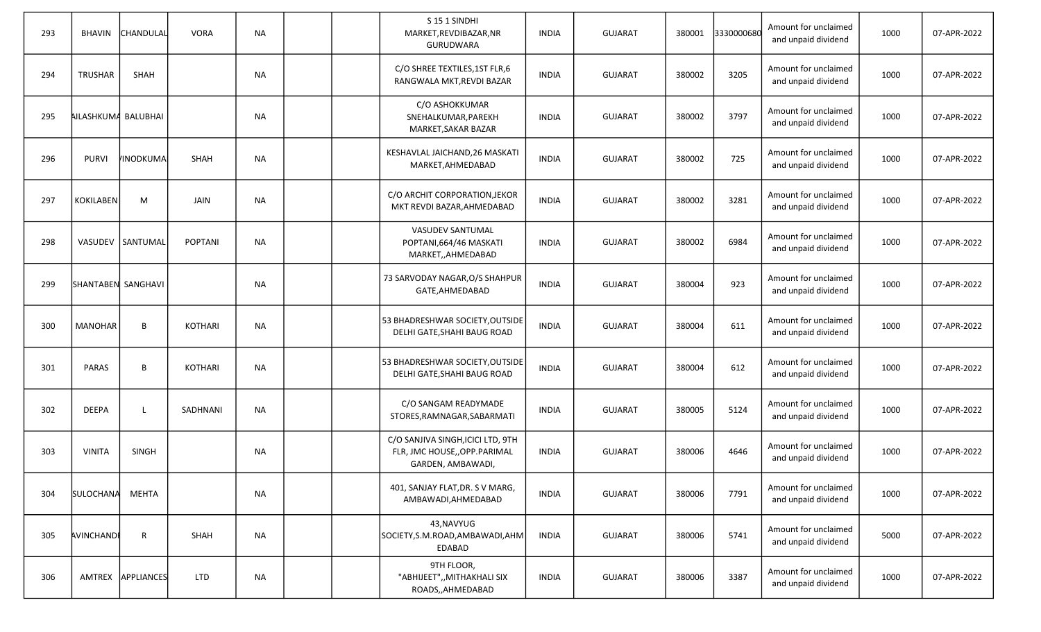| 293 | BHAVIN | CHANDULAL | VORA | NA | | | S 15 1 SINDHI MARKET,REVDIBAZAR,NR GURUDWARA | INDIA | GUJARAT | 380001 | 3330000680 | Amount for unclaimed and unpaid dividend | 1000 | 07-APR-2022 |
|---|---|---|---|---|---|---|---|---|---|---|---|---|---|---|
| 294 | TRUSHAR | SHAH | | NA | | | C/O SHREE TEXTILES,1ST FLR,6 RANGWALA MKT,REVDI BAZAR | INDIA | GUJARAT | 380002 | 3205 | Amount for unclaimed and unpaid dividend | 1000 | 07-APR-2022 |
| 295 | AILASHKUMA | BALUBHAI | | NA | | | C/O ASHOKKUMAR SNEHALKUMAR,PAREKH MARKET,SAKAR BAZAR | INDIA | GUJARAT | 380002 | 3797 | Amount for unclaimed and unpaid dividend | 1000 | 07-APR-2022 |
| 296 | PURVI | /INODKUMA | SHAH | NA | | | KESHAVLAL JAICHAND,26 MASKATI MARKET,AHMEDABAD | INDIA | GUJARAT | 380002 | 725 | Amount for unclaimed and unpaid dividend | 1000 | 07-APR-2022 |
| 297 | KOKILABEN | M | JAIN | NA | | | C/O ARCHIT CORPORATION,JEKOR MKT REVDI BAZAR,AHMEDABAD | INDIA | GUJARAT | 380002 | 3281 | Amount for unclaimed and unpaid dividend | 1000 | 07-APR-2022 |
| 298 | VASUDEV | SANTUMAL | POPTANI | NA | | | VASUDEV SANTUMAL POPTANI,664/46 MASKATI MARKET,,AHMEDABAD | INDIA | GUJARAT | 380002 | 6984 | Amount for unclaimed and unpaid dividend | 1000 | 07-APR-2022 |
| 299 | SHANTABEN | SANGHAVI | | NA | | | 73 SARVODAY NAGAR,O/S SHAHPUR GATE,AHMEDABAD | INDIA | GUJARAT | 380004 | 923 | Amount for unclaimed and unpaid dividend | 1000 | 07-APR-2022 |
| 300 | MANOHAR | B | KOTHARI | NA | | | 53 BHADRESHWAR SOCIETY,OUTSIDE DELHI GATE,SHAHI BAUG ROAD | INDIA | GUJARAT | 380004 | 611 | Amount for unclaimed and unpaid dividend | 1000 | 07-APR-2022 |
| 301 | PARAS | B | KOTHARI | NA | | | 53 BHADRESHWAR SOCIETY,OUTSIDE DELHI GATE,SHAHI BAUG ROAD | INDIA | GUJARAT | 380004 | 612 | Amount for unclaimed and unpaid dividend | 1000 | 07-APR-2022 |
| 302 | DEEPA | L | SADHNANI | NA | | | C/O SANGAM READYMADE STORES,RAMNAGAR,SABARMATI | INDIA | GUJARAT | 380005 | 5124 | Amount for unclaimed and unpaid dividend | 1000 | 07-APR-2022 |
| 303 | VINITA | SINGH | | NA | | | C/O SANJIVA SINGH,ICICI LTD, 9TH FLR, JMC HOUSE,,OPP.PARIMAL GARDEN, AMBAWADI, | INDIA | GUJARAT | 380006 | 4646 | Amount for unclaimed and unpaid dividend | 1000 | 07-APR-2022 |
| 304 | SULOCHANA | MEHTA | | NA | | | 401, SANJAY FLAT,DR. S V MARG, AMBAWADI,AHMEDABAD | INDIA | GUJARAT | 380006 | 7791 | Amount for unclaimed and unpaid dividend | 1000 | 07-APR-2022 |
| 305 | AVINCHANDI | R | SHAH | NA | | | 43,NAVYUG SOCIETY,S.M.ROAD,AMBAWADI,AHMEDABAD | INDIA | GUJARAT | 380006 | 5741 | Amount for unclaimed and unpaid dividend | 5000 | 07-APR-2022 |
| 306 | AMTREX | APPLIANCES | LTD | NA | | | 9TH FLOOR, "ABHIJEET",,MITHAKHALI SIX ROADS,,AHMEDABAD | INDIA | GUJARAT | 380006 | 3387 | Amount for unclaimed and unpaid dividend | 1000 | 07-APR-2022 |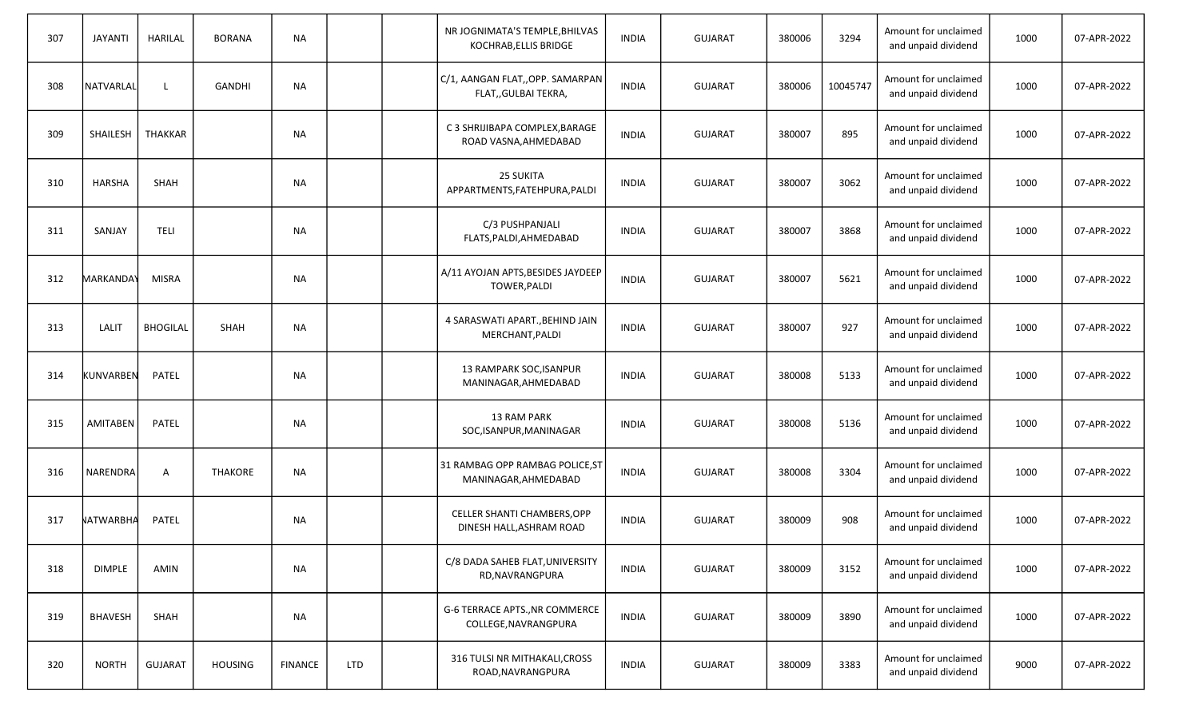| 307 | JAYANTI | HARILAL | BORANA | NA | | | NR JOGNIMATA'S TEMPLE,BHILVAS KOCHRAB,ELLIS BRIDGE | INDIA | GUJARAT | 380006 | 3294 | Amount for unclaimed and unpaid dividend | 1000 | 07-APR-2022 |
|---|---|---|---|---|---|---|---|---|---|---|---|---|---|---|
| 308 | NATVARLAL | L | GANDHI | NA | | | C/1, AANGAN FLAT,,OPP. SAMARPAN FLAT,,GULBAI TEKRA, | INDIA | GUJARAT | 380006 | 10045747 | Amount for unclaimed and unpaid dividend | 1000 | 07-APR-2022 |
| 309 | SHAILESH | THAKKAR | | NA | | | C 3 SHRIJIBAPA COMPLEX,BARAGE ROAD VASNA,AHMEDABAD | INDIA | GUJARAT | 380007 | 895 | Amount for unclaimed and unpaid dividend | 1000 | 07-APR-2022 |
| 310 | HARSHA | SHAH | | NA | | | 25 SUKITA APPARTMENTS,FATEHPURA,PALDI | INDIA | GUJARAT | 380007 | 3062 | Amount for unclaimed and unpaid dividend | 1000 | 07-APR-2022 |
| 311 | SANJAY | TELI | | NA | | | C/3 PUSHPANJALI FLATS,PALDI,AHMEDABAD | INDIA | GUJARAT | 380007 | 3868 | Amount for unclaimed and unpaid dividend | 1000 | 07-APR-2022 |
| 312 | MARKANDAY | MISRA | | NA | | | A/11 AYOJAN APTS,BESIDES JAYDEEP TOWER,PALDI | INDIA | GUJARAT | 380007 | 5621 | Amount for unclaimed and unpaid dividend | 1000 | 07-APR-2022 |
| 313 | LALIT | BHOGILAL | SHAH | NA | | | 4 SARASWATI APART.,BEHIND JAIN MERCHANT,PALDI | INDIA | GUJARAT | 380007 | 927 | Amount for unclaimed and unpaid dividend | 1000 | 07-APR-2022 |
| 314 | KUNVARBEN | PATEL | | NA | | | 13 RAMPARK SOC,ISANPUR MANINAGAR,AHMEDABAD | INDIA | GUJARAT | 380008 | 5133 | Amount for unclaimed and unpaid dividend | 1000 | 07-APR-2022 |
| 315 | AMITABEN | PATEL | | NA | | | 13 RAM PARK SOC,ISANPUR,MANINAGAR | INDIA | GUJARAT | 380008 | 5136 | Amount for unclaimed and unpaid dividend | 1000 | 07-APR-2022 |
| 316 | NARENDRA | A | THAKORE | NA | | | 31 RAMBAG OPP RAMBAG POLICE,ST MANINAGAR,AHMEDABAD | INDIA | GUJARAT | 380008 | 3304 | Amount for unclaimed and unpaid dividend | 1000 | 07-APR-2022 |
| 317 | NATWARBHA | PATEL | | NA | | | CELLER SHANTI CHAMBERS,OPP DINESH HALL,ASHRAM ROAD | INDIA | GUJARAT | 380009 | 908 | Amount for unclaimed and unpaid dividend | 1000 | 07-APR-2022 |
| 318 | DIMPLE | AMIN | | NA | | | C/8 DADA SAHEB FLAT,UNIVERSITY RD,NAVRANGPURA | INDIA | GUJARAT | 380009 | 3152 | Amount for unclaimed and unpaid dividend | 1000 | 07-APR-2022 |
| 319 | BHAVESH | SHAH | | NA | | | G-6 TERRACE APTS.,NR COMMERCE COLLEGE,NAVRANGPURA | INDIA | GUJARAT | 380009 | 3890 | Amount for unclaimed and unpaid dividend | 1000 | 07-APR-2022 |
| 320 | NORTH | GUJARAT | HOUSING | FINANCE | LTD | | 316 TULSI NR MITHAKALI,CROSS ROAD,NAVRANGPURA | INDIA | GUJARAT | 380009 | 3383 | Amount for unclaimed and unpaid dividend | 9000 | 07-APR-2022 |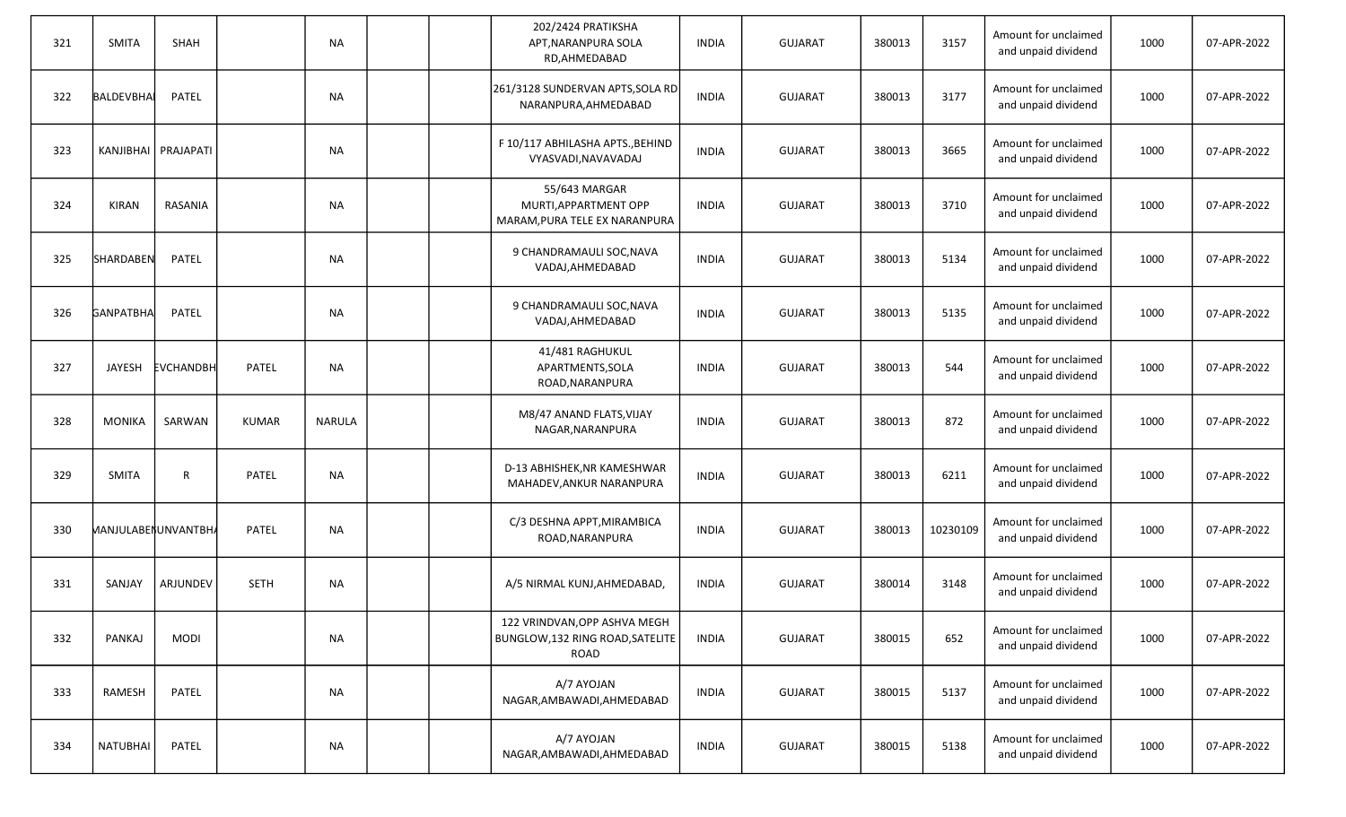| 321 | SMITA | SHAH | | NA | | | 202/2424 PRATIKSHA APT,NARANPURA SOLA RD,AHMEDABAD | INDIA | GUJARAT | 380013 | 3157 | Amount for unclaimed and unpaid dividend | 1000 | 07-APR-2022 |
|---|---|---|---|---|---|---|---|---|---|---|---|---|---|---|
| 322 | BALDEVBHAI | PATEL | | NA | | | 261/3128 SUNDERVAN APTS,SOLA RD NARANPURA,AHMEDABAD | INDIA | GUJARAT | 380013 | 3177 | Amount for unclaimed and unpaid dividend | 1000 | 07-APR-2022 |
| 323 | KANJIBHAI | PRAJAPATI | | NA | | | F 10/117 ABHILASHA APTS.,BEHIND VYASVADI,NAVAVADAJ | INDIA | GUJARAT | 380013 | 3665 | Amount for unclaimed and unpaid dividend | 1000 | 07-APR-2022 |
| 324 | KIRAN | RASANIA | | NA | | | 55/643 MARGAR MURTI,APPARTMENT OPP MARAM,PURA TELE EX NARANPURA | INDIA | GUJARAT | 380013 | 3710 | Amount for unclaimed and unpaid dividend | 1000 | 07-APR-2022 |
| 325 | SHARDABEN | PATEL | | NA | | | 9 CHANDRAMAULI SOC,NAVA VADAJ,AHMEDABAD | INDIA | GUJARAT | 380013 | 5134 | Amount for unclaimed and unpaid dividend | 1000 | 07-APR-2022 |
| 326 | GANPATBHA | PATEL | | NA | | | 9 CHANDRAMAULI SOC,NAVA VADAJ,AHMEDABAD | INDIA | GUJARAT | 380013 | 5135 | Amount for unclaimed and unpaid dividend | 1000 | 07-APR-2022 |
| 327 | JAYESH | EVCHANDBH | PATEL | NA | | | 41/481 RAGHUKUL APARTMENTS,SOLA ROAD,NARANPURA | INDIA | GUJARAT | 380013 | 544 | Amount for unclaimed and unpaid dividend | 1000 | 07-APR-2022 |
| 328 | MONIKA | SARWAN | KUMAR | NARULA | | | M8/47 ANAND FLATS,VIJAY NAGAR,NARANPURA | INDIA | GUJARAT | 380013 | 872 | Amount for unclaimed and unpaid dividend | 1000 | 07-APR-2022 |
| 329 | SMITA | R | PATEL | NA | | | D-13 ABHISHEK,NR KAMESHWAR MAHADEV,ANKUR NARANPURA | INDIA | GUJARAT | 380013 | 6211 | Amount for unclaimed and unpaid dividend | 1000 | 07-APR-2022 |
| 330 | MANJULABEN | JNVANTBHA | PATEL | NA | | | C/3 DESHNA APPT,MIRAMBICA ROAD,NARANPURA | INDIA | GUJARAT | 380013 | 10230109 | Amount for unclaimed and unpaid dividend | 1000 | 07-APR-2022 |
| 331 | SANJAY | ARJUNDEV | SETH | NA | | | A/5 NIRMAL KUNJ,AHMEDABAD, | INDIA | GUJARAT | 380014 | 3148 | Amount for unclaimed and unpaid dividend | 1000 | 07-APR-2022 |
| 332 | PANKAJ | MODI | | NA | | | 122 VRINDVAN,OPP ASHVA MEGH BUNGLOW,132 RING ROAD,SATELITE ROAD | INDIA | GUJARAT | 380015 | 652 | Amount for unclaimed and unpaid dividend | 1000 | 07-APR-2022 |
| 333 | RAMESH | PATEL | | NA | | | A/7 AYOJAN NAGAR,AMBAWADI,AHMEDABAD | INDIA | GUJARAT | 380015 | 5137 | Amount for unclaimed and unpaid dividend | 1000 | 07-APR-2022 |
| 334 | NATUBHAI | PATEL | | NA | | | A/7 AYOJAN NAGAR,AMBAWADI,AHMEDABAD | INDIA | GUJARAT | 380015 | 5138 | Amount for unclaimed and unpaid dividend | 1000 | 07-APR-2022 |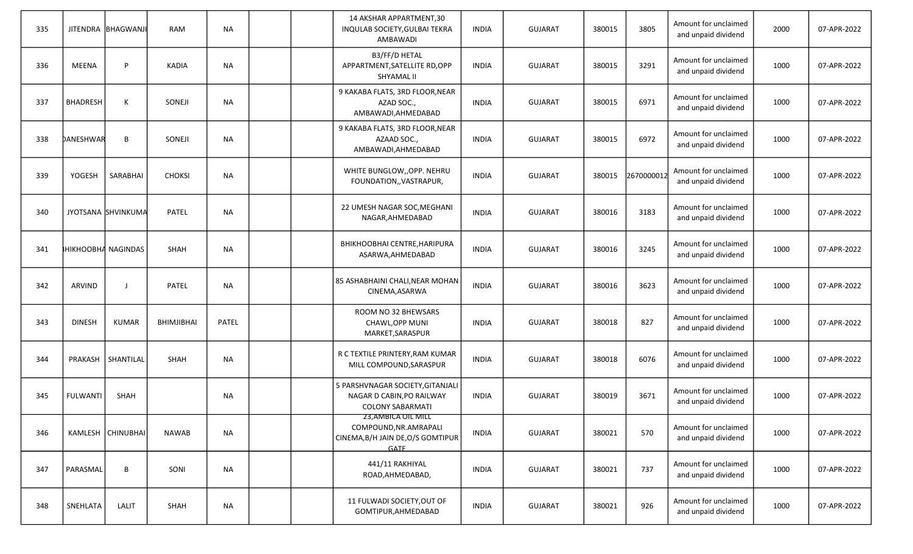| 335 | JITENDRA | BHAGWANJI | RAM | NA | | | 14 AKSHAR APPARTMENT,30 INQULAB SOCIETY,GULBAI TEKRA AMBAWADI | INDIA | GUJARAT | 380015 | 3805 | Amount for unclaimed and unpaid dividend | 2000 | 07-APR-2022 |
|---|---|---|---|---|---|---|---|---|---|---|---|---|---|---|
| 336 | MEENA | P | KADIA | NA | | | B3/FF/D HETAL APPARTMENT,SATELLITE RD,OPP SHYAMAL II | INDIA | GUJARAT | 380015 | 3291 | Amount for unclaimed and unpaid dividend | 1000 | 07-APR-2022 |
| 337 | BHADRESH | K | SONEJI | NA | | | 9 KAKABA FLATS, 3RD FLOOR,NEAR AZAD SOC., AMBAWADI,AHMEDABAD | INDIA | GUJARAT | 380015 | 6971 | Amount for unclaimed and unpaid dividend | 1000 | 07-APR-2022 |
| 338 | DANESHWAR | B | SONEJI | NA | | | 9 KAKABA FLATS, 3RD FLOOR,NEAR AZAAD SOC., AMBAWADI,AHMEDABAD | INDIA | GUJARAT | 380015 | 6972 | Amount for unclaimed and unpaid dividend | 1000 | 07-APR-2022 |
| 339 | YOGESH | SARABHAI | CHOKSI | NA | | | WHITE BUNGLOW,,OPP. NEHRU FOUNDATION,,VASTRAPUR, | INDIA | GUJARAT | 380015 | 2670000012 | Amount for unclaimed and unpaid dividend | 1000 | 07-APR-2022 |
| 340 | JYOTSANA | SHVINKUMA | PATEL | NA | | | 22 UMESH NAGAR SOC,MEGHANI NAGAR,AHMEDABAD | INDIA | GUJARAT | 380016 | 3183 | Amount for unclaimed and unpaid dividend | 1000 | 07-APR-2022 |
| 341 | BHIKHOOBHA | NAGINDAS | SHAH | NA | | | BHIKHOOBHAI CENTRE,HARIPURA ASARWA,AHMEDABAD | INDIA | GUJARAT | 380016 | 3245 | Amount for unclaimed and unpaid dividend | 1000 | 07-APR-2022 |
| 342 | ARVIND | J | PATEL | NA | | | 85 ASHABHAINI CHALI,NEAR MOHAN CINEMA,ASARWA | INDIA | GUJARAT | 380016 | 3623 | Amount for unclaimed and unpaid dividend | 1000 | 07-APR-2022 |
| 343 | DINESH | KUMAR | BHIMJIBHAI | PATEL | | | ROOM NO 32 BHEWSARS CHAWL,OPP MUNI MARKET,SARASPUR | INDIA | GUJARAT | 380018 | 827 | Amount for unclaimed and unpaid dividend | 1000 | 07-APR-2022 |
| 344 | PRAKASH | SHANTILAL | SHAH | NA | | | R C TEXTILE PRINTERY,RAM KUMAR MILL COMPOUND,SARASPUR | INDIA | GUJARAT | 380018 | 6076 | Amount for unclaimed and unpaid dividend | 1000 | 07-APR-2022 |
| 345 | FULWANTI | SHAH | | NA | | | 5 PARSHVNAGAR SOCIETY,GITANJALI NAGAR D CABIN,PO RAILWAY COLONY SABARMATI | INDIA | GUJARAT | 380019 | 3671 | Amount for unclaimed and unpaid dividend | 1000 | 07-APR-2022 |
| 346 | KAMLESH | CHINUBHAI | NAWAB | NA | | | 23,AMBICA OIL MILL COMPOUND,NR.AMRAPALI CINEMA,B/H JAIN DE,O/S GOMTIPUR GATE | INDIA | GUJARAT | 380021 | 570 | Amount for unclaimed and unpaid dividend | 1000 | 07-APR-2022 |
| 347 | PARASMAL | B | SONI | NA | | | 441/11 RAKHIYAL ROAD,AHMEDABAD, | INDIA | GUJARAT | 380021 | 737 | Amount for unclaimed and unpaid dividend | 1000 | 07-APR-2022 |
| 348 | SNEHLATA | LALIT | SHAH | NA | | | 11 FULWADI SOCIETY,OUT OF GOMTIPUR,AHMEDABAD | INDIA | GUJARAT | 380021 | 926 | Amount for unclaimed and unpaid dividend | 1000 | 07-APR-2022 |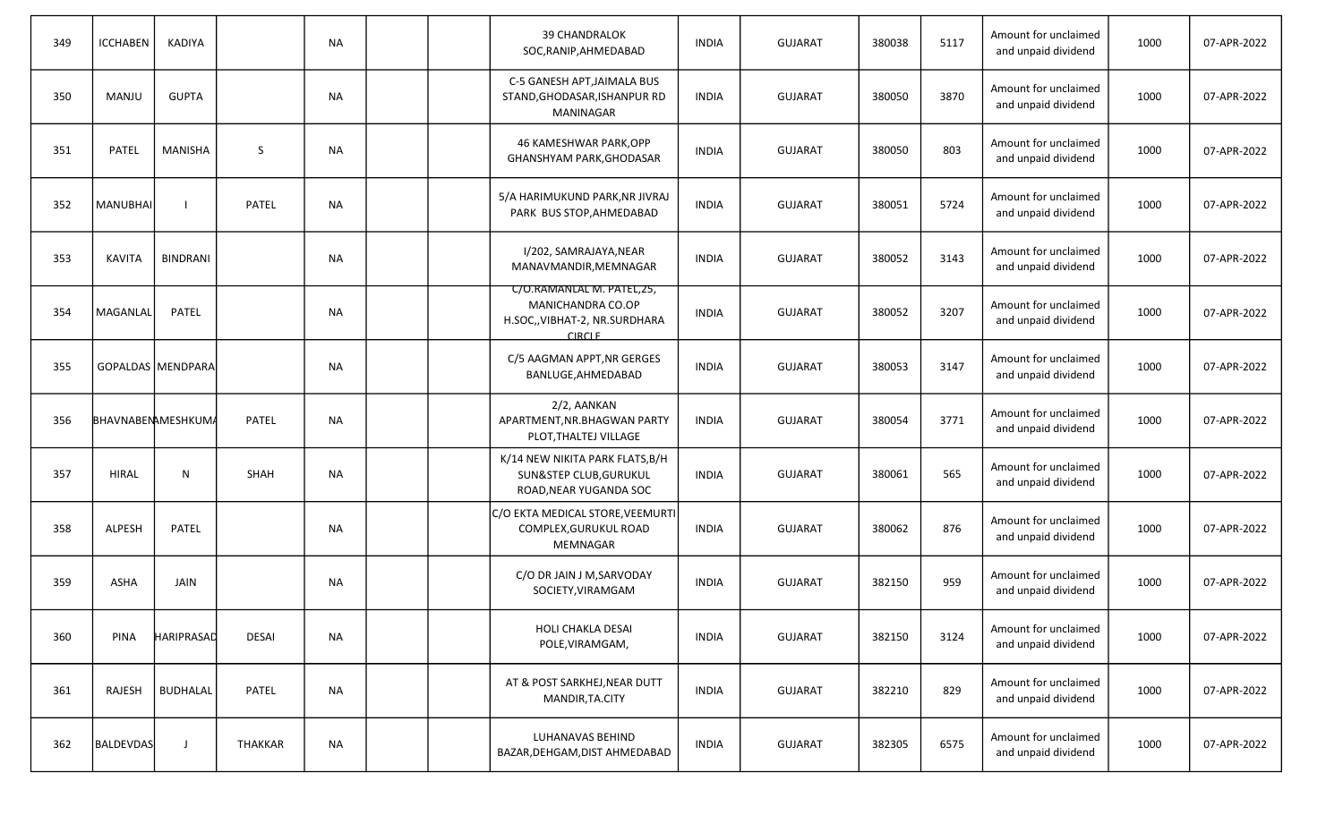| | | | | | | | | | | | | | | |
|---|---|---|---|---|---|---|---|---|---|---|---|---|---|---|
| 349 | ICCHABEN | KADIYA | | NA | | | 39 CHANDRALOK SOC,RANIP,AHMEDABAD | INDIA | GUJARAT | 380038 | 5117 | Amount for unclaimed and unpaid dividend | 1000 | 07-APR-2022 |
| 350 | MANJU | GUPTA | | NA | | | C-5 GANESH APT,JAIMALA BUS STAND,GHODASAR,ISHANPUR RD MANINAGAR | INDIA | GUJARAT | 380050 | 3870 | Amount for unclaimed and unpaid dividend | 1000 | 07-APR-2022 |
| 351 | PATEL | MANISHA | S | NA | | | 46 KAMESHWAR PARK,OPP GHANSHYAM PARK,GHODASAR | INDIA | GUJARAT | 380050 | 803 | Amount for unclaimed and unpaid dividend | 1000 | 07-APR-2022 |
| 352 | MANUBHAI | I | PATEL | NA | | | 5/A HARIMUKUND PARK,NR JIVRAJ PARK BUS STOP,AHMEDABAD | INDIA | GUJARAT | 380051 | 5724 | Amount for unclaimed and unpaid dividend | 1000 | 07-APR-2022 |
| 353 | KAVITA | BINDRANI | | NA | | | I/202, SAMRAJAYA,NEAR MANAVMANDIR,MEMNAGAR | INDIA | GUJARAT | 380052 | 3143 | Amount for unclaimed and unpaid dividend | 1000 | 07-APR-2022 |
| 354 | MAGANLAL | PATEL | | NA | | | C/O.RAMANLAL M. PATEL,25, MANICHANDRA CO.OP H.SOC,,VIBHAT-2, NR.SURDHARA CIRCLE | INDIA | GUJARAT | 380052 | 3207 | Amount for unclaimed and unpaid dividend | 1000 | 07-APR-2022 |
| 355 | GOPALDAS | MENDPARA | | NA | | | C/5 AAGMAN APPT,NR GERGES BANLUGE,AHMEDABAD | INDIA | GUJARAT | 380053 | 3147 | Amount for unclaimed and unpaid dividend | 1000 | 07-APR-2022 |
| 356 | BHAVNABEN | KAMESHKUMA | PATEL | NA | | | 2/2, AANKAN APARTMENT,NR.BHAGWAN PARTY PLOT,THALTEJ VILLAGE | INDIA | GUJARAT | 380054 | 3771 | Amount for unclaimed and unpaid dividend | 1000 | 07-APR-2022 |
| 357 | HIRAL | N | SHAH | NA | | | K/14 NEW NIKITA PARK FLATS,B/H SUN&STEP CLUB,GURUKUL ROAD,NEAR YUGANDA SOC | INDIA | GUJARAT | 380061 | 565 | Amount for unclaimed and unpaid dividend | 1000 | 07-APR-2022 |
| 358 | ALPESH | PATEL | | NA | | | C/O EKTA MEDICAL STORE,VEEMURTI COMPLEX,GURUKUL ROAD MEMNAGAR | INDIA | GUJARAT | 380062 | 876 | Amount for unclaimed and unpaid dividend | 1000 | 07-APR-2022 |
| 359 | ASHA | JAIN | | NA | | | C/O DR JAIN J M,SARVODAY SOCIETY,VIRAMGAM | INDIA | GUJARAT | 382150 | 959 | Amount for unclaimed and unpaid dividend | 1000 | 07-APR-2022 |
| 360 | PINA | HARIPRASAD | DESAI | NA | | | HOLI CHAKLA DESAI POLE,VIRAMGAM, | INDIA | GUJARAT | 382150 | 3124 | Amount for unclaimed and unpaid dividend | 1000 | 07-APR-2022 |
| 361 | RAJESH | BUDHALAL | PATEL | NA | | | AT & POST SARKHEJ,NEAR DUTT MANDIR,TA.CITY | INDIA | GUJARAT | 382210 | 829 | Amount for unclaimed and unpaid dividend | 1000 | 07-APR-2022 |
| 362 | BALDEVDAS | J | THAKKAR | NA | | | LUHANAVAS BEHIND BAZAR,DEHGAM,DIST AHMEDABAD | INDIA | GUJARAT | 382305 | 6575 | Amount for unclaimed and unpaid dividend | 1000 | 07-APR-2022 |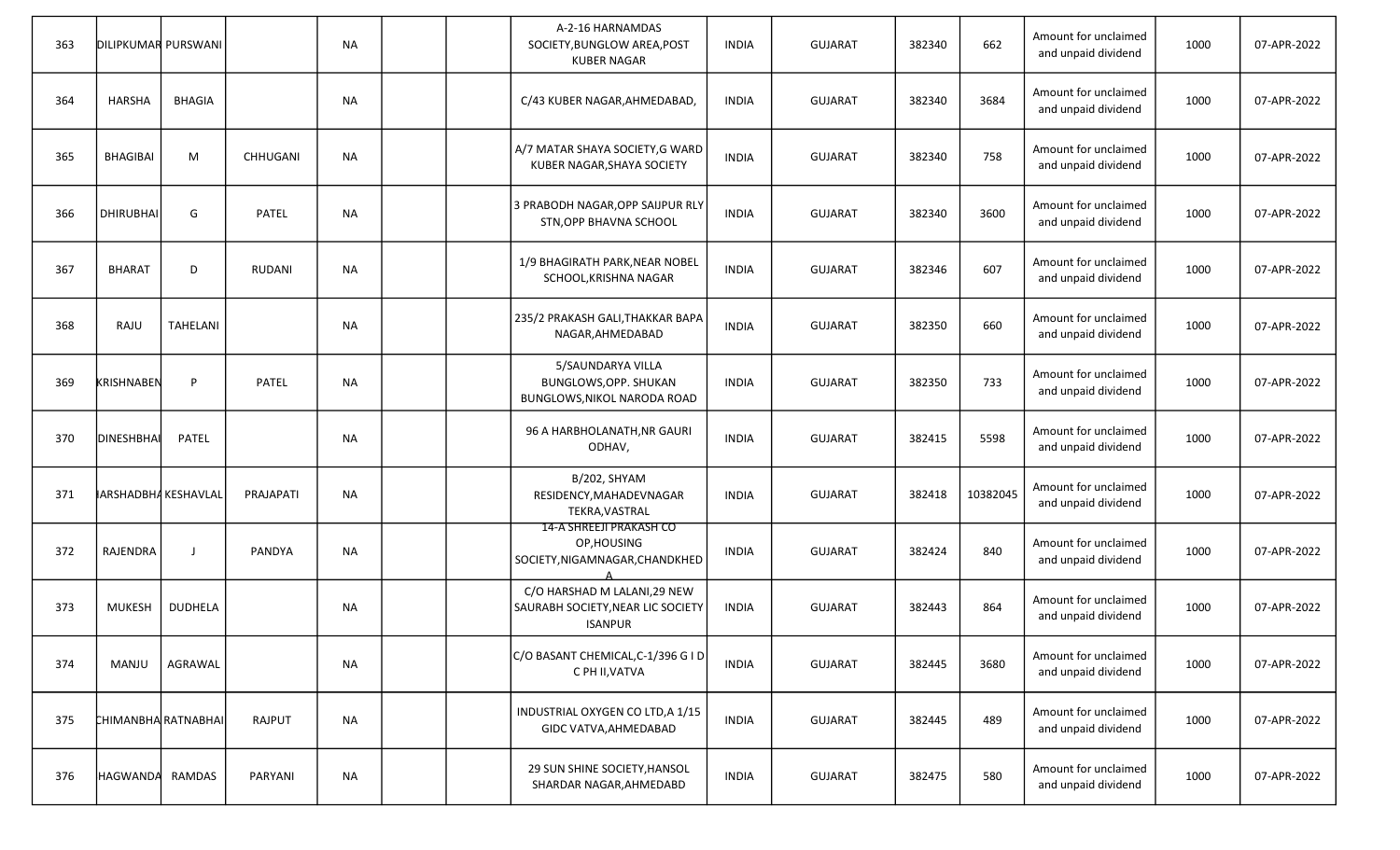| 363 | DILIPKUMAR | PURSWANI | | NA | | | A-2-16 HARNAMDAS SOCIETY,BUNGLOW AREA,POST KUBER NAGAR | INDIA | GUJARAT | 382340 | 662 | Amount for unclaimed and unpaid dividend | 1000 | 07-APR-2022 |
|---|---|---|---|---|---|---|---|---|---|---|---|---|---|---|
| 364 | HARSHA | BHAGIA | | NA | | | C/43 KUBER NAGAR,AHMEDABAD, | INDIA | GUJARAT | 382340 | 3684 | Amount for unclaimed and unpaid dividend | 1000 | 07-APR-2022 |
| 365 | BHAGIBAI | M | CHHUGANI | NA | | | A/7 MATAR SHAYA SOCIETY,G WARD KUBER NAGAR,SHAYA SOCIETY | INDIA | GUJARAT | 382340 | 758 | Amount for unclaimed and unpaid dividend | 1000 | 07-APR-2022 |
| 366 | DHIRUBHAI | G | PATEL | NA | | | 3 PRABODH NAGAR,OPP SAIJPUR RLY STN,OPP BHAVNA SCHOOL | INDIA | GUJARAT | 382340 | 3600 | Amount for unclaimed and unpaid dividend | 1000 | 07-APR-2022 |
| 367 | BHARAT | D | RUDANI | NA | | | 1/9 BHAGIRATH PARK,NEAR NOBEL SCHOOL,KRISHNA NAGAR | INDIA | GUJARAT | 382346 | 607 | Amount for unclaimed and unpaid dividend | 1000 | 07-APR-2022 |
| 368 | RAJU | TAHELANI | | NA | | | 235/2 PRAKASH GALI,THAKKAR BAPA NAGAR,AHMEDABAD | INDIA | GUJARAT | 382350 | 660 | Amount for unclaimed and unpaid dividend | 1000 | 07-APR-2022 |
| 369 | KRISHNABEN | P | PATEL | NA | | | 5/SAUNDARYA VILLA BUNGLOWS,OPP. SHUKAN BUNGLOWS,NIKOL NARODA ROAD | INDIA | GUJARAT | 382350 | 733 | Amount for unclaimed and unpaid dividend | 1000 | 07-APR-2022 |
| 370 | DINESHBHAI | PATEL | | NA | | | 96 A HARBHOLANATH,NR GAURI ODHAV, | INDIA | GUJARAT | 382415 | 5598 | Amount for unclaimed and unpaid dividend | 1000 | 07-APR-2022 |
| 371 | HARSHADBHAI | KESHAVLAL | PRAJAPATI | NA | | | B/202, SHYAM RESIDENCY,MAHADEVNAGAR TEKRA,VASTRAL | INDIA | GUJARAT | 382418 | 10382045 | Amount for unclaimed and unpaid dividend | 1000 | 07-APR-2022 |
| 372 | RAJENDRA | J | PANDYA | NA | | | 14-A SHREEJI PRAKASH CO OP,HOUSING SOCIETY,NIGAMNAGAR,CHANDKHEDA | INDIA | GUJARAT | 382424 | 840 | Amount for unclaimed and unpaid dividend | 1000 | 07-APR-2022 |
| 373 | MUKESH | DUDHELA | | NA | | | C/O HARSHAD M LALANI,29 NEW SAURABH SOCIETY,NEAR LIC SOCIETY ISANPUR | INDIA | GUJARAT | 382443 | 864 | Amount for unclaimed and unpaid dividend | 1000 | 07-APR-2022 |
| 374 | MANJU | AGRAWAL | | NA | | | C/O BASANT CHEMICAL,C-1/396 G I D C PH II,VATVA | INDIA | GUJARAT | 382445 | 3680 | Amount for unclaimed and unpaid dividend | 1000 | 07-APR-2022 |
| 375 | CHIMANBHAI | RATNABHAI | RAJPUT | NA | | | INDUSTRIAL OXYGEN CO LTD,A 1/15 GIDC VATVA,AHMEDABAD | INDIA | GUJARAT | 382445 | 489 | Amount for unclaimed and unpaid dividend | 1000 | 07-APR-2022 |
| 376 | BHAGWANDAS | RAMDAS | PARYANI | NA | | | 29 SUN SHINE SOCIETY,HANSOL SHARDAR NAGAR,AHMEDABD | INDIA | GUJARAT | 382475 | 580 | Amount for unclaimed and unpaid dividend | 1000 | 07-APR-2022 |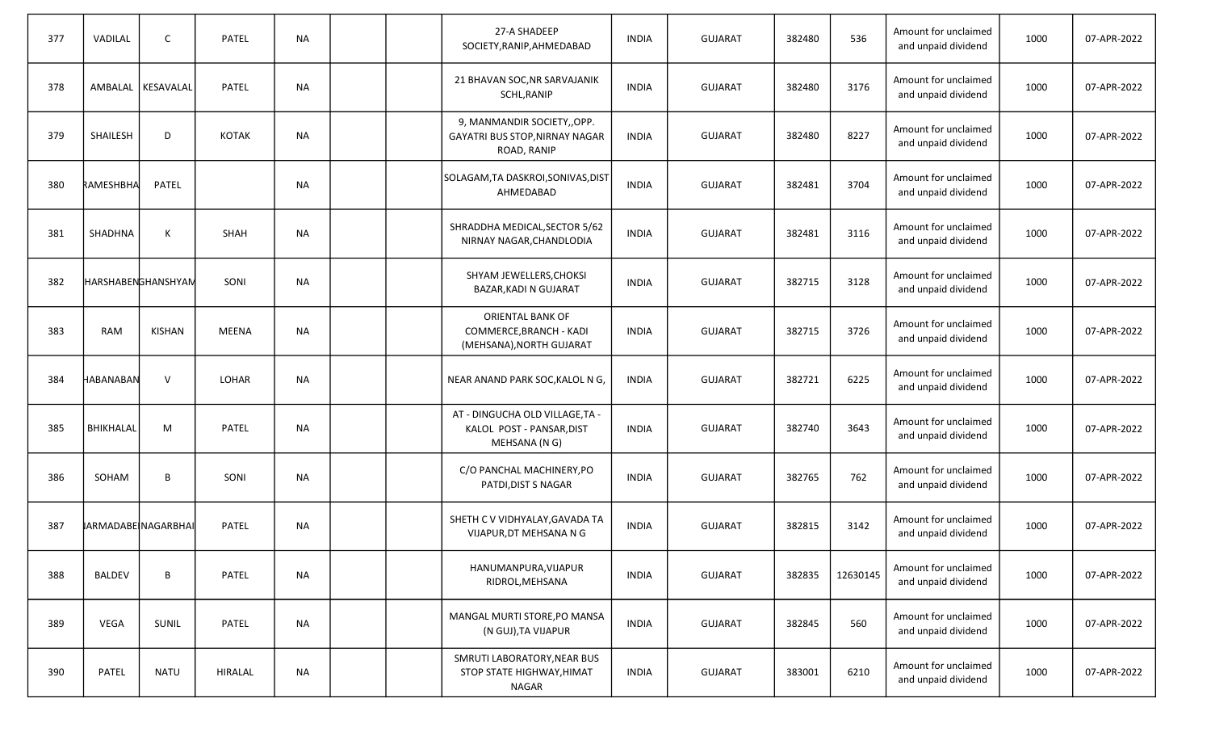| 377 | VADILAL | C | PATEL | NA | | | 27-A SHADEEP SOCIETY,RANIP,AHMEDABAD | INDIA | GUJARAT | 382480 | 536 | Amount for unclaimed and unpaid dividend | 1000 | 07-APR-2022 |
|---|---|---|---|---|---|---|---|---|---|---|---|---|---|---|
| 378 | AMBALAL | KESAVALAL | PATEL | NA | | | 21 BHAVAN SOC,NR SARVAJANIK SCHL,RANIP | INDIA | GUJARAT | 382480 | 3176 | Amount for unclaimed and unpaid dividend | 1000 | 07-APR-2022 |
| 379 | SHAILESH | D | KOTAK | NA | | | 9, MANMANDIR SOCIETY,,OPP. GAYATRI BUS STOP,NIRNAY NAGAR ROAD, RANIP | INDIA | GUJARAT | 382480 | 8227 | Amount for unclaimed and unpaid dividend | 1000 | 07-APR-2022 |
| 380 | RAMESHBHA | PATEL | | NA | | | SOLAGAM,TA DASKROI,SONIVAS,DIST AHMEDABAD | INDIA | GUJARAT | 382481 | 3704 | Amount for unclaimed and unpaid dividend | 1000 | 07-APR-2022 |
| 381 | SHADHNA | K | SHAH | NA | | | SHRADDHA MEDICAL,SECTOR 5/62 NIRNAY NAGAR,CHANDLODIA | INDIA | GUJARAT | 382481 | 3116 | Amount for unclaimed and unpaid dividend | 1000 | 07-APR-2022 |
| 382 | HARSHABEN | GHANSHYAM | SONI | NA | | | SHYAM JEWELLERS,CHOKSI BAZAR,KADI N GUJARAT | INDIA | GUJARAT | 382715 | 3128 | Amount for unclaimed and unpaid dividend | 1000 | 07-APR-2022 |
| 383 | RAM | KISHAN | MEENA | NA | | | ORIENTAL BANK OF COMMERCE,BRANCH - KADI (MEHSANA),NORTH GUJARAT | INDIA | GUJARAT | 382715 | 3726 | Amount for unclaimed and unpaid dividend | 1000 | 07-APR-2022 |
| 384 | HABANABAN | V | LOHAR | NA | | | NEAR ANAND PARK SOC,KALOL N G, | INDIA | GUJARAT | 382721 | 6225 | Amount for unclaimed and unpaid dividend | 1000 | 07-APR-2022 |
| 385 | BHIKHALAL | M | PATEL | NA | | | AT - DINGUCHA OLD VILLAGE,TA - KALOL POST - PANSAR,DIST MEHSANA (N G) | INDIA | GUJARAT | 382740 | 3643 | Amount for unclaimed and unpaid dividend | 1000 | 07-APR-2022 |
| 386 | SOHAM | B | SONI | NA | | | C/O PANCHAL MACHINERY,PO PATDI,DIST S NAGAR | INDIA | GUJARAT | 382765 | 762 | Amount for unclaimed and unpaid dividend | 1000 | 07-APR-2022 |
| 387 | NARMADABE | NAGARBHAI | PATEL | NA | | | SHETH C V VIDHYALAY,GAVADA TA VIJAPUR,DT MEHSANA N G | INDIA | GUJARAT | 382815 | 3142 | Amount for unclaimed and unpaid dividend | 1000 | 07-APR-2022 |
| 388 | BALDEV | B | PATEL | NA | | | HANUMANPURA,VIJAPUR RIDROL,MEHSANA | INDIA | GUJARAT | 382835 | 12630145 | Amount for unclaimed and unpaid dividend | 1000 | 07-APR-2022 |
| 389 | VEGA | SUNIL | PATEL | NA | | | MANGAL MURTI STORE,PO MANSA (N GUJ),TA VIJAPUR | INDIA | GUJARAT | 382845 | 560 | Amount for unclaimed and unpaid dividend | 1000 | 07-APR-2022 |
| 390 | PATEL | NATU | HIRALAL | NA | | | SMRUTI LABORATORY,NEAR BUS STOP STATE HIGHWAY,HIMAT NAGAR | INDIA | GUJARAT | 383001 | 6210 | Amount for unclaimed and unpaid dividend | 1000 | 07-APR-2022 |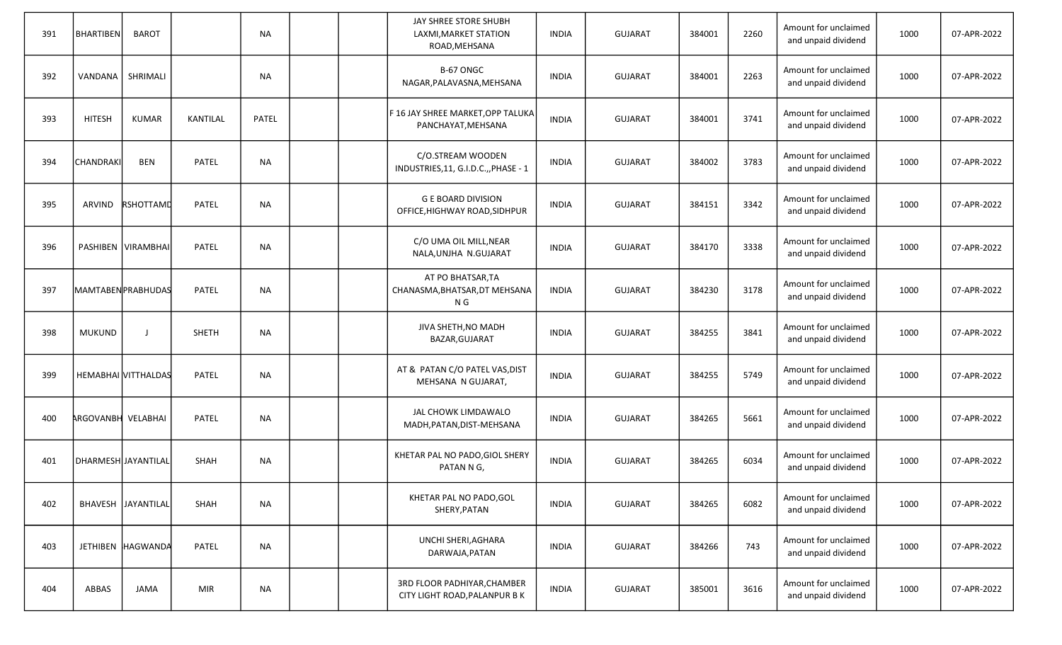| 391 | BHARTIBEN | BAROT | | NA | | | JAY SHREE STORE SHUBH LAXMI,MARKET STATION ROAD,MEHSANA | INDIA | GUJARAT | 384001 | 2260 | Amount for unclaimed and unpaid dividend | 1000 | 07-APR-2022 |
|---|---|---|---|---|---|---|---|---|---|---|---|---|---|---|
| 392 | VANDANA | SHRIMALI | | NA | | | B-67 ONGC NAGAR,PALAVASNA,MEHSANA | INDIA | GUJARAT | 384001 | 2263 | Amount for unclaimed and unpaid dividend | 1000 | 07-APR-2022 |
| 393 | HITESH | KUMAR | KANTILAL | PATEL | | | F 16 JAY SHREE MARKET,OPP TALUKA PANCHAYAT,MEHSANA | INDIA | GUJARAT | 384001 | 3741 | Amount for unclaimed and unpaid dividend | 1000 | 07-APR-2022 |
| 394 | CHANDRAKI | BEN | PATEL | NA | | | C/O.STREAM WOODEN INDUSTRIES,11, G.I.D.C.,,PHASE - 1 | INDIA | GUJARAT | 384002 | 3783 | Amount for unclaimed and unpaid dividend | 1000 | 07-APR-2022 |
| 395 | ARVIND | RSHOTTAMD | PATEL | NA | | | G E BOARD DIVISION OFFICE,HIGHWAY ROAD,SIDHPUR | INDIA | GUJARAT | 384151 | 3342 | Amount for unclaimed and unpaid dividend | 1000 | 07-APR-2022 |
| 396 | PASHIBEN | VIRAMBHAI | PATEL | NA | | | C/O UMA OIL MILL,NEAR NALA,UNJHA N.GUJARAT | INDIA | GUJARAT | 384170 | 3338 | Amount for unclaimed and unpaid dividend | 1000 | 07-APR-2022 |
| 397 | MAMTABEN | PRABHUDAS | PATEL | NA | | | AT PO BHATSAR,TA CHANASMA,BHATSAR,DT MEHSANA N G | INDIA | GUJARAT | 384230 | 3178 | Amount for unclaimed and unpaid dividend | 1000 | 07-APR-2022 |
| 398 | MUKUND | J | SHETH | NA | | | JIVA SHETH,NO MADH BAZAR,GUJARAT | INDIA | GUJARAT | 384255 | 3841 | Amount for unclaimed and unpaid dividend | 1000 | 07-APR-2022 |
| 399 | HEMABHAI | VITTHALDAS | PATEL | NA | | | AT & PATAN C/O PATEL VAS,DIST MEHSANA N GUJARAT, | INDIA | GUJARAT | 384255 | 5749 | Amount for unclaimed and unpaid dividend | 1000 | 07-APR-2022 |
| 400 | RGOVANBH | VELABHAI | PATEL | NA | | | JAL CHOWK LIMDAWALO MADH,PATAN,DIST-MEHSANA | INDIA | GUJARAT | 384265 | 5661 | Amount for unclaimed and unpaid dividend | 1000 | 07-APR-2022 |
| 401 | DHARMESH | JAYANTILAL | SHAH | NA | | | KHETAR PAL NO PADO,GIOL SHERY PATAN N G, | INDIA | GUJARAT | 384265 | 6034 | Amount for unclaimed and unpaid dividend | 1000 | 07-APR-2022 |
| 402 | BHAVESH | JAYANTILAL | SHAH | NA | | | KHETAR PAL NO PADO,GOL SHERY,PATAN | INDIA | GUJARAT | 384265 | 6082 | Amount for unclaimed and unpaid dividend | 1000 | 07-APR-2022 |
| 403 | JETHIBEN | HAGWANDA | PATEL | NA | | | UNCHI SHERI,AGHARA DARWAJA,PATAN | INDIA | GUJARAT | 384266 | 743 | Amount for unclaimed and unpaid dividend | 1000 | 07-APR-2022 |
| 404 | ABBAS | JAMA | MIR | NA | | | 3RD FLOOR PADHIYAR,CHAMBER CITY LIGHT ROAD,PALANPUR B K | INDIA | GUJARAT | 385001 | 3616 | Amount for unclaimed and unpaid dividend | 1000 | 07-APR-2022 |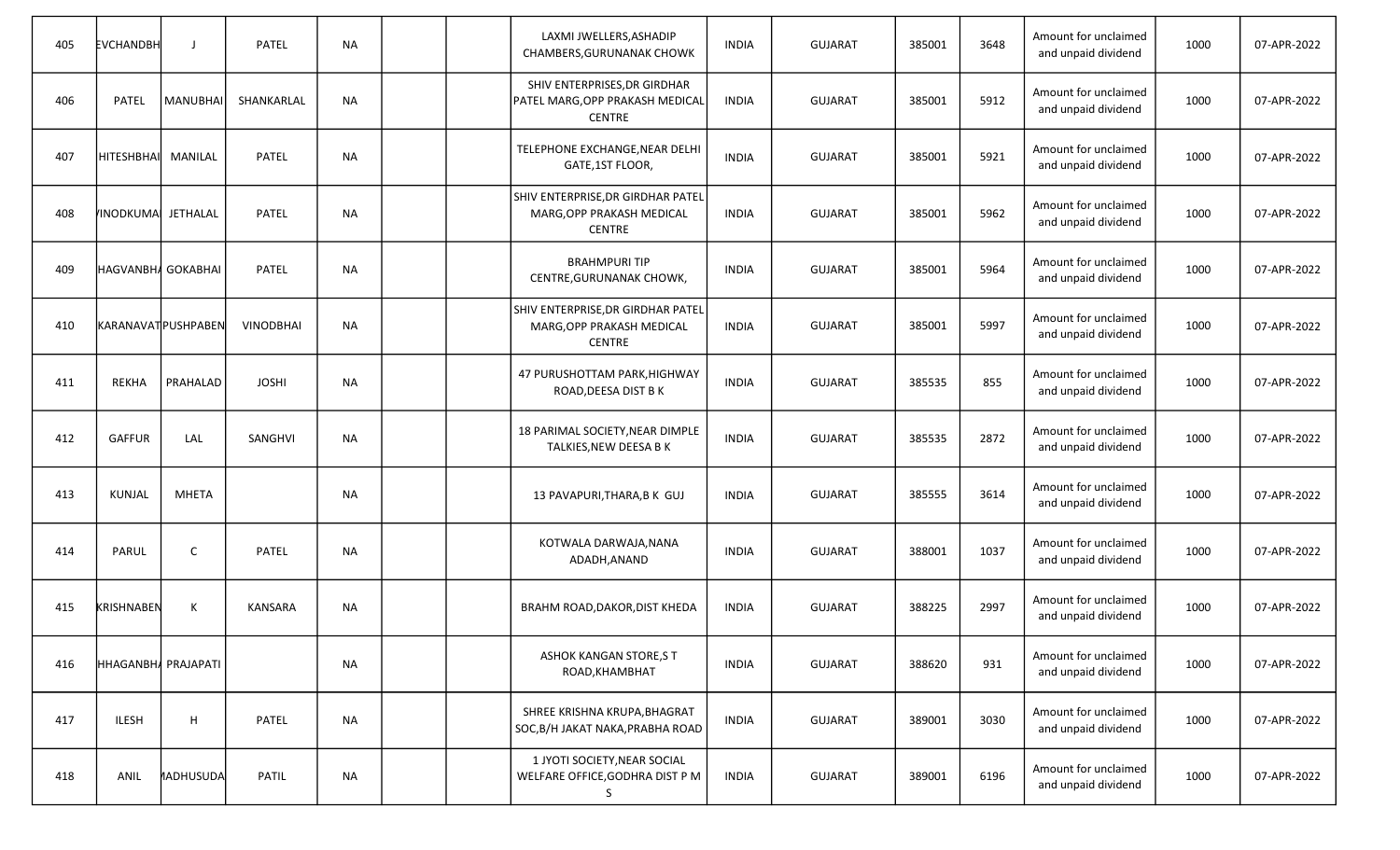| | | | | | | | | | | | | | | |
|---|---|---|---|---|---|---|---|---|---|---|---|---|---|---|
| 405 | EVCHANDBH | J | PATEL | NA | | | LAXMI JWELLERS,ASHADIP CHAMBERS,GURUNANAK CHOWK | INDIA | GUJARAT | 385001 | 3648 | Amount for unclaimed and unpaid dividend | 1000 | 07-APR-2022 |
| 406 | PATEL | MANUBHAI | SHANKARLAL | NA | | | SHIV ENTERPRISES,DR GIRDHAR PATEL MARG,OPP PRAKASH MEDICAL CENTRE | INDIA | GUJARAT | 385001 | 5912 | Amount for unclaimed and unpaid dividend | 1000 | 07-APR-2022 |
| 407 | HITESHBHAI | MANILAL | PATEL | NA | | | TELEPHONE EXCHANGE,NEAR DELHI GATE,1ST FLOOR, | INDIA | GUJARAT | 385001 | 5921 | Amount for unclaimed and unpaid dividend | 1000 | 07-APR-2022 |
| 408 | VINODKUMA | JETHALAL | PATEL | NA | | | SHIV ENTERPRISE,DR GIRDHAR PATEL MARG,OPP PRAKASH MEDICAL CENTRE | INDIA | GUJARAT | 385001 | 5962 | Amount for unclaimed and unpaid dividend | 1000 | 07-APR-2022 |
| 409 | HAGVANBHA | GOKABHAI | PATEL | NA | | | BRAHMPURI TIP CENTRE,GURUNANAK CHOWK, | INDIA | GUJARAT | 385001 | 5964 | Amount for unclaimed and unpaid dividend | 1000 | 07-APR-2022 |
| 410 | KARANAVAT | PUSHPABEN | VINODBHAI | NA | | | SHIV ENTERPRISE,DR GIRDHAR PATEL MARG,OPP PRAKASH MEDICAL CENTRE | INDIA | GUJARAT | 385001 | 5997 | Amount for unclaimed and unpaid dividend | 1000 | 07-APR-2022 |
| 411 | REKHA | PRAHALAD | JOSHI | NA | | | 47 PURUSHOTTAM PARK,HIGHWAY ROAD,DEESA DIST B K | INDIA | GUJARAT | 385535 | 855 | Amount for unclaimed and unpaid dividend | 1000 | 07-APR-2022 |
| 412 | GAFFUR | LAL | SANGHVI | NA | | | 18 PARIMAL SOCIETY,NEAR DIMPLE TALKIES,NEW DEESA B K | INDIA | GUJARAT | 385535 | 2872 | Amount for unclaimed and unpaid dividend | 1000 | 07-APR-2022 |
| 413 | KUNJAL | MHETA | | NA | | | 13 PAVAPURI,THARA,B K GUJ | INDIA | GUJARAT | 385555 | 3614 | Amount for unclaimed and unpaid dividend | 1000 | 07-APR-2022 |
| 414 | PARUL | C | PATEL | NA | | | KOTWALA DARWAJA,NANA ADADH,ANAND | INDIA | GUJARAT | 388001 | 1037 | Amount for unclaimed and unpaid dividend | 1000 | 07-APR-2022 |
| 415 | KRISHNABEN | K | KANSARA | NA | | | BRAHM ROAD,DAKOR,DIST KHEDA | INDIA | GUJARAT | 388225 | 2997 | Amount for unclaimed and unpaid dividend | 1000 | 07-APR-2022 |
| 416 | HHAGANBHA | PRAJAPATI | | NA | | | ASHOK KANGAN STORE,S T ROAD,KHAMBHAT | INDIA | GUJARAT | 388620 | 931 | Amount for unclaimed and unpaid dividend | 1000 | 07-APR-2022 |
| 417 | ILESH | H | PATEL | NA | | | SHREE KRISHNA KRUPA,BHAGRAT SOC,B/H JAKAT NAKA,PRABHA ROAD | INDIA | GUJARAT | 389001 | 3030 | Amount for unclaimed and unpaid dividend | 1000 | 07-APR-2022 |
| 418 | ANIL | MADHUSUDA | PATIL | NA | | | 1 JYOTI SOCIETY,NEAR SOCIAL WELFARE OFFICE,GODHRA DIST P M S | INDIA | GUJARAT | 389001 | 6196 | Amount for unclaimed and unpaid dividend | 1000 | 07-APR-2022 |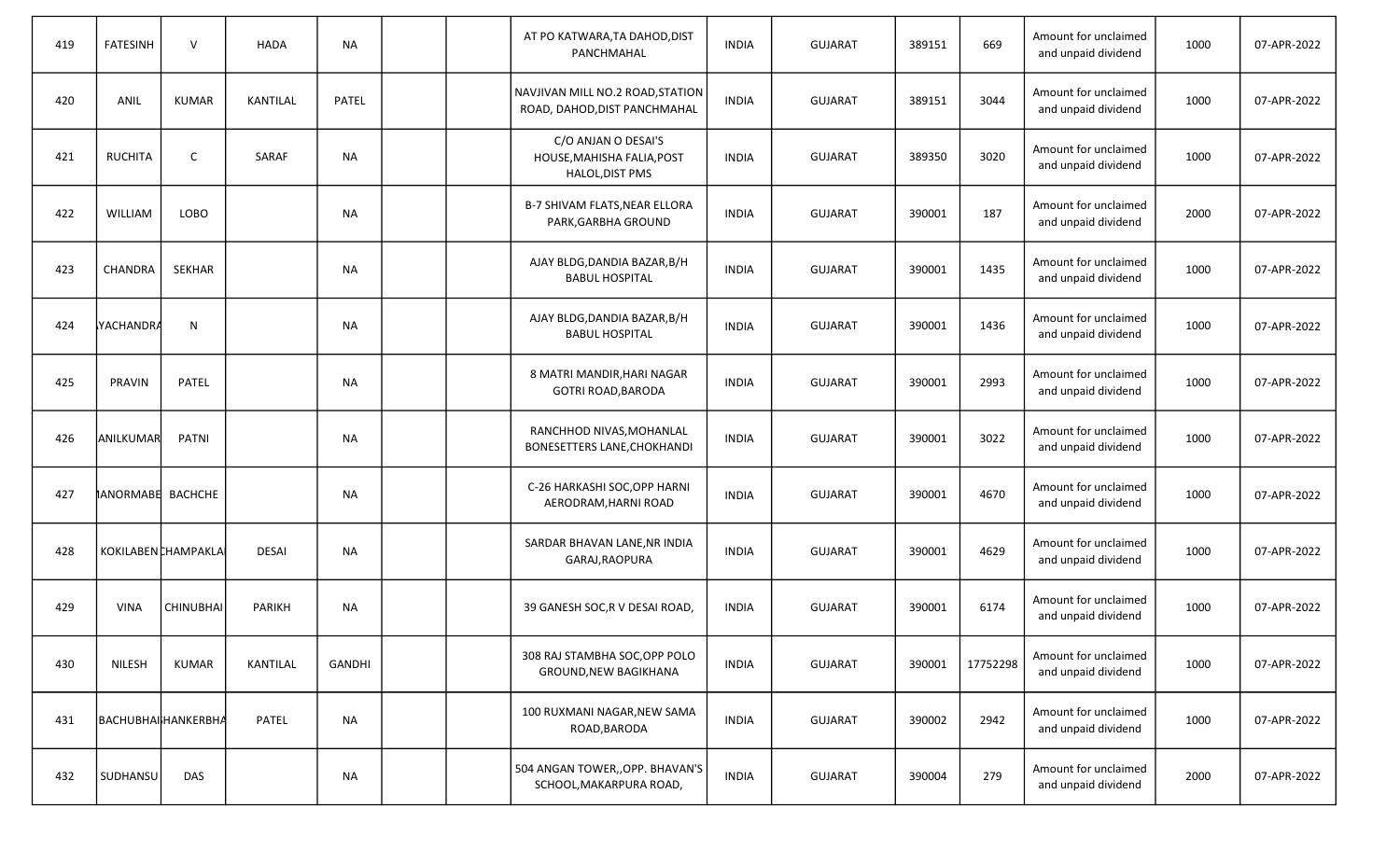| 419 | FATESINH | V | HADA | NA | | | AT PO KATWARA,TA DAHOD,DIST PANCHMAHAL | INDIA | GUJARAT | 389151 | 669 | Amount for unclaimed and unpaid dividend | 1000 | 07-APR-2022 |
|---|---|---|---|---|---|---|---|---|---|---|---|---|---|---|
| 420 | ANIL | KUMAR | KANTILAL | PATEL | | | NAVJIVAN MILL NO.2 ROAD,STATION ROAD, DAHOD,DIST PANCHMAHAL | INDIA | GUJARAT | 389151 | 3044 | Amount for unclaimed and unpaid dividend | 1000 | 07-APR-2022 |
| 421 | RUCHITA | C | SARAF | NA | | | C/O ANJAN O DESAI'S HOUSE,MAHISHA FALIA,POST HALOL,DIST PMS | INDIA | GUJARAT | 389350 | 3020 | Amount for unclaimed and unpaid dividend | 1000 | 07-APR-2022 |
| 422 | WILLIAM | LOBO | | NA | | | B-7 SHIVAM FLATS,NEAR ELLORA PARK,GARBHA GROUND | INDIA | GUJARAT | 390001 | 187 | Amount for unclaimed and unpaid dividend | 2000 | 07-APR-2022 |
| 423 | CHANDRA | SEKHAR | | NA | | | AJAY BLDG,DANDIA BAZAR,B/H BABUL HOSPITAL | INDIA | GUJARAT | 390001 | 1435 | Amount for unclaimed and unpaid dividend | 1000 | 07-APR-2022 |
| 424 | YACHANDRA | N | | NA | | | AJAY BLDG,DANDIA BAZAR,B/H BABUL HOSPITAL | INDIA | GUJARAT | 390001 | 1436 | Amount for unclaimed and unpaid dividend | 1000 | 07-APR-2022 |
| 425 | PRAVIN | PATEL | | NA | | | 8 MATRI MANDIR,HARI NAGAR GOTRI ROAD,BARODA | INDIA | GUJARAT | 390001 | 2993 | Amount for unclaimed and unpaid dividend | 1000 | 07-APR-2022 |
| 426 | ANILKUMAR | PATNI | | NA | | | RANCHHOD NIVAS,MOHANLAL BONESETTERS LANE,CHOKHANDI | INDIA | GUJARAT | 390001 | 3022 | Amount for unclaimed and unpaid dividend | 1000 | 07-APR-2022 |
| 427 | IANORMABE | BACHCHE | | NA | | | C-26 HARKASHI SOC,OPP HARNI AERODRAM,HARNI ROAD | INDIA | GUJARAT | 390001 | 4670 | Amount for unclaimed and unpaid dividend | 1000 | 07-APR-2022 |
| 428 | KOKILABEN | CHAMPAKLA | DESAI | NA | | | SARDAR BHAVAN LANE,NR INDIA GARAJ,RAOPURA | INDIA | GUJARAT | 390001 | 4629 | Amount for unclaimed and unpaid dividend | 1000 | 07-APR-2022 |
| 429 | VINA | CHINUBHAI | PARIKH | NA | | | 39 GANESH SOC,R V DESAI ROAD, | INDIA | GUJARAT | 390001 | 6174 | Amount for unclaimed and unpaid dividend | 1000 | 07-APR-2022 |
| 430 | NILESH | KUMAR | KANTILAL | GANDHI | | | 308 RAJ STAMBHA SOC,OPP POLO GROUND,NEW BAGIKHANA | INDIA | GUJARAT | 390001 | 17752298 | Amount for unclaimed and unpaid dividend | 1000 | 07-APR-2022 |
| 431 | BACHUBHAI | HANKERBHA | PATEL | NA | | | 100 RUXMANI NAGAR,NEW SAMA ROAD,BARODA | INDIA | GUJARAT | 390002 | 2942 | Amount for unclaimed and unpaid dividend | 1000 | 07-APR-2022 |
| 432 | SUDHANSU | DAS | | NA | | | 504 ANGAN TOWER,,OPP. BHAVAN'S SCHOOL,MAKARPURA ROAD, | INDIA | GUJARAT | 390004 | 279 | Amount for unclaimed and unpaid dividend | 2000 | 07-APR-2022 |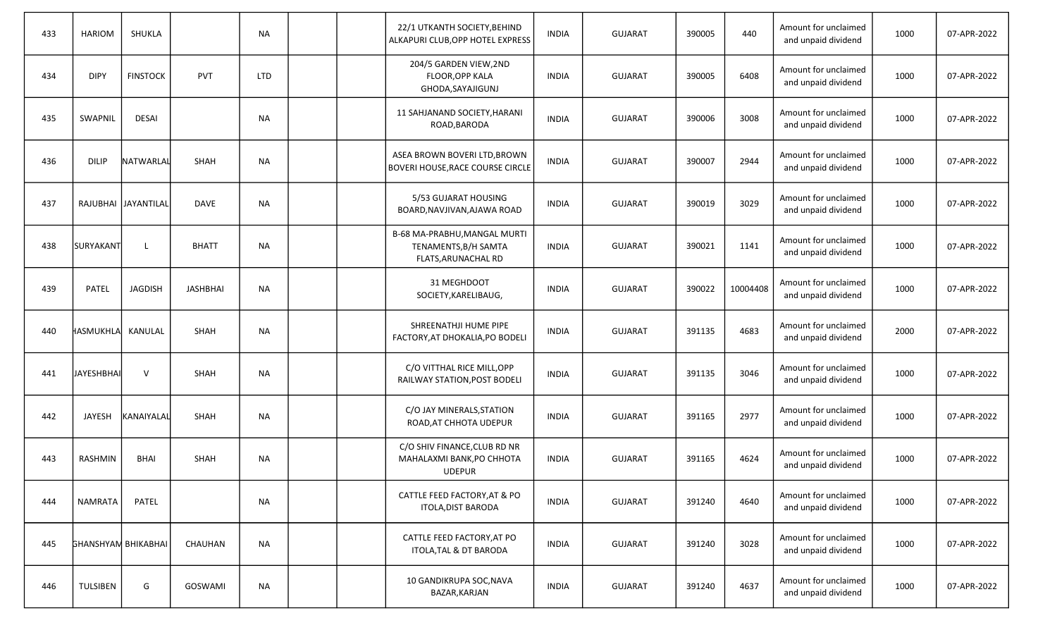| 433 | HARIOM | SHUKLA | | NA | | | 22/1 UTKANTH SOCIETY,BEHIND ALKAPURI CLUB,OPP HOTEL EXPRESS | INDIA | GUJARAT | 390005 | 440 | Amount for unclaimed and unpaid dividend | 1000 | 07-APR-2022 |
|---|---|---|---|---|---|---|---|---|---|---|---|---|---|---|
| 434 | DIPY | FINSTOCK | PVT | LTD | | | 204/5 GARDEN VIEW,2ND FLOOR,OPP KALA GHODA,SAYAJIGUNJ | INDIA | GUJARAT | 390005 | 6408 | Amount for unclaimed and unpaid dividend | 1000 | 07-APR-2022 |
| 435 | SWAPNIL | DESAI | | NA | | | 11 SAHJANAND SOCIETY,HARANI ROAD,BARODA | INDIA | GUJARAT | 390006 | 3008 | Amount for unclaimed and unpaid dividend | 1000 | 07-APR-2022 |
| 436 | DILIP | NATWARLAL | SHAH | NA | | | ASEA BROWN BOVERI LTD,BROWN BOVERI HOUSE,RACE COURSE CIRCLE | INDIA | GUJARAT | 390007 | 2944 | Amount for unclaimed and unpaid dividend | 1000 | 07-APR-2022 |
| 437 | RAJUBHAI | JAYANTILAL | DAVE | NA | | | 5/53 GUJARAT HOUSING BOARD,NAVJIVAN,AJAWA ROAD | INDIA | GUJARAT | 390019 | 3029 | Amount for unclaimed and unpaid dividend | 1000 | 07-APR-2022 |
| 438 | SURYAKANT | L | BHATT | NA | | | B-68 MA-PRABHU,MANGAL MURTI TENAMENTS,B/H SAMTA FLATS,ARUNACHAL RD | INDIA | GUJARAT | 390021 | 1141 | Amount for unclaimed and unpaid dividend | 1000 | 07-APR-2022 |
| 439 | PATEL | JAGDISH | JASHBHAI | NA | | | 31 MEGHDOOT SOCIETY,KARELIBAUG, | INDIA | GUJARAT | 390022 | 10004408 | Amount for unclaimed and unpaid dividend | 1000 | 07-APR-2022 |
| 440 | HASMUKHLAL | KANULAL | SHAH | NA | | | SHREENATHJI HUME PIPE FACTORY,AT DHOKALIA,PO BODELI | INDIA | GUJARAT | 391135 | 4683 | Amount for unclaimed and unpaid dividend | 2000 | 07-APR-2022 |
| 441 | JAYESHBHAI | V | SHAH | NA | | | C/O VITTHAL RICE MILL,OPP RAILWAY STATION,POST BODELI | INDIA | GUJARAT | 391135 | 3046 | Amount for unclaimed and unpaid dividend | 1000 | 07-APR-2022 |
| 442 | JAYESH | KANAIYALAL | SHAH | NA | | | C/O JAY MINERALS,STATION ROAD,AT CHHOTA UDEPUR | INDIA | GUJARAT | 391165 | 2977 | Amount for unclaimed and unpaid dividend | 1000 | 07-APR-2022 |
| 443 | RASHMIN | BHAI | SHAH | NA | | | C/O SHIV FINANCE,CLUB RD NR MAHALAXMI BANK,PO CHHOTA UDEPUR | INDIA | GUJARAT | 391165 | 4624 | Amount for unclaimed and unpaid dividend | 1000 | 07-APR-2022 |
| 444 | NAMRATA | PATEL | | NA | | | CATTLE FEED FACTORY,AT & PO ITOLA,DIST BARODA | INDIA | GUJARAT | 391240 | 4640 | Amount for unclaimed and unpaid dividend | 1000 | 07-APR-2022 |
| 445 | GHANSHYAM | BHIKABHAI | CHAUHAN | NA | | | CATTLE FEED FACTORY,AT PO ITOLA,TAL & DT BARODA | INDIA | GUJARAT | 391240 | 3028 | Amount for unclaimed and unpaid dividend | 1000 | 07-APR-2022 |
| 446 | TULSIBEN | G | GOSWAMI | NA | | | 10 GANDIKRUPA SOC,NAVA BAZAR,KARJAN | INDIA | GUJARAT | 391240 | 4637 | Amount for unclaimed and unpaid dividend | 1000 | 07-APR-2022 |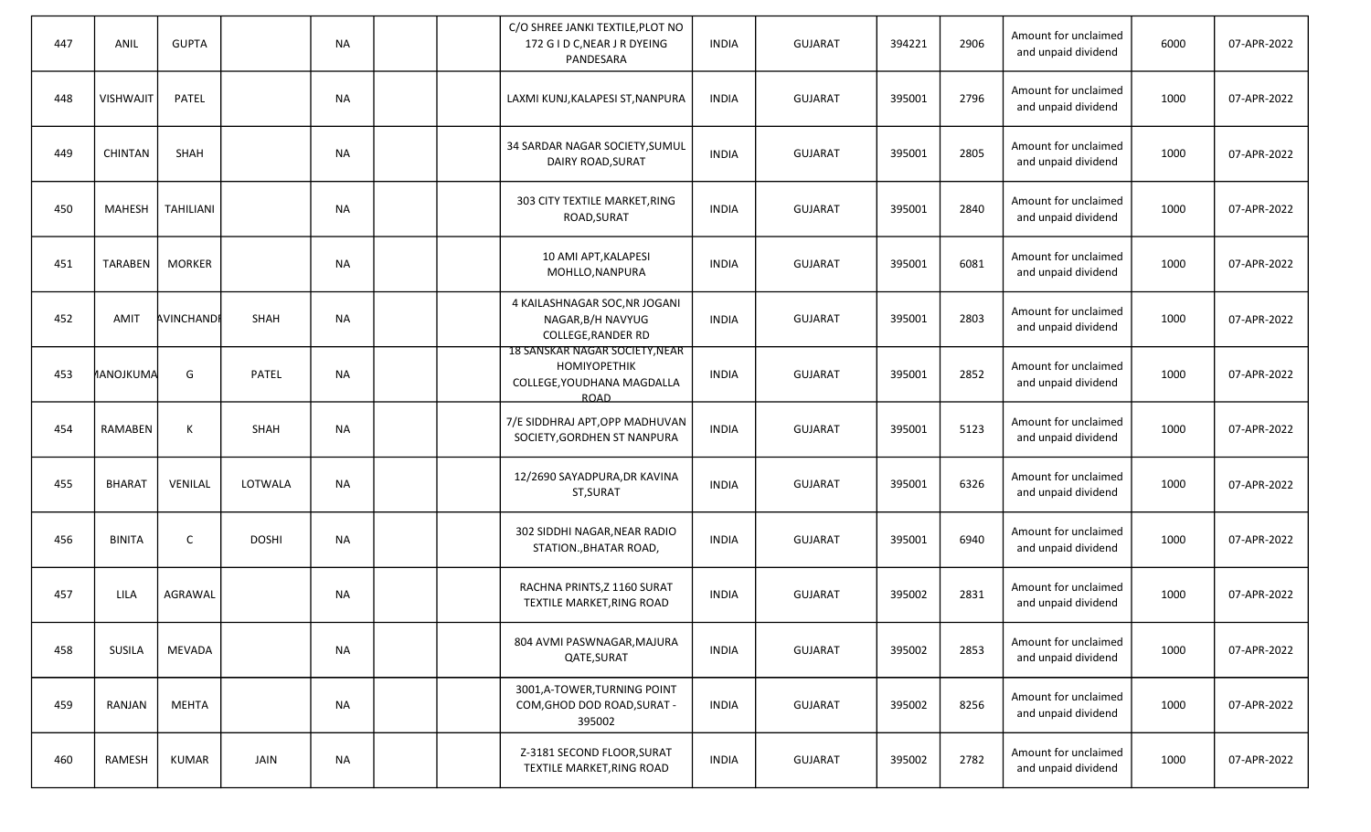| 447 | ANIL | GUPTA | | NA | | | C/O SHREE JANKI TEXTILE,PLOT NO 172 G I D C,NEAR J R DYEING PANDESARA | INDIA | GUJARAT | 394221 | 2906 | Amount for unclaimed and unpaid dividend | 6000 | 07-APR-2022 |
|---|---|---|---|---|---|---|---|---|---|---|---|---|---|---|
| 448 | VISHWAJIT | PATEL | | NA | | | LAXMI KUNJ,KALAPESI ST,NANPURA | INDIA | GUJARAT | 395001 | 2796 | Amount for unclaimed and unpaid dividend | 1000 | 07-APR-2022 |
| 449 | CHINTAN | SHAH | | NA | | | 34 SARDAR NAGAR SOCIETY,SUMUL DAIRY ROAD,SURAT | INDIA | GUJARAT | 395001 | 2805 | Amount for unclaimed and unpaid dividend | 1000 | 07-APR-2022 |
| 450 | MAHESH | TAHILIANI | | NA | | | 303 CITY TEXTILE MARKET,RING ROAD,SURAT | INDIA | GUJARAT | 395001 | 2840 | Amount for unclaimed and unpaid dividend | 1000 | 07-APR-2022 |
| 451 | TARABEN | MORKER | | NA | | | 10 AMI APT,KALAPESI MOHLLO,NANPURA | INDIA | GUJARAT | 395001 | 6081 | Amount for unclaimed and unpaid dividend | 1000 | 07-APR-2022 |
| 452 | AMIT | AVINCHANDI | SHAH | NA | | | 4 KAILASHNAGAR SOC,NR JOGANI NAGAR,B/H NAVYUG COLLEGE,RANDER RD | INDIA | GUJARAT | 395001 | 2803 | Amount for unclaimed and unpaid dividend | 1000 | 07-APR-2022 |
| 453 | MANOJKUMA | G | PATEL | NA | | | 18 SANSKAR NAGAR SOCIETY,NEAR HOMIYOPETHIK COLLEGE,YOUDHANA MAGDALLA ROAD | INDIA | GUJARAT | 395001 | 2852 | Amount for unclaimed and unpaid dividend | 1000 | 07-APR-2022 |
| 454 | RAMABEN | K | SHAH | NA | | | 7/E SIDDHRAJ APT,OPP MADHUVAN SOCIETY,GORDHEN ST NANPURA | INDIA | GUJARAT | 395001 | 5123 | Amount for unclaimed and unpaid dividend | 1000 | 07-APR-2022 |
| 455 | BHARAT | VENILAL | LOTWALA | NA | | | 12/2690 SAYADPURA,DR KAVINA ST,SURAT | INDIA | GUJARAT | 395001 | 6326 | Amount for unclaimed and unpaid dividend | 1000 | 07-APR-2022 |
| 456 | BINITA | C | DOSHI | NA | | | 302 SIDDHI NAGAR,NEAR RADIO STATION.,BHATAR ROAD, | INDIA | GUJARAT | 395001 | 6940 | Amount for unclaimed and unpaid dividend | 1000 | 07-APR-2022 |
| 457 | LILA | AGRAWAL | | NA | | | RACHNA PRINTS,Z 1160 SURAT TEXTILE MARKET,RING ROAD | INDIA | GUJARAT | 395002 | 2831 | Amount for unclaimed and unpaid dividend | 1000 | 07-APR-2022 |
| 458 | SUSILA | MEVADA | | NA | | | 804 AVMI PASWNAGAR,MAJURA QATE,SURAT | INDIA | GUJARAT | 395002 | 2853 | Amount for unclaimed and unpaid dividend | 1000 | 07-APR-2022 |
| 459 | RANJAN | MEHTA | | NA | | | 3001,A-TOWER,TURNING POINT COM,GHOD DOD ROAD,SURAT - 395002 | INDIA | GUJARAT | 395002 | 8256 | Amount for unclaimed and unpaid dividend | 1000 | 07-APR-2022 |
| 460 | RAMESH | KUMAR | JAIN | NA | | | Z-3181 SECOND FLOOR,SURAT TEXTILE MARKET,RING ROAD | INDIA | GUJARAT | 395002 | 2782 | Amount for unclaimed and unpaid dividend | 1000 | 07-APR-2022 |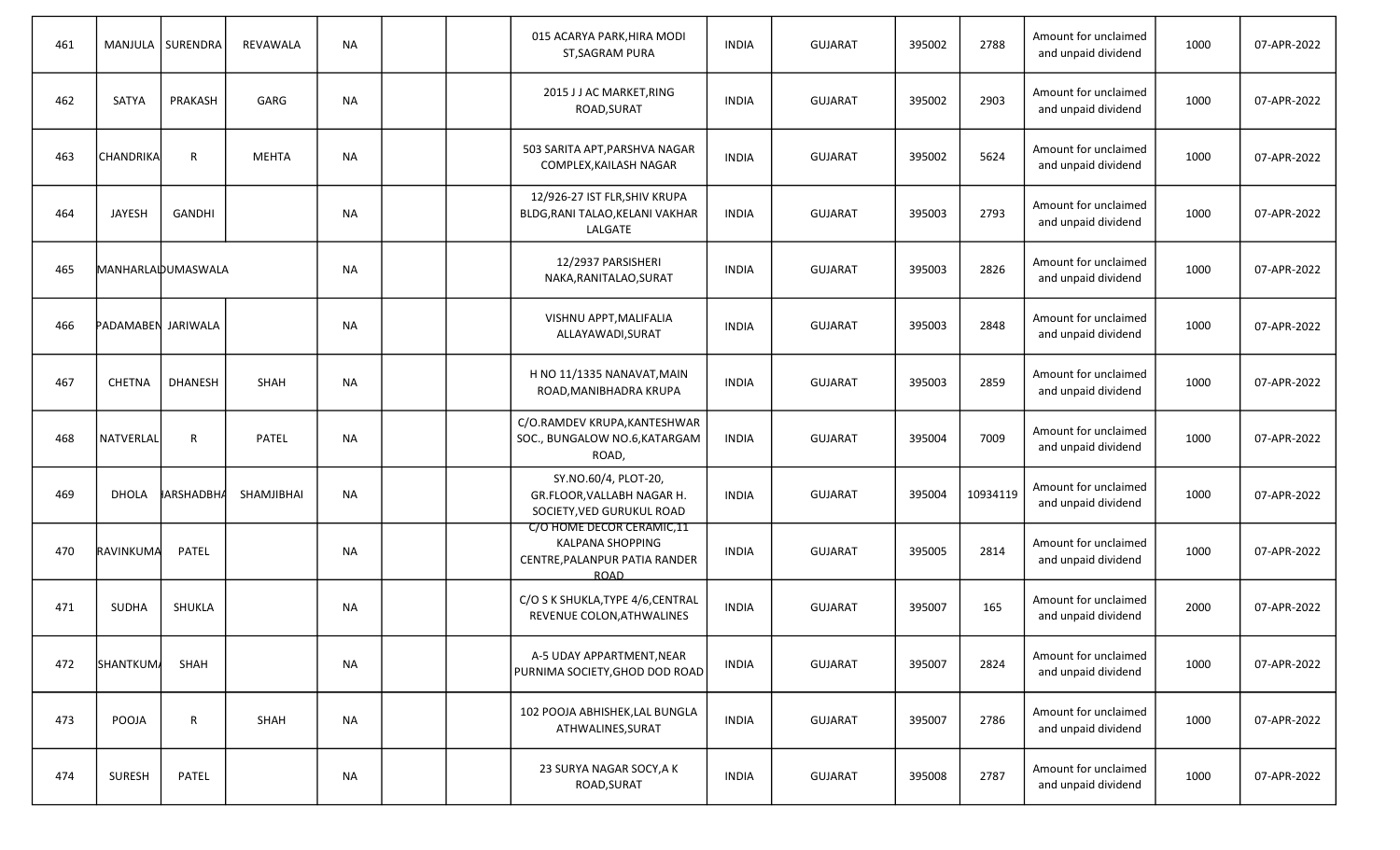| | | | | | | | | | | | | | | |
|---|---|---|---|---|---|---|---|---|---|---|---|---|---|---|
| 461 | MANJULA | SURENDRA | REVAWALA | NA | | | 015 ACARYA PARK,HIRA MODI ST,SAGRAM PURA | INDIA | GUJARAT | 395002 | 2788 | Amount for unclaimed and unpaid dividend | 1000 | 07-APR-2022 |
| 462 | SATYA | PRAKASH | GARG | NA | | | 2015 J J AC MARKET,RING ROAD,SURAT | INDIA | GUJARAT | 395002 | 2903 | Amount for unclaimed and unpaid dividend | 1000 | 07-APR-2022 |
| 463 | CHANDRIKA | R | MEHTA | NA | | | 503 SARITA APT,PARSHVA NAGAR COMPLEX,KAILASH NAGAR | INDIA | GUJARAT | 395002 | 5624 | Amount for unclaimed and unpaid dividend | 1000 | 07-APR-2022 |
| 464 | JAYESH | GANDHI | | NA | | | 12/926-27 IST FLR,SHIV KRUPA BLDG,RANI TALAO,KELANI VAKHAR LALGATE | INDIA | GUJARAT | 395003 | 2793 | Amount for unclaimed and unpaid dividend | 1000 | 07-APR-2022 |
| 465 | MANHARLAL | DUMASWALA | | NA | | | 12/2937 PARSISHERI NAKA,RANITALAO,SURAT | INDIA | GUJARAT | 395003 | 2826 | Amount for unclaimed and unpaid dividend | 1000 | 07-APR-2022 |
| 466 | PADAMABEN | JARIWALA | | NA | | | VISHNU APPT,MALIFALIA ALLAYAWADI,SURAT | INDIA | GUJARAT | 395003 | 2848 | Amount for unclaimed and unpaid dividend | 1000 | 07-APR-2022 |
| 467 | CHETNA | DHANESH | SHAH | NA | | | H NO 11/1335 NANAVAT,MAIN ROAD,MANIBHADRA KRUPA | INDIA | GUJARAT | 395003 | 2859 | Amount for unclaimed and unpaid dividend | 1000 | 07-APR-2022 |
| 468 | NATVERLAL | R | PATEL | NA | | | C/O.RAMDEV KRUPA,KANTESHWAR SOC., BUNGALOW NO.6,KATARGAM ROAD, | INDIA | GUJARAT | 395004 | 7009 | Amount for unclaimed and unpaid dividend | 1000 | 07-APR-2022 |
| 469 | DHOLA | HARSHADBHA | SHAMJIBHAI | NA | | | SY.NO.60/4, PLOT-20, GR.FLOOR,VALLABH NAGAR H. SOCIETY,VED GURUKUL ROAD | INDIA | GUJARAT | 395004 | 10934119 | Amount for unclaimed and unpaid dividend | 1000 | 07-APR-2022 |
| 470 | RAVINKUMA | PATEL | | NA | | | C/O HOME DECOR CERAMIC,11 KALPANA SHOPPING CENTRE,PALANPUR PATIA RANDER ROAD | INDIA | GUJARAT | 395005 | 2814 | Amount for unclaimed and unpaid dividend | 1000 | 07-APR-2022 |
| 471 | SUDHA | SHUKLA | | NA | | | C/O S K SHUKLA,TYPE 4/6,CENTRAL REVENUE COLON,ATHWALINES | INDIA | GUJARAT | 395007 | 165 | Amount for unclaimed and unpaid dividend | 2000 | 07-APR-2022 |
| 472 | SHANTKUM | SHAH | | NA | | | A-5 UDAY APPARTMENT,NEAR PURNIMA SOCIETY,GHOD DOD ROAD | INDIA | GUJARAT | 395007 | 2824 | Amount for unclaimed and unpaid dividend | 1000 | 07-APR-2022 |
| 473 | POOJA | R | SHAH | NA | | | 102 POOJA ABHISHEK,LAL BUNGLA ATHWALINES,SURAT | INDIA | GUJARAT | 395007 | 2786 | Amount for unclaimed and unpaid dividend | 1000 | 07-APR-2022 |
| 474 | SURESH | PATEL | | NA | | | 23 SURYA NAGAR SOCY,A K ROAD,SURAT | INDIA | GUJARAT | 395008 | 2787 | Amount for unclaimed and unpaid dividend | 1000 | 07-APR-2022 |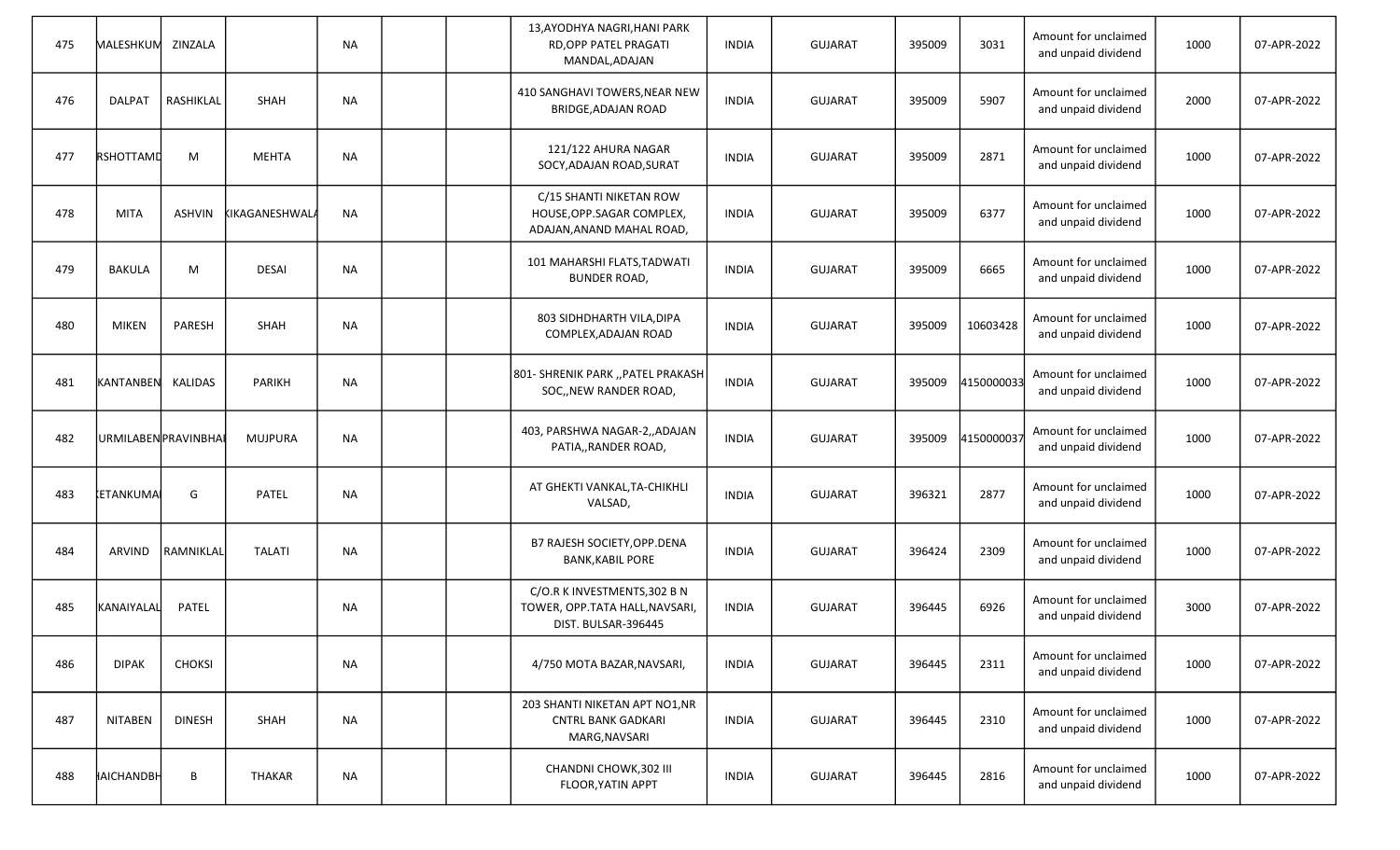| | | | | | | | | | | | | | |
|---|---|---|---|---|---|---|---|---|---|---|---|---|---|
| 475 | MALESHKUM | ZINZALA | | NA | | | 13,AYODHYA NAGRI,HANI PARK RD,OPP PATEL PRAGATI MANDAL,ADAJAN | INDIA | GUJARAT | 395009 | 3031 | Amount for unclaimed and unpaid dividend | 1000 | 07-APR-2022 |
| 476 | DALPAT | RASHIKLAL | SHAH | NA | | | 410 SANGHAVI TOWERS,NEAR NEW BRIDGE,ADAJAN ROAD | INDIA | GUJARAT | 395009 | 5907 | Amount for unclaimed and unpaid dividend | 2000 | 07-APR-2022 |
| 477 | RSHOTTAMD | M | MEHTA | NA | | | 121/122 AHURA NAGAR SOCY,ADAJAN ROAD,SURAT | INDIA | GUJARAT | 395009 | 2871 | Amount for unclaimed and unpaid dividend | 1000 | 07-APR-2022 |
| 478 | MITA | ASHVIN | KIKAGANESHWALA | NA | | | C/15 SHANTI NIKETAN ROW HOUSE,OPP.SAGAR COMPLEX, ADAJAN,ANAND MAHAL ROAD, | INDIA | GUJARAT | 395009 | 6377 | Amount for unclaimed and unpaid dividend | 1000 | 07-APR-2022 |
| 479 | BAKULA | M | DESAI | NA | | | 101 MAHARSHI FLATS,TADWATI BUNDER ROAD, | INDIA | GUJARAT | 395009 | 6665 | Amount for unclaimed and unpaid dividend | 1000 | 07-APR-2022 |
| 480 | MIKEN | PARESH | SHAH | NA | | | 803 SIDHDHARTH VILA,DIPA COMPLEX,ADAJAN ROAD | INDIA | GUJARAT | 395009 | 10603428 | Amount for unclaimed and unpaid dividend | 1000 | 07-APR-2022 |
| 481 | KANTANBEN | KALIDAS | PARIKH | NA | | | 801- SHRENIK PARK ,,PATEL PRAKASH SOC,,NEW RANDER ROAD, | INDIA | GUJARAT | 395009 | 4150000033 | Amount for unclaimed and unpaid dividend | 1000 | 07-APR-2022 |
| 482 | URMILABEN | PRAVINBHAI | MUJPURA | NA | | | 403, PARSHWA NAGAR-2,,ADAJAN PATIA,,RANDER ROAD, | INDIA | GUJARAT | 395009 | 4150000037 | Amount for unclaimed and unpaid dividend | 1000 | 07-APR-2022 |
| 483 | KETANKUMAI | G | PATEL | NA | | | AT GHEKTI VANKAL,TA-CHIKHLI VALSAD, | INDIA | GUJARAT | 396321 | 2877 | Amount for unclaimed and unpaid dividend | 1000 | 07-APR-2022 |
| 484 | ARVIND | RAMNIKLAL | TALATI | NA | | | B7 RAJESH SOCIETY,OPP.DENA BANK,KABIL PORE | INDIA | GUJARAT | 396424 | 2309 | Amount for unclaimed and unpaid dividend | 1000 | 07-APR-2022 |
| 485 | KANAIYALAL | PATEL | | NA | | | C/O.R K INVESTMENTS,302 B N TOWER, OPP.TATA HALL,NAVSARI, DIST. BULSAR-396445 | INDIA | GUJARAT | 396445 | 6926 | Amount for unclaimed and unpaid dividend | 3000 | 07-APR-2022 |
| 486 | DIPAK | CHOKSI | | NA | | | 4/750 MOTA BAZAR,NAVSARI, | INDIA | GUJARAT | 396445 | 2311 | Amount for unclaimed and unpaid dividend | 1000 | 07-APR-2022 |
| 487 | NITABEN | DINESH | SHAH | NA | | | 203 SHANTI NIKETAN APT NO1,NR CNTRL BANK GADKARI MARG,NAVSARI | INDIA | GUJARAT | 396445 | 2310 | Amount for unclaimed and unpaid dividend | 1000 | 07-APR-2022 |
| 488 | HAICHANDBH | B | THAKAR | NA | | | CHANDNI CHOWK,302 III FLOOR,YATIN APPT | INDIA | GUJARAT | 396445 | 2816 | Amount for unclaimed and unpaid dividend | 1000 | 07-APR-2022 |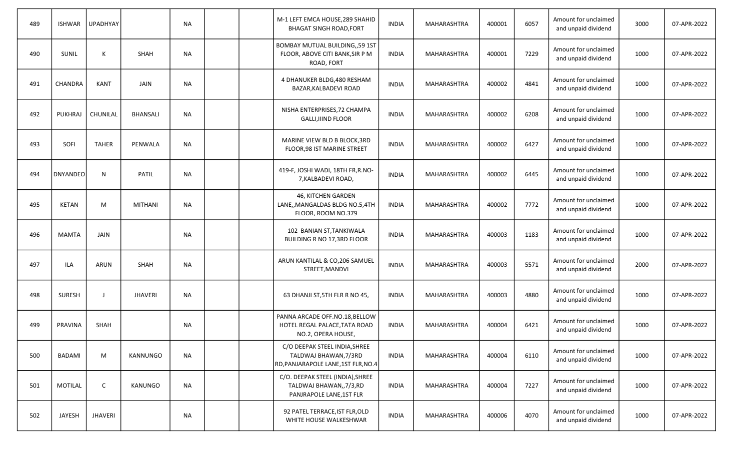| 489 | ISHWAR | UPADHYAY | | NA | | | M-1 LEFT EMCA HOUSE,289 SHAHID BHAGAT SINGH ROAD,FORT | INDIA | MAHARASHTRA | 400001 | 6057 | Amount for unclaimed and unpaid dividend | 3000 | 07-APR-2022 |
|---|---|---|---|---|---|---|---|---|---|---|---|---|---|---|
| 490 | SUNIL | K | SHAH | NA | | | BOMBAY MUTUAL BUILDING,,59 1ST FLOOR, ABOVE CITI BANK,SIR P M ROAD, FORT | INDIA | MAHARASHTRA | 400001 | 7229 | Amount for unclaimed and unpaid dividend | 1000 | 07-APR-2022 |
| 491 | CHANDRA | KANT | JAIN | NA | | | 4 DHANUKER BLDG,480 RESHAM BAZAR,KALBADEVI ROAD | INDIA | MAHARASHTRA | 400002 | 4841 | Amount for unclaimed and unpaid dividend | 1000 | 07-APR-2022 |
| 492 | PUKHRAJ | CHUNILAL | BHANSALI | NA | | | NISHA ENTERPRISES,72 CHAMPA GALLI,IIIND FLOOR | INDIA | MAHARASHTRA | 400002 | 6208 | Amount for unclaimed and unpaid dividend | 1000 | 07-APR-2022 |
| 493 | SOFI | TAHER | PENWALA | NA | | | MARINE VIEW BLD B BLOCK,3RD FLOOR,98 IST MARINE STREET | INDIA | MAHARASHTRA | 400002 | 6427 | Amount for unclaimed and unpaid dividend | 1000 | 07-APR-2022 |
| 494 | DNYANDEO | N | PATIL | NA | | | 419-F, JOSHI WADI, 18TH FR,R.NO-7,KALBADEVI ROAD, | INDIA | MAHARASHTRA | 400002 | 6445 | Amount for unclaimed and unpaid dividend | 1000 | 07-APR-2022 |
| 495 | KETAN | M | MITHANI | NA | | | 46, KITCHEN GARDEN LANE,,MANGALDAS BLDG NO.5,4TH FLOOR, ROOM NO.379 | INDIA | MAHARASHTRA | 400002 | 7772 | Amount for unclaimed and unpaid dividend | 1000 | 07-APR-2022 |
| 496 | MAMTA | JAIN | | NA | | | 102 BANIAN ST,TANKIWALA BUILDING R NO 17,3RD FLOOR | INDIA | MAHARASHTRA | 400003 | 1183 | Amount for unclaimed and unpaid dividend | 1000 | 07-APR-2022 |
| 497 | ILA | ARUN | SHAH | NA | | | ARUN KANTILAL & CO,206 SAMUEL STREET,MANDVI | INDIA | MAHARASHTRA | 400003 | 5571 | Amount for unclaimed and unpaid dividend | 2000 | 07-APR-2022 |
| 498 | SURESH | J | JHAVERI | NA | | | 63 DHANJI ST,5TH FLR R NO 45, | INDIA | MAHARASHTRA | 400003 | 4880 | Amount for unclaimed and unpaid dividend | 1000 | 07-APR-2022 |
| 499 | PRAVINA | SHAH | | NA | | | PANNA ARCADE OFF.NO.18,BELLOW HOTEL REGAL PALACE,TATA ROAD NO.2, OPERA HOUSE, | INDIA | MAHARASHTRA | 400004 | 6421 | Amount for unclaimed and unpaid dividend | 1000 | 07-APR-2022 |
| 500 | BADAMI | M | KANNUNGO | NA | | | C/O DEEPAK STEEL INDIA,SHREE TALDWAJ BHAWAN,7/3RD RD,PANJARAPOLE LANE,1ST FLR,NO.4 | INDIA | MAHARASHTRA | 400004 | 6110 | Amount for unclaimed and unpaid dividend | 1000 | 07-APR-2022 |
| 501 | MOTILAL | C | KANUNGO | NA | | | C/O. DEEPAK STEEL (INDIA),SHREE TALDWAJ BHAWAN,,7/3,RD PANJRAPOLE LANE,1ST FLR | INDIA | MAHARASHTRA | 400004 | 7227 | Amount for unclaimed and unpaid dividend | 1000 | 07-APR-2022 |
| 502 | JAYESH | JHAVERI | | NA | | | 92 PATEL TERRACE,IST FLR,OLD WHITE HOUSE WALKESHWAR | INDIA | MAHARASHTRA | 400006 | 4070 | Amount for unclaimed and unpaid dividend | 1000 | 07-APR-2022 |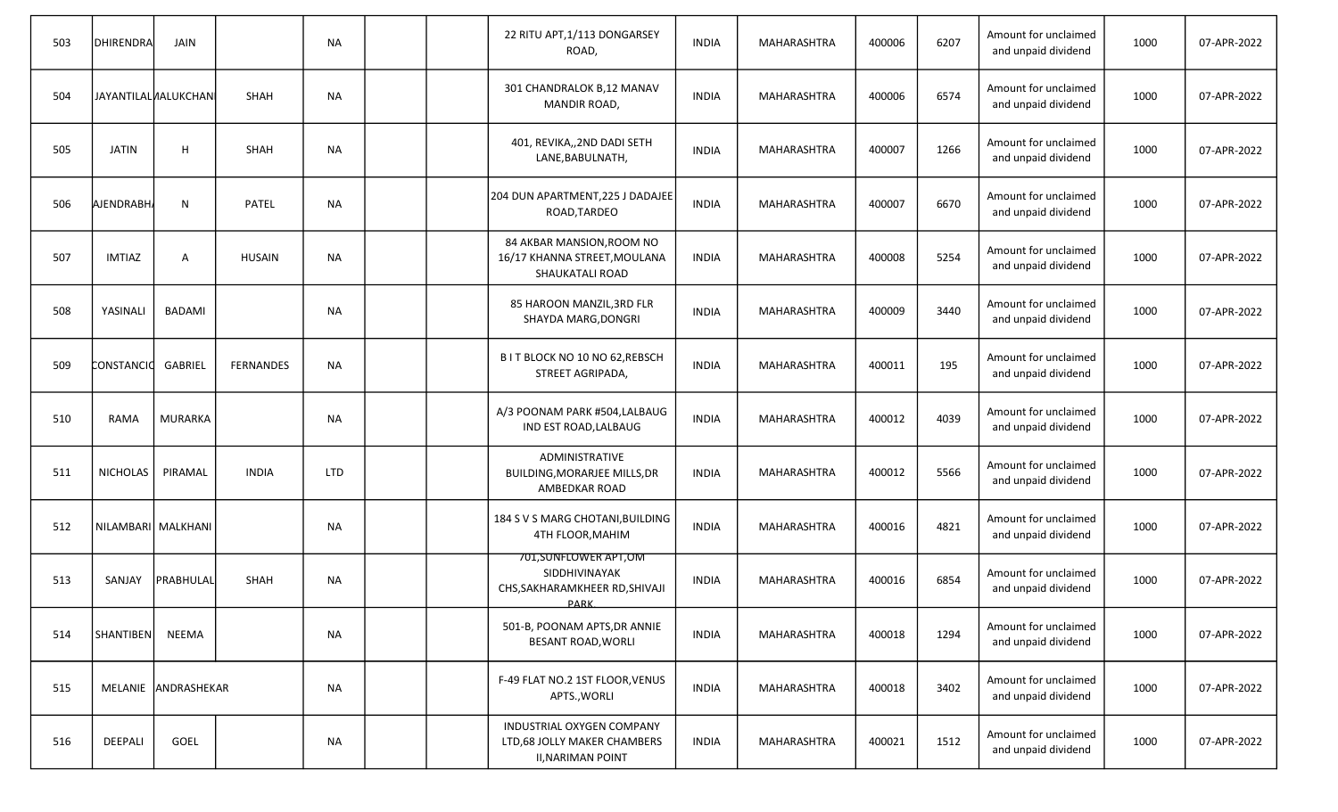| 503 | DHIRENDRA | JAIN | | NA | | | 22 RITU APT,1/113 DONGARSEY ROAD, | INDIA | MAHARASHTRA | 400006 | 6207 | Amount for unclaimed and unpaid dividend | 1000 | 07-APR-2022 |
|---|---|---|---|---|---|---|---|---|---|---|---|---|---|---|
| 504 | JAYANTILAL | MALUKCHAN | SHAH | NA | | | 301 CHANDRALOK B,12 MANAV MANDIR ROAD, | INDIA | MAHARASHTRA | 400006 | 6574 | Amount for unclaimed and unpaid dividend | 1000 | 07-APR-2022 |
| 505 | JATIN | H | SHAH | NA | | | 401, REVIKA,,2ND DADI SETH LANE,BABULNATH, | INDIA | MAHARASHTRA | 400007 | 1266 | Amount for unclaimed and unpaid dividend | 1000 | 07-APR-2022 |
| 506 | AJENDRABH | N | PATEL | NA | | | 204 DUN APARTMENT,225 J DADAJEE ROAD,TARDEO | INDIA | MAHARASHTRA | 400007 | 6670 | Amount for unclaimed and unpaid dividend | 1000 | 07-APR-2022 |
| 507 | IMTIAZ | A | HUSAIN | NA | | | 84 AKBAR MANSION,ROOM NO 16/17 KHANNA STREET,MOULANA SHAUKATALI ROAD | INDIA | MAHARASHTRA | 400008 | 5254 | Amount for unclaimed and unpaid dividend | 1000 | 07-APR-2022 |
| 508 | YASINALI | BADAMI | | NA | | | 85 HAROON MANZIL,3RD FLR SHAYDA MARG,DONGRI | INDIA | MAHARASHTRA | 400009 | 3440 | Amount for unclaimed and unpaid dividend | 1000 | 07-APR-2022 |
| 509 | CONSTANCIO | GABRIEL | FERNANDES | NA | | | B I T BLOCK NO 10 NO 62,REBSCH STREET AGRIPADA, | INDIA | MAHARASHTRA | 400011 | 195 | Amount for unclaimed and unpaid dividend | 1000 | 07-APR-2022 |
| 510 | RAMA | MURARKA | | NA | | | A/3 POONAM PARK #504,LALBAUG IND EST ROAD,LALBAUG | INDIA | MAHARASHTRA | 400012 | 4039 | Amount for unclaimed and unpaid dividend | 1000 | 07-APR-2022 |
| 511 | NICHOLAS | PIRAMAL | INDIA | LTD | | | ADMINISTRATIVE BUILDING,MORARJEE MILLS,DR AMBEDKAR ROAD | INDIA | MAHARASHTRA | 400012 | 5566 | Amount for unclaimed and unpaid dividend | 1000 | 07-APR-2022 |
| 512 | NILAMBARI | MALKHANI | | NA | | | 184 S V S MARG CHOTANI,BUILDING 4TH FLOOR,MAHIM | INDIA | MAHARASHTRA | 400016 | 4821 | Amount for unclaimed and unpaid dividend | 1000 | 07-APR-2022 |
| 513 | SANJAY | PRABHULAL | SHAH | NA | | | 701,SUNFLOWER APT,OM SIDDHIVINAYAK CHS,SAKHARAMKHEER RD,SHIVAJI PARK | INDIA | MAHARASHTRA | 400016 | 6854 | Amount for unclaimed and unpaid dividend | 1000 | 07-APR-2022 |
| 514 | SHANTIBEN | NEEMA | | NA | | | 501-B, POONAM APTS,DR ANNIE BESANT ROAD,WORLI | INDIA | MAHARASHTRA | 400018 | 1294 | Amount for unclaimed and unpaid dividend | 1000 | 07-APR-2022 |
| 515 | MELANIE | ANDRASHEKAR | | NA | | | F-49 FLAT NO.2 1ST FLOOR,VENUS APTS.,WORLI | INDIA | MAHARASHTRA | 400018 | 3402 | Amount for unclaimed and unpaid dividend | 1000 | 07-APR-2022 |
| 516 | DEEPALI | GOEL | | NA | | | INDUSTRIAL OXYGEN COMPANY LTD,68 JOLLY MAKER CHAMBERS II,NARIMAN POINT | INDIA | MAHARASHTRA | 400021 | 1512 | Amount for unclaimed and unpaid dividend | 1000 | 07-APR-2022 |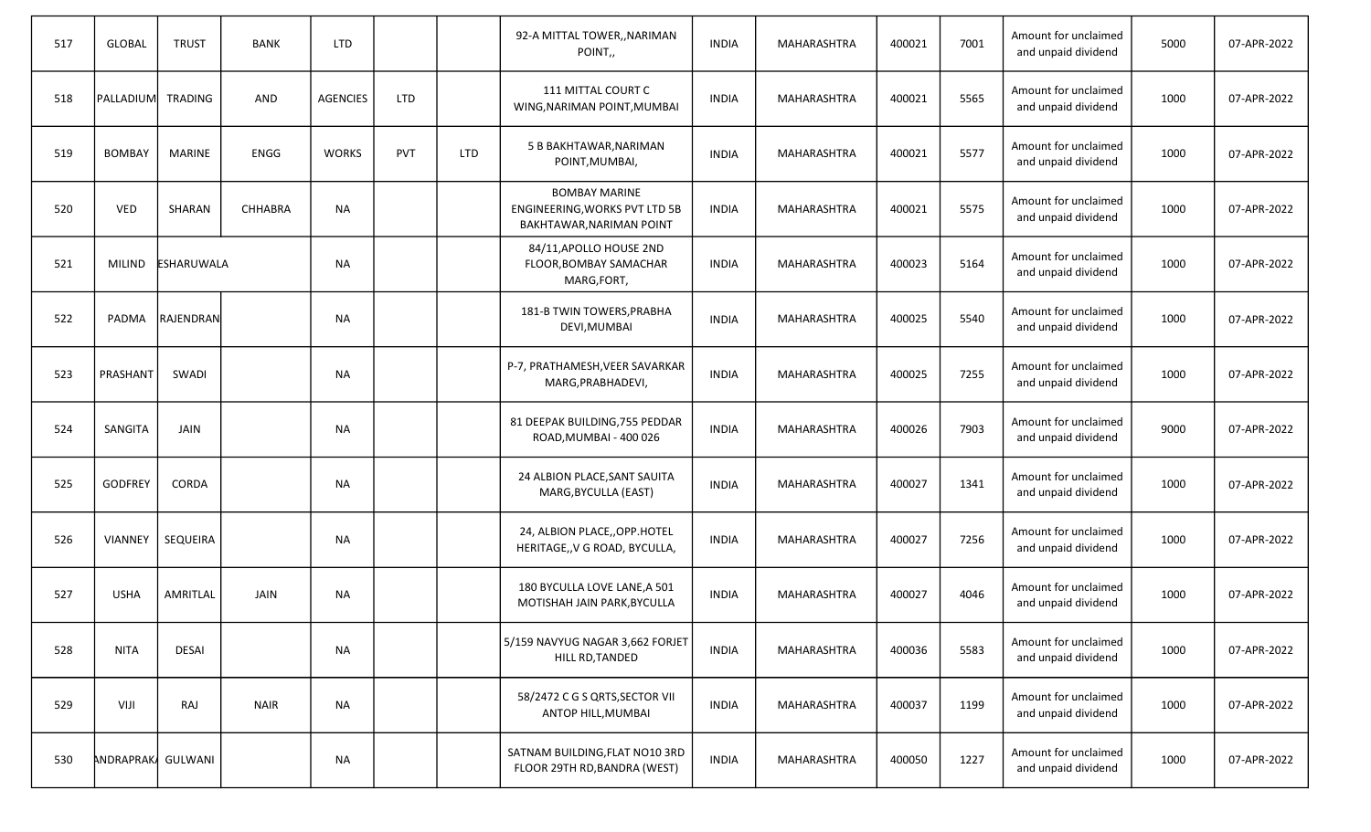| | | | | | | | | | | | | | | |
|---|---|---|---|---|---|---|---|---|---|---|---|---|---|---|
| 517 | GLOBAL | TRUST | BANK | LTD | | | 92-A MITTAL TOWER,,NARIMAN POINT,, | INDIA | MAHARASHTRA | 400021 | 7001 | Amount for unclaimed and unpaid dividend | 5000 | 07-APR-2022 |
| 518 | PALLADIUM | TRADING | AND | AGENCIES | LTD | | 111 MITTAL COURT C WING,NARIMAN POINT,MUMBAI | INDIA | MAHARASHTRA | 400021 | 5565 | Amount for unclaimed and unpaid dividend | 1000 | 07-APR-2022 |
| 519 | BOMBAY | MARINE | ENGG | WORKS | PVT | LTD | 5 B BAKHTAWAR,NARIMAN POINT,MUMBAI, | INDIA | MAHARASHTRA | 400021 | 5577 | Amount for unclaimed and unpaid dividend | 1000 | 07-APR-2022 |
| 520 | VED | SHARAN | CHHABRA | NA | | | BOMBAY MARINE ENGINEERING,WORKS PVT LTD 5B BAKHTAWAR,NARIMAN POINT | INDIA | MAHARASHTRA | 400021 | 5575 | Amount for unclaimed and unpaid dividend | 1000 | 07-APR-2022 |
| 521 | MILIND | ESHARUWALA | | NA | | | 84/11,APOLLO HOUSE 2ND FLOOR,BOMBAY SAMACHAR MARG,FORT, | INDIA | MAHARASHTRA | 400023 | 5164 | Amount for unclaimed and unpaid dividend | 1000 | 07-APR-2022 |
| 522 | PADMA | RAJENDRAN | | NA | | | 181-B TWIN TOWERS,PRABHA DEVI,MUMBAI | INDIA | MAHARASHTRA | 400025 | 5540 | Amount for unclaimed and unpaid dividend | 1000 | 07-APR-2022 |
| 523 | PRASHANT | SWADI | | NA | | | P-7, PRATHAMESH,VEER SAVARKAR MARG,PRABHADEVI, | INDIA | MAHARASHTRA | 400025 | 7255 | Amount for unclaimed and unpaid dividend | 1000 | 07-APR-2022 |
| 524 | SANGITA | JAIN | | NA | | | 81 DEEPAK BUILDING,755 PEDDAR ROAD,MUMBAI - 400 026 | INDIA | MAHARASHTRA | 400026 | 7903 | Amount for unclaimed and unpaid dividend | 9000 | 07-APR-2022 |
| 525 | GODFREY | CORDA | | NA | | | 24 ALBION PLACE,SANT SAUITA MARG,BYCULLA (EAST) | INDIA | MAHARASHTRA | 400027 | 1341 | Amount for unclaimed and unpaid dividend | 1000 | 07-APR-2022 |
| 526 | VIANNEY | SEQUEIRA | | NA | | | 24, ALBION PLACE,,OPP.HOTEL HERITAGE,,V G ROAD, BYCULLA, | INDIA | MAHARASHTRA | 400027 | 7256 | Amount for unclaimed and unpaid dividend | 1000 | 07-APR-2022 |
| 527 | USHA | AMRITLAL | JAIN | NA | | | 180 BYCULLA LOVE LANE,A 501 MOTISHAH JAIN PARK,BYCULLA | INDIA | MAHARASHTRA | 400027 | 4046 | Amount for unclaimed and unpaid dividend | 1000 | 07-APR-2022 |
| 528 | NITA | DESAI | | NA | | | 5/159 NAVYUG NAGAR 3,662 FORJET HILL RD,TANDED | INDIA | MAHARASHTRA | 400036 | 5583 | Amount for unclaimed and unpaid dividend | 1000 | 07-APR-2022 |
| 529 | VIJI | RAJ | NAIR | NA | | | 58/2472 C G S QRTS,SECTOR VII ANTOP HILL,MUMBAI | INDIA | MAHARASHTRA | 400037 | 1199 | Amount for unclaimed and unpaid dividend | 1000 | 07-APR-2022 |
| 530 | ANDRAPRAKA | GULWANI | | NA | | | SATNAM BUILDING,FLAT NO10 3RD FLOOR 29TH RD,BANDRA (WEST) | INDIA | MAHARASHTRA | 400050 | 1227 | Amount for unclaimed and unpaid dividend | 1000 | 07-APR-2022 |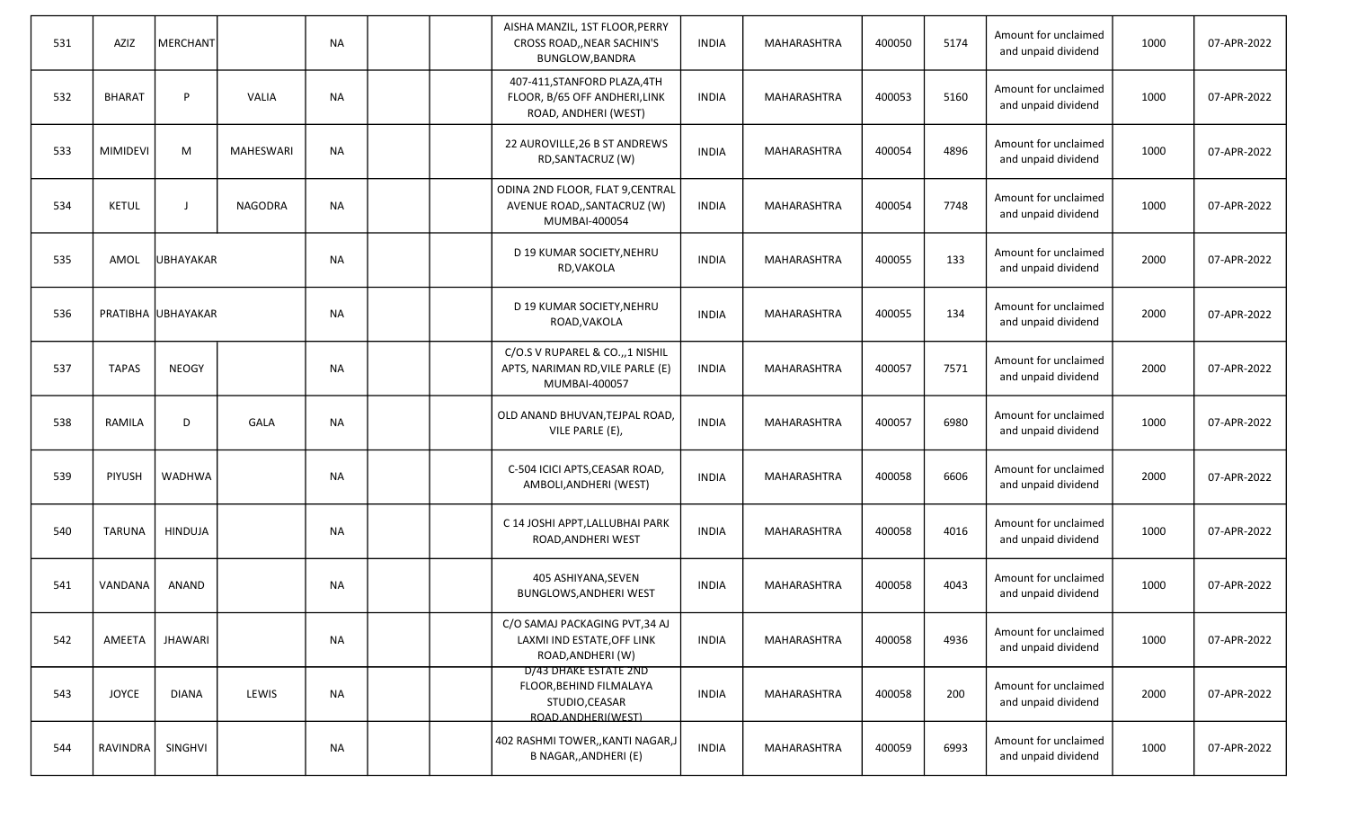| | | | | | | | | | | | | | | |
|---|---|---|---|---|---|---|---|---|---|---|---|---|---|---|
| 531 | AZIZ | MERCHANT | | NA | | | AISHA MANZIL, 1ST FLOOR,PERRY CROSS ROAD,,NEAR SACHIN'S BUNGLOW,BANDRA | INDIA | MAHARASHTRA | 400050 | 5174 | Amount for unclaimed and unpaid dividend | 1000 | 07-APR-2022 |
| 532 | BHARAT | P | VALIA | NA | | | 407-411,STANFORD PLAZA,4TH FLOOR, B/65 OFF ANDHERI,LINK ROAD, ANDHERI (WEST) | INDIA | MAHARASHTRA | 400053 | 5160 | Amount for unclaimed and unpaid dividend | 1000 | 07-APR-2022 |
| 533 | MIMIDEVI | M | MAHESWARI | NA | | | 22 AUROVILLE,26 B ST ANDREWS RD,SANTACRUZ (W) | INDIA | MAHARASHTRA | 400054 | 4896 | Amount for unclaimed and unpaid dividend | 1000 | 07-APR-2022 |
| 534 | KETUL | J | NAGODRA | NA | | | ODINA 2ND FLOOR, FLAT 9,CENTRAL AVENUE ROAD,,SANTACRUZ (W) MUMBAI-400054 | INDIA | MAHARASHTRA | 400054 | 7748 | Amount for unclaimed and unpaid dividend | 1000 | 07-APR-2022 |
| 535 | AMOL | UBHAYAKAR | | NA | | | D 19 KUMAR SOCIETY,NEHRU RD,VAKOLA | INDIA | MAHARASHTRA | 400055 | 133 | Amount for unclaimed and unpaid dividend | 2000 | 07-APR-2022 |
| 536 | PRATIBHA | UBHAYAKAR | | NA | | | D 19 KUMAR SOCIETY,NEHRU ROAD,VAKOLA | INDIA | MAHARASHTRA | 400055 | 134 | Amount for unclaimed and unpaid dividend | 2000 | 07-APR-2022 |
| 537 | TAPAS | NEOGY | | NA | | | C/O.S V RUPAREL & CO.,,1 NISHIL APTS, NARIMAN RD,VILE PARLE (E) MUMBAI-400057 | INDIA | MAHARASHTRA | 400057 | 7571 | Amount for unclaimed and unpaid dividend | 2000 | 07-APR-2022 |
| 538 | RAMILA | D | GALA | NA | | | OLD ANAND BHUVAN,TEJPAL ROAD, VILE PARLE (E), | INDIA | MAHARASHTRA | 400057 | 6980 | Amount for unclaimed and unpaid dividend | 1000 | 07-APR-2022 |
| 539 | PIYUSH | WADHWA | | NA | | | C-504 ICICI APTS,CEASAR ROAD, AMBOLI,ANDHERI (WEST) | INDIA | MAHARASHTRA | 400058 | 6606 | Amount for unclaimed and unpaid dividend | 2000 | 07-APR-2022 |
| 540 | TARUNA | HINDUJA | | NA | | | C 14 JOSHI APPT,LALLUBHAI PARK ROAD,ANDHERI WEST | INDIA | MAHARASHTRA | 400058 | 4016 | Amount for unclaimed and unpaid dividend | 1000 | 07-APR-2022 |
| 541 | VANDANA | ANAND | | NA | | | 405 ASHIYANA,SEVEN BUNGLOWS,ANDHERI WEST | INDIA | MAHARASHTRA | 400058 | 4043 | Amount for unclaimed and unpaid dividend | 1000 | 07-APR-2022 |
| 542 | AMEETA | JHAWARI | | NA | | | C/O SAMAJ PACKAGING PVT,34 AJ LAXMI IND ESTATE,OFF LINK ROAD,ANDHERI (W) | INDIA | MAHARASHTRA | 400058 | 4936 | Amount for unclaimed and unpaid dividend | 1000 | 07-APR-2022 |
| 543 | JOYCE | DIANA | LEWIS | NA | | | D/43 DHAKE ESTATE 2ND FLOOR,BEHIND FILMALAYA STUDIO,CEASAR ROAD,ANDHERI(WEST) | INDIA | MAHARASHTRA | 400058 | 200 | Amount for unclaimed and unpaid dividend | 2000 | 07-APR-2022 |
| 544 | RAVINDRA | SINGHVI | | NA | | | 402 RASHMI TOWER,,KANTI NAGAR,J B NAGAR,,ANDHERI (E) | INDIA | MAHARASHTRA | 400059 | 6993 | Amount for unclaimed and unpaid dividend | 1000 | 07-APR-2022 |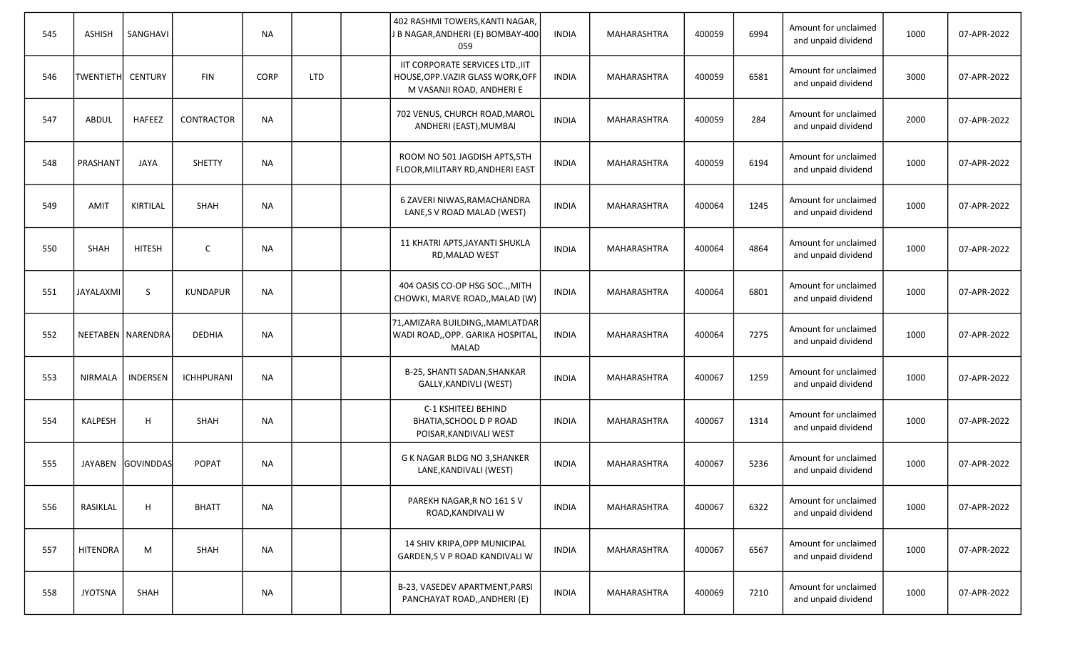| 545 | ASHISH | SANGHAVI | | NA | | | 402 RASHMI TOWERS,KANTI NAGAR, J B NAGAR,ANDHERI (E) BOMBAY-400 059 | INDIA | MAHARASHTRA | 400059 | 6994 | Amount for unclaimed and unpaid dividend | 1000 | 07-APR-2022 |
|---|---|---|---|---|---|---|---|---|---|---|---|---|---|---|
| 546 | TWENTIETH | CENTURY | FIN | CORP | LTD | | IIT CORPORATE SERVICES LTD.,IIT HOUSE,OPP.VAZIR GLASS WORK,OFF M VASANJI ROAD, ANDHERI E | INDIA | MAHARASHTRA | 400059 | 6581 | Amount for unclaimed and unpaid dividend | 3000 | 07-APR-2022 |
| 547 | ABDUL | HAFEEZ | CONTRACTOR | NA | | | 702 VENUS, CHURCH ROAD,MAROL ANDHERI (EAST),MUMBAI | INDIA | MAHARASHTRA | 400059 | 284 | Amount for unclaimed and unpaid dividend | 2000 | 07-APR-2022 |
| 548 | PRASHANT | JAYA | SHETTY | NA | | | ROOM NO 501 JAGDISH APTS,5TH FLOOR,MILITARY RD,ANDHERI EAST | INDIA | MAHARASHTRA | 400059 | 6194 | Amount for unclaimed and unpaid dividend | 1000 | 07-APR-2022 |
| 549 | AMIT | KIRTILAL | SHAH | NA | | | 6 ZAVERI NIWAS,RAMACHANDRA LANE,S V ROAD MALAD (WEST) | INDIA | MAHARASHTRA | 400064 | 1245 | Amount for unclaimed and unpaid dividend | 1000 | 07-APR-2022 |
| 550 | SHAH | HITESH | C | NA | | | 11 KHATRI APTS,JAYANTI SHUKLA RD,MALAD WEST | INDIA | MAHARASHTRA | 400064 | 4864 | Amount for unclaimed and unpaid dividend | 1000 | 07-APR-2022 |
| 551 | JAYALAXMI | S | KUNDAPUR | NA | | | 404 OASIS CO-OP HSG SOC.,,MITH CHOWKI, MARVE ROAD,,MALAD (W) | INDIA | MAHARASHTRA | 400064 | 6801 | Amount for unclaimed and unpaid dividend | 1000 | 07-APR-2022 |
| 552 | NEETABEN | NARENDRA | DEDHIA | NA | | | 71,AMIZARA BUILDING,,MAMLATDAR WADI ROAD,,OPP. GARIKA HOSPITAL, MALAD | INDIA | MAHARASHTRA | 400064 | 7275 | Amount for unclaimed and unpaid dividend | 1000 | 07-APR-2022 |
| 553 | NIRMALA | INDERSEN | ICHHPURANI | NA | | | B-25, SHANTI SADAN,SHANKAR GALLY,KANDIVLI (WEST) | INDIA | MAHARASHTRA | 400067 | 1259 | Amount for unclaimed and unpaid dividend | 1000 | 07-APR-2022 |
| 554 | KALPESH | H | SHAH | NA | | | C-1 KSHITEEJ BEHIND BHATIA,SCHOOL D P ROAD POISAR,KANDIVALI WEST | INDIA | MAHARASHTRA | 400067 | 1314 | Amount for unclaimed and unpaid dividend | 1000 | 07-APR-2022 |
| 555 | JAYABEN | GOVINDDAS | POPAT | NA | | | G K NAGAR BLDG NO 3,SHANKER LANE,KANDIVALI (WEST) | INDIA | MAHARASHTRA | 400067 | 5236 | Amount for unclaimed and unpaid dividend | 1000 | 07-APR-2022 |
| 556 | RASIKLAL | H | BHATT | NA | | | PAREKH NAGAR,R NO 161 S V ROAD,KANDIVALI W | INDIA | MAHARASHTRA | 400067 | 6322 | Amount for unclaimed and unpaid dividend | 1000 | 07-APR-2022 |
| 557 | HITENDRA | M | SHAH | NA | | | 14 SHIV KRIPA,OPP MUNICIPAL GARDEN,S V P ROAD KANDIVALI W | INDIA | MAHARASHTRA | 400067 | 6567 | Amount for unclaimed and unpaid dividend | 1000 | 07-APR-2022 |
| 558 | JYOTSNA | SHAH | | NA | | | B-23, VASEDEV APARTMENT,PARSI PANCHAYAT ROAD,,ANDHERI (E) | INDIA | MAHARASHTRA | 400069 | 7210 | Amount for unclaimed and unpaid dividend | 1000 | 07-APR-2022 |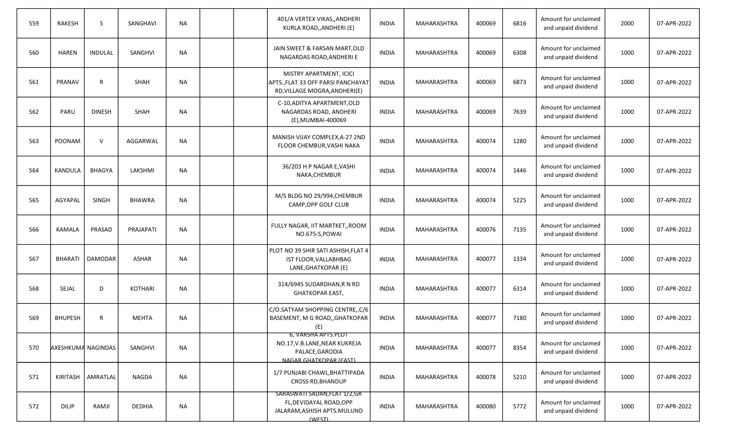| | | | | | | | | | | | | | | |
|---|---|---|---|---|---|---|---|---|---|---|---|---|---|---|
| 559 | RAKESH | S | SANGHAVI | NA | | | 401/A VERTEX VIKAS,,ANDHERI KURLA ROAD,,ANDHERI (E) | INDIA | MAHARASHTRA | 400069 | 6816 | Amount for unclaimed and unpaid dividend | 2000 | 07-APR-2022 |
| 560 | HAREN | INDULAL | SANGHVI | NA | | | JAIN SWEET & FARSAN MART,OLD NAGARDAS ROAD,ANDHERI E | INDIA | MAHARASHTRA | 400069 | 6308 | Amount for unclaimed and unpaid dividend | 1000 | 07-APR-2022 |
| 561 | PRANAV | R | SHAH | NA | | | MISTRY APARTMENT, ICICI APTS.,FLAT 33 OFF PARSI PANCHAYAT RD,VILLAGE MOGRA,ANDHERI(E) | INDIA | MAHARASHTRA | 400069 | 6873 | Amount for unclaimed and unpaid dividend | 1000 | 07-APR-2022 |
| 562 | PARU | DINESH | SHAH | NA | | | C-10,ADITYA APARTMENT,OLD NAGARDAS ROAD, ANDHERI (E),MUMBAI-400069 | INDIA | MAHARASHTRA | 400069 | 7639 | Amount for unclaimed and unpaid dividend | 1000 | 07-APR-2022 |
| 563 | POONAM | V | AGGARWAL | NA | | | MANISH VIJAY COMPLEX,A-27 2ND FLOOR CHEMBUR,VASHI NAKA | INDIA | MAHARASHTRA | 400074 | 1280 | Amount for unclaimed and unpaid dividend | 1000 | 07-APR-2022 |
| 564 | KANDULA | BHAGYA | LAKSHMI | NA | | | 36/203 H P NAGAR E,VASHI NAKA,CHEMBUR | INDIA | MAHARASHTRA | 400074 | 1446 | Amount for unclaimed and unpaid dividend | 1000 | 07-APR-2022 |
| 565 | AGYAPAL | SINGH | BHAWRA | NA | | | M/S BLDG NO 29/994,CHEMBUR CAMP,OPP GOLF CLUB | INDIA | MAHARASHTRA | 400074 | 5225 | Amount for unclaimed and unpaid dividend | 1000 | 07-APR-2022 |
| 566 | KAMALA | PRASAD | PRAJAPATI | NA | | | FULLY NAGAR, IIT MARTKET,,ROOM NO.675-S,POWAI | INDIA | MAHARASHTRA | 400076 | 7135 | Amount for unclaimed and unpaid dividend | 1000 | 07-APR-2022 |
| 567 | BHARATI | DAMODAR | ASHAR | NA | | | PLOT NO 39 SHIR SATI ASHISH,FLAT 4 IST FLOOR,VALLABHBAG LANE,GHATKOPAR (E) | INDIA | MAHARASHTRA | 400077 | 1334 | Amount for unclaimed and unpaid dividend | 1000 | 07-APR-2022 |
| 568 | SEJAL | D | KOTHARI | NA | | | 314/6945 SUDARDHAN,R N RD GHATKOPAR EAST, | INDIA | MAHARASHTRA | 400077 | 6314 | Amount for unclaimed and unpaid dividend | 1000 | 07-APR-2022 |
| 569 | BHUPESH | R | MEHTA | NA | | | C/O.SATYAM SHOPPING CENTRE,,C/6 BASEMENT, M G ROAD,,GHATKOPAR (E) | INDIA | MAHARASHTRA | 400077 | 7180 | Amount for unclaimed and unpaid dividend | 1000 | 07-APR-2022 |
| 570 | AXESHKUMA | NAGINDAS | SANGHVI | NA | | | 6, VARSHA APTS.PLOT NO.17,V.B.LANE,NEAR KUKREJA PALACE,GARODIA NAGAR GHATKOPAR (EAST) | INDIA | MAHARASHTRA | 400077 | 8354 | Amount for unclaimed and unpaid dividend | 1000 | 07-APR-2022 |
| 571 | KIRITASH | AMRATLAL | NAGDA | NA | | | 1/7 PUNJABI CHAWL,BHATTIPADA CROSS RD,BHANDUP | INDIA | MAHARASHTRA | 400078 | 5210 | Amount for unclaimed and unpaid dividend | 1000 | 07-APR-2022 |
| 572 | DILIP | RAMJI | DEDHIA | NA | | | SARASWATI SADAN,FLAT 1/2,GR FL,DEVIDAYAL ROAD,OPP JALARAM,ASHISH APTS.MULUND (WEST) | INDIA | MAHARASHTRA | 400080 | 5772 | Amount for unclaimed and unpaid dividend | 1000 | 07-APR-2022 |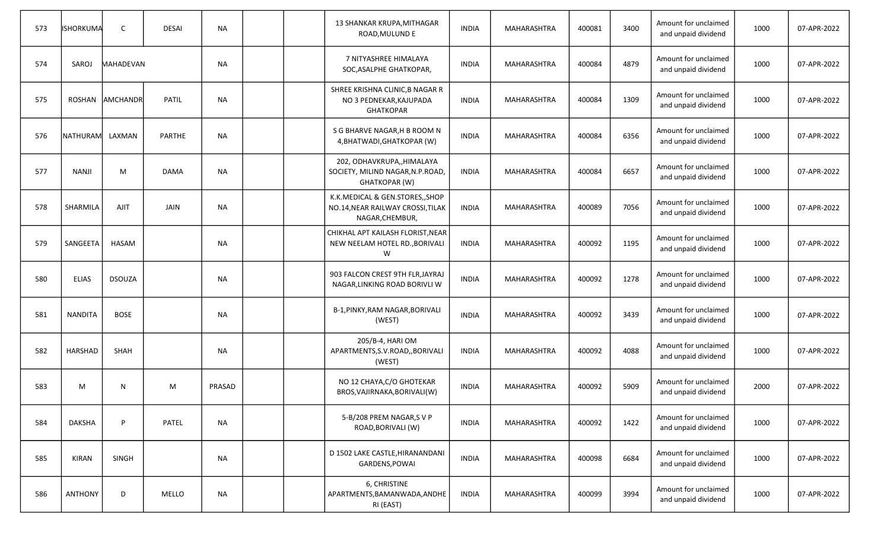| 573 | ISHORKUMA | C | DESAI | NA | | | 13 SHANKAR KRUPA,MITHAGAR ROAD,MULUND E | INDIA | MAHARASHTRA | 400081 | 3400 | Amount for unclaimed and unpaid dividend | 1000 | 07-APR-2022 |
|---|---|---|---|---|---|---|---|---|---|---|---|---|---|---|
| 574 | SAROJ | MAHADEVAN | | NA | | | 7 NITYASHREE HIMALAYA SOC,ASALPHE GHATKOPAR, | INDIA | MAHARASHTRA | 400084 | 4879 | Amount for unclaimed and unpaid dividend | 1000 | 07-APR-2022 |
| 575 | ROSHAN | AMCHANDR | PATIL | NA | | | SHREE KRISHNA CLINIC,B NAGAR R NO 3 PEDNEKAR,KAJUPADA GHATKOPAR | INDIA | MAHARASHTRA | 400084 | 1309 | Amount for unclaimed and unpaid dividend | 1000 | 07-APR-2022 |
| 576 | NATHURAM | LAXMAN | PARTHE | NA | | | S G BHARVE NAGAR,H B ROOM N 4,BHATWADI,GHATKOPAR (W) | INDIA | MAHARASHTRA | 400084 | 6356 | Amount for unclaimed and unpaid dividend | 1000 | 07-APR-2022 |
| 577 | NANJI | M | DAMA | NA | | | 202, ODHAVKRUPA,,HIMALAYA SOCIETY, MILIND NAGAR,N.P.ROAD, GHATKOPAR (W) | INDIA | MAHARASHTRA | 400084 | 6657 | Amount for unclaimed and unpaid dividend | 1000 | 07-APR-2022 |
| 578 | SHARMILA | AJIT | JAIN | NA | | | K.K.MEDICAL & GEN.STORES,,SHOP NO.14,NEAR RAILWAY CROSSI,TILAK NAGAR,CHEMBUR, | INDIA | MAHARASHTRA | 400089 | 7056 | Amount for unclaimed and unpaid dividend | 1000 | 07-APR-2022 |
| 579 | SANGEETA | HASAM | | NA | | | CHIKHAL APT KAILASH FLORIST,NEAR NEW NEELAM HOTEL RD.,BORIVALI W | INDIA | MAHARASHTRA | 400092 | 1195 | Amount for unclaimed and unpaid dividend | 1000 | 07-APR-2022 |
| 580 | ELIAS | DSOUZA | | NA | | | 903 FALCON CREST 9TH FLR,JAYRAJ NAGAR,LINKING ROAD BORIVLI W | INDIA | MAHARASHTRA | 400092 | 1278 | Amount for unclaimed and unpaid dividend | 1000 | 07-APR-2022 |
| 581 | NANDITA | BOSE | | NA | | | B-1,PINKY,RAM NAGAR,BORIVALI (WEST) | INDIA | MAHARASHTRA | 400092 | 3439 | Amount for unclaimed and unpaid dividend | 1000 | 07-APR-2022 |
| 582 | HARSHAD | SHAH | | NA | | | 205/B-4, HARI OM APARTMENTS,S.V.ROAD,,BORIVALI (WEST) | INDIA | MAHARASHTRA | 400092 | 4088 | Amount for unclaimed and unpaid dividend | 1000 | 07-APR-2022 |
| 583 | M | N | M | PRASAD | | | NO 12 CHAYA,C/O GHOTEKAR BROS,VAJIRNAKA,BORIVALI(W) | INDIA | MAHARASHTRA | 400092 | 5909 | Amount for unclaimed and unpaid dividend | 2000 | 07-APR-2022 |
| 584 | DAKSHA | P | PATEL | NA | | | 5-B/208 PREM NAGAR,S V P ROAD,BORIVALI (W) | INDIA | MAHARASHTRA | 400092 | 1422 | Amount for unclaimed and unpaid dividend | 1000 | 07-APR-2022 |
| 585 | KIRAN | SINGH | | NA | | | D 1502 LAKE CASTLE,HIRANANDANI GARDENS,POWAI | INDIA | MAHARASHTRA | 400098 | 6684 | Amount for unclaimed and unpaid dividend | 1000 | 07-APR-2022 |
| 586 | ANTHONY | D | MELLO | NA | | | 6, CHRISTINE APARTMENTS,BAMANWADA,ANDHE RI (EAST) | INDIA | MAHARASHTRA | 400099 | 3994 | Amount for unclaimed and unpaid dividend | 1000 | 07-APR-2022 |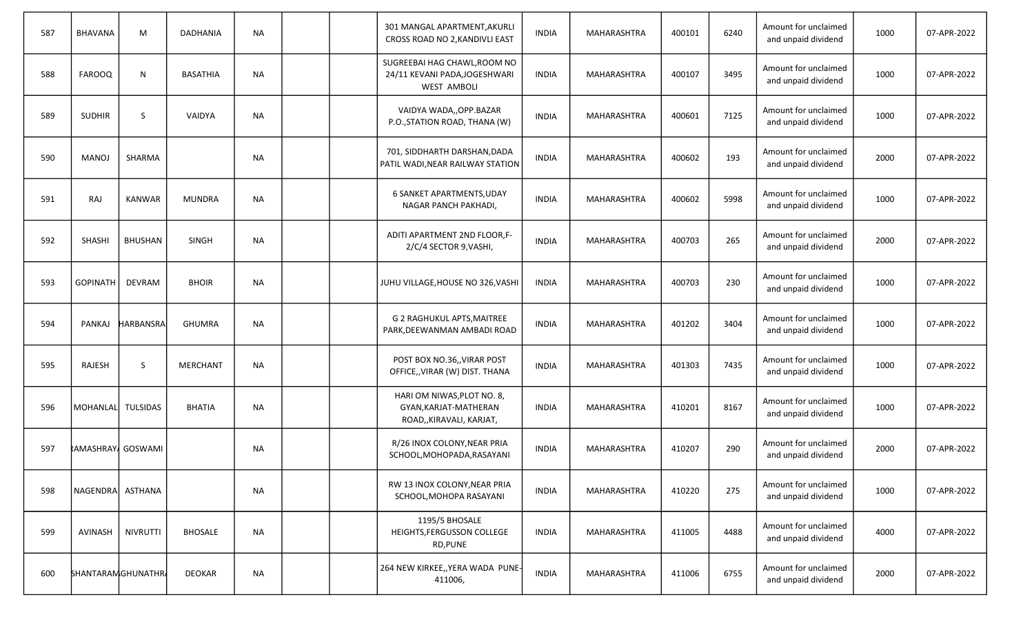| 587 | BHAVANA | M | DADHANIA | NA | | | 301 MANGAL APARTMENT,AKURLI CROSS ROAD NO 2,KANDIVLI EAST | INDIA | MAHARASHTRA | 400101 | 6240 | Amount for unclaimed and unpaid dividend | 1000 | 07-APR-2022 |
|---|---|---|---|---|---|---|---|---|---|---|---|---|---|---|
| 588 | FAROOQ | N | BASATHIA | NA | | | SUGREEBAI HAG CHAWL,ROOM NO 24/11 KEVANI PADA,JOGESHWARI WEST AMBOLI | INDIA | MAHARASHTRA | 400107 | 3495 | Amount for unclaimed and unpaid dividend | 1000 | 07-APR-2022 |
| 589 | SUDHIR | S | VAIDYA | NA | | | VAIDYA WADA,,OPP.BAZAR P.O.,STATION ROAD, THANA (W) | INDIA | MAHARASHTRA | 400601 | 7125 | Amount for unclaimed and unpaid dividend | 1000 | 07-APR-2022 |
| 590 | MANOJ | SHARMA | | NA | | | 701, SIDDHARTH DARSHAN,DADA PATIL WADI,NEAR RAILWAY STATION | INDIA | MAHARASHTRA | 400602 | 193 | Amount for unclaimed and unpaid dividend | 2000 | 07-APR-2022 |
| 591 | RAJ | KANWAR | MUNDRA | NA | | | 6 SANKET APARTMENTS,UDAY NAGAR PANCH PAKHADI, | INDIA | MAHARASHTRA | 400602 | 5998 | Amount for unclaimed and unpaid dividend | 1000 | 07-APR-2022 |
| 592 | SHASHI | BHUSHAN | SINGH | NA | | | ADITI APARTMENT 2ND FLOOR,F-2/C/4 SECTOR 9,VASHI, | INDIA | MAHARASHTRA | 400703 | 265 | Amount for unclaimed and unpaid dividend | 2000 | 07-APR-2022 |
| 593 | GOPINATH | DEVRAM | BHOIR | NA | | | JUHU VILLAGE,HOUSE NO 326,VASHI | INDIA | MAHARASHTRA | 400703 | 230 | Amount for unclaimed and unpaid dividend | 1000 | 07-APR-2022 |
| 594 | PANKAJ | HARBANSRA | GHUMRA | NA | | | G 2 RAGHUKUL APTS,MAITREE PARK,DEEWANMAN AMBADI ROAD | INDIA | MAHARASHTRA | 401202 | 3404 | Amount for unclaimed and unpaid dividend | 1000 | 07-APR-2022 |
| 595 | RAJESH | S | MERCHANT | NA | | | POST BOX NO.36,,VIRAR POST OFFICE,,VIRAR (W) DIST. THANA | INDIA | MAHARASHTRA | 401303 | 7435 | Amount for unclaimed and unpaid dividend | 1000 | 07-APR-2022 |
| 596 | MOHANLAL | TULSIDAS | BHATIA | NA | | | HARI OM NIWAS,PLOT NO. 8, GYAN,KARJAT-MATHERAN ROAD,,KIRAVALI, KARJAT, | INDIA | MAHARASHTRA | 410201 | 8167 | Amount for unclaimed and unpaid dividend | 1000 | 07-APR-2022 |
| 597 | RAMASHRAYA | GOSWAMI | | NA | | | R/26 INOX COLONY,NEAR PRIA SCHOOL,MOHOPADA,RASAYANI | INDIA | MAHARASHTRA | 410207 | 290 | Amount for unclaimed and unpaid dividend | 2000 | 07-APR-2022 |
| 598 | NAGENDRA | ASTHANA | | NA | | | RW 13 INOX COLONY,NEAR PRIA SCHOOL,MOHOPA RASAYANI | INDIA | MAHARASHTRA | 410220 | 275 | Amount for unclaimed and unpaid dividend | 1000 | 07-APR-2022 |
| 599 | AVINASH | NIVRUTTI | BHOSALE | NA | | | 1195/5 BHOSALE HEIGHTS,FERGUSSON COLLEGE RD,PUNE | INDIA | MAHARASHTRA | 411005 | 4488 | Amount for unclaimed and unpaid dividend | 4000 | 07-APR-2022 |
| 600 | SHANTARAM | GHUNATHR | DEOKAR | NA | | | 264 NEW KIRKEE,,YERA WADA PUNE-411006, | INDIA | MAHARASHTRA | 411006 | 6755 | Amount for unclaimed and unpaid dividend | 2000 | 07-APR-2022 |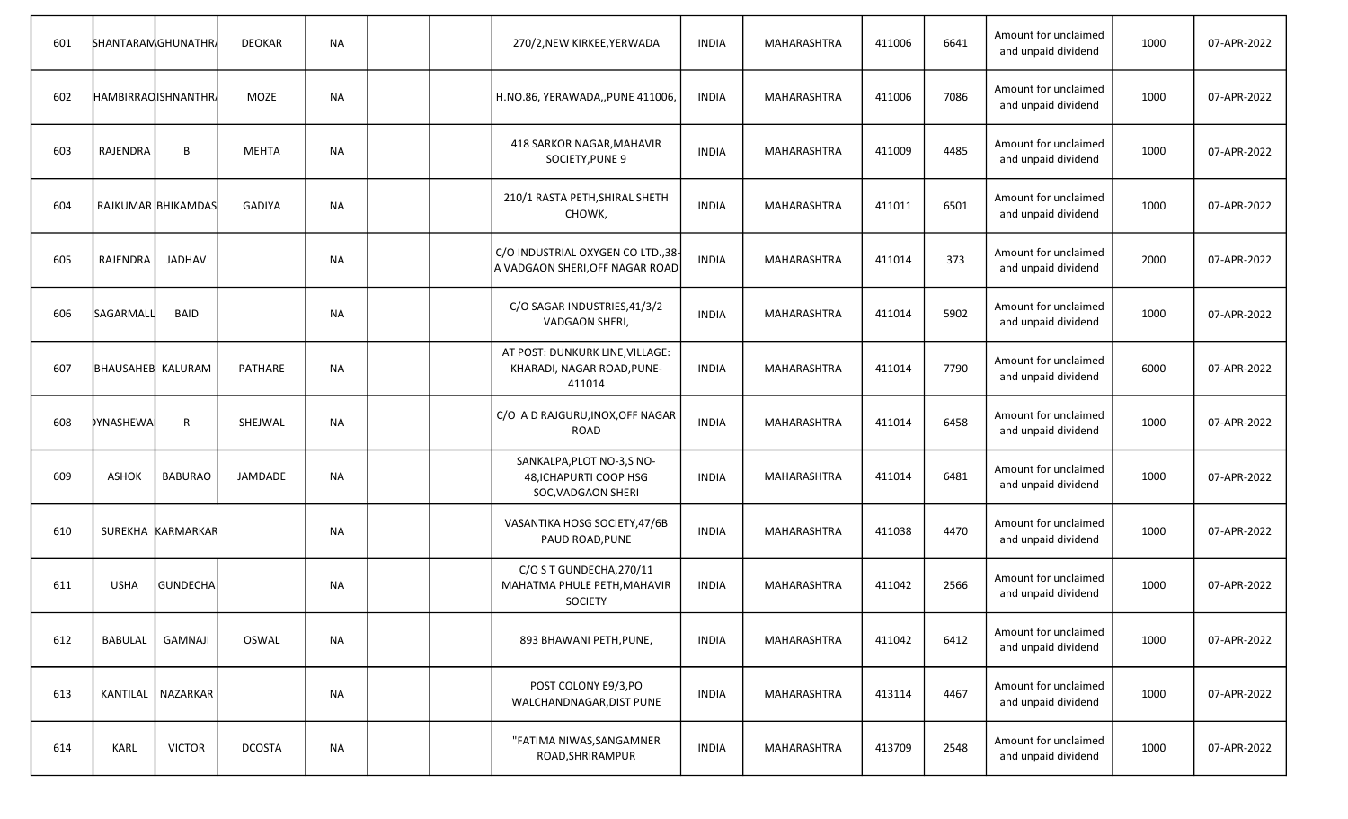| | | | | | | | | | | | | | | |
|---|---|---|---|---|---|---|---|---|---|---|---|---|---|---|
| 601 | SHANTARAM | GHUNATHR | DEOKAR | NA | | | 270/2,NEW KIRKEE,YERWADA | INDIA | MAHARASHTRA | 411006 | 6641 | Amount for unclaimed and unpaid dividend | 1000 | 07-APR-2022 |
| 602 | HAMBIRRAO | ISHNANTHR | MOZE | NA | | | H.NO.86, YERAWADA,,PUNE 411006, | INDIA | MAHARASHTRA | 411006 | 7086 | Amount for unclaimed and unpaid dividend | 1000 | 07-APR-2022 |
| 603 | RAJENDRA | B | MEHTA | NA | | | 418 SARKOR NAGAR,MAHAVIR SOCIETY,PUNE 9 | INDIA | MAHARASHTRA | 411009 | 4485 | Amount for unclaimed and unpaid dividend | 1000 | 07-APR-2022 |
| 604 | RAJKUMAR | BHIKAMDAS | GADIYA | NA | | | 210/1 RASTA PETH,SHIRAL SHETH CHOWK, | INDIA | MAHARASHTRA | 411011 | 6501 | Amount for unclaimed and unpaid dividend | 1000 | 07-APR-2022 |
| 605 | RAJENDRA | JADHAV | | NA | | | C/O INDUSTRIAL OXYGEN CO LTD.,38-A VADGAON SHERI,OFF NAGAR ROAD | INDIA | MAHARASHTRA | 411014 | 373 | Amount for unclaimed and unpaid dividend | 2000 | 07-APR-2022 |
| 606 | SAGARMALL | BAID | | NA | | | C/O SAGAR INDUSTRIES,41/3/2 VADGAON SHERI, | INDIA | MAHARASHTRA | 411014 | 5902 | Amount for unclaimed and unpaid dividend | 1000 | 07-APR-2022 |
| 607 | BHAUSAHEB | KALURAM | PATHARE | NA | | | AT POST: DUNKURK LINE,VILLAGE: KHARADI, NAGAR ROAD,PUNE-411014 | INDIA | MAHARASHTRA | 411014 | 7790 | Amount for unclaimed and unpaid dividend | 6000 | 07-APR-2022 |
| 608 | DYNASHEWA | R | SHEJWAL | NA | | | C/O A D RAJGURU,INOX,OFF NAGAR ROAD | INDIA | MAHARASHTRA | 411014 | 6458 | Amount for unclaimed and unpaid dividend | 1000 | 07-APR-2022 |
| 609 | ASHOK | BABURAO | JAMDADE | NA | | | SANKALPA,PLOT NO-3,S NO-48,ICHAPURTI COOP HSG SOC,VADGAON SHERI | INDIA | MAHARASHTRA | 411014 | 6481 | Amount for unclaimed and unpaid dividend | 1000 | 07-APR-2022 |
| 610 | SUREKHA | KARMARKAR | | NA | | | VASANTIKA HOSG SOCIETY,47/6B PAUD ROAD,PUNE | INDIA | MAHARASHTRA | 411038 | 4470 | Amount for unclaimed and unpaid dividend | 1000 | 07-APR-2022 |
| 611 | USHA | GUNDECHA | | NA | | | C/O S T GUNDECHA,270/11 MAHATMA PHULE PETH,MAHAVIR SOCIETY | INDIA | MAHARASHTRA | 411042 | 2566 | Amount for unclaimed and unpaid dividend | 1000 | 07-APR-2022 |
| 612 | BABULAL | GAMNAJI | OSWAL | NA | | | 893 BHAWANI PETH,PUNE, | INDIA | MAHARASHTRA | 411042 | 6412 | Amount for unclaimed and unpaid dividend | 1000 | 07-APR-2022 |
| 613 | KANTILAL | NAZARKAR | | NA | | | POST COLONY E9/3,PO WALCHANDNAGAR,DIST PUNE | INDIA | MAHARASHTRA | 413114 | 4467 | Amount for unclaimed and unpaid dividend | 1000 | 07-APR-2022 |
| 614 | KARL | VICTOR | DCOSTA | NA | | | "FATIMA NIWAS,SANGAMNER ROAD,SHRIRAMPUR | INDIA | MAHARASHTRA | 413709 | 2548 | Amount for unclaimed and unpaid dividend | 1000 | 07-APR-2022 |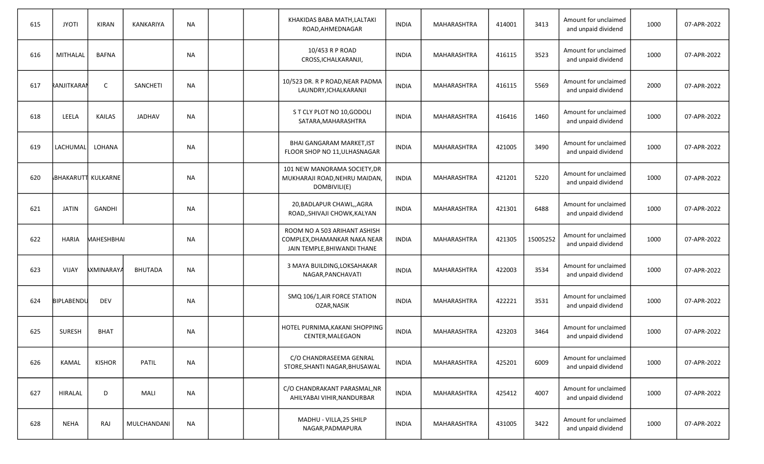| 615 | JYOTI | KIRAN | KANKARIYA | NA | | | KHAKIDAS BABA MATH,LALTAKI ROAD,AHMEDNAGAR | INDIA | MAHARASHTRA | 414001 | 3413 | Amount for unclaimed and unpaid dividend | 1000 | 07-APR-2022 |
|---|---|---|---|---|---|---|---|---|---|---|---|---|---|---|
| 616 | MITHALAL | BAFNA | | NA | | | 10/453 R P ROAD CROSS,ICHALKARANJI, | INDIA | MAHARASHTRA | 416115 | 3523 | Amount for unclaimed and unpaid dividend | 1000 | 07-APR-2022 |
| 617 | RANJITKARAN | C | SANCHETI | NA | | | 10/523 DR. R P ROAD,NEAR PADMA LAUNDRY,ICHALKARANJI | INDIA | MAHARASHTRA | 416115 | 5569 | Amount for unclaimed and unpaid dividend | 2000 | 07-APR-2022 |
| 618 | LEELA | KAILAS | JADHAV | NA | | | S T CLY PLOT NO 10,GODOLI SATARA,MAHARASHTRA | INDIA | MAHARASHTRA | 416416 | 1460 | Amount for unclaimed and unpaid dividend | 1000 | 07-APR-2022 |
| 619 | LACHUMAL | LOHANA | | NA | | | BHAI GANGARAM MARKET,IST FLOOR SHOP NO 11,ULHASNAGAR | INDIA | MAHARASHTRA | 421005 | 3490 | Amount for unclaimed and unpaid dividend | 1000 | 07-APR-2022 |
| 620 | BHAKARUTT | KULKARNE | | NA | | | 101 NEW MANORAMA SOCIETY,DR MUKHARAJI ROAD,NEHRU MAIDAN, DOMBIVILI(E) | INDIA | MAHARASHTRA | 421201 | 5220 | Amount for unclaimed and unpaid dividend | 1000 | 07-APR-2022 |
| 621 | JATIN | GANDHI | | NA | | | 20,BADLAPUR CHAWL,,AGRA ROAD,,SHIVAJI CHOWK,KALYAN | INDIA | MAHARASHTRA | 421301 | 6488 | Amount for unclaimed and unpaid dividend | 1000 | 07-APR-2022 |
| 622 | HARIA | MAHESHBHAI | | NA | | | ROOM NO A 503 ARIHANT ASHISH COMPLEX,DHAMANKAR NAKA NEAR JAIN TEMPLE,BHIWANDI THANE | INDIA | MAHARASHTRA | 421305 | 15005252 | Amount for unclaimed and unpaid dividend | 1000 | 07-APR-2022 |
| 623 | VIJAY | AXMINARAYA | BHUTADA | NA | | | 3 MAYA BUILDING,LOKSAHAKAR NAGAR,PANCHAVATI | INDIA | MAHARASHTRA | 422003 | 3534 | Amount for unclaimed and unpaid dividend | 1000 | 07-APR-2022 |
| 624 | BIPLABENDU | DEV | | NA | | | SMQ 106/1,AIR FORCE STATION OZAR,NASIK | INDIA | MAHARASHTRA | 422221 | 3531 | Amount for unclaimed and unpaid dividend | 1000 | 07-APR-2022 |
| 625 | SURESH | BHAT | | NA | | | HOTEL PURNIMA,KAKANI SHOPPING CENTER,MALEGAON | INDIA | MAHARASHTRA | 423203 | 3464 | Amount for unclaimed and unpaid dividend | 1000 | 07-APR-2022 |
| 626 | KAMAL | KISHOR | PATIL | NA | | | C/O CHANDRASEEMA GENRAL STORE,SHANTI NAGAR,BHUSAWAL | INDIA | MAHARASHTRA | 425201 | 6009 | Amount for unclaimed and unpaid dividend | 1000 | 07-APR-2022 |
| 627 | HIRALAL | D | MALI | NA | | | C/O CHANDRAKANT PARASMAL,NR AHILYABAI VIHIR,NANDURBAR | INDIA | MAHARASHTRA | 425412 | 4007 | Amount for unclaimed and unpaid dividend | 1000 | 07-APR-2022 |
| 628 | NEHA | RAJ | MULCHANDANI | NA | | | MADHU - VILLA,25 SHILP NAGAR,PADMAPURA | INDIA | MAHARASHTRA | 431005 | 3422 | Amount for unclaimed and unpaid dividend | 1000 | 07-APR-2022 |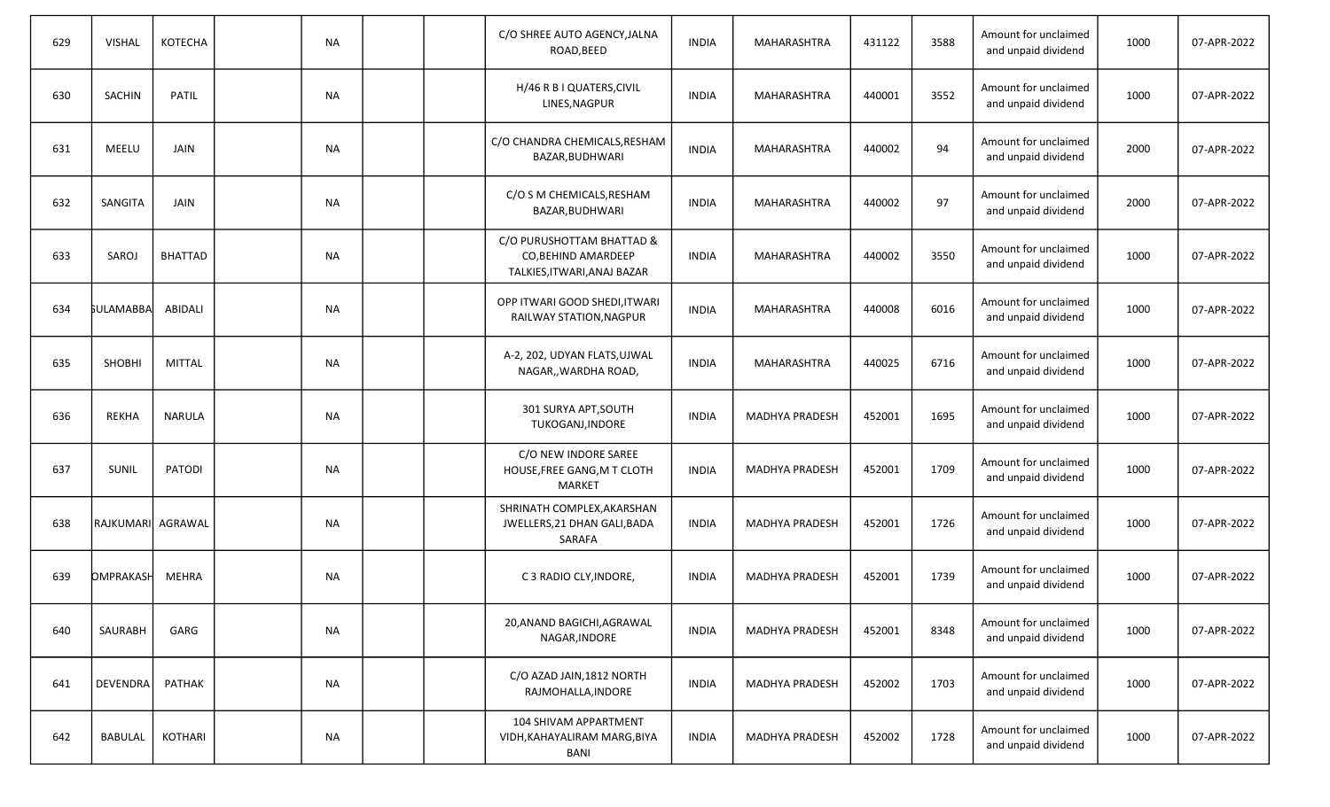| 629 | VISHAL | KOTECHA | | NA | | | C/O SHREE AUTO AGENCY,JALNA ROAD,BEED | INDIA | MAHARASHTRA | 431122 | 3588 | Amount for unclaimed and unpaid dividend | 1000 | 07-APR-2022 |
|---|---|---|---|---|---|---|---|---|---|---|---|---|---|---|
| 630 | SACHIN | PATIL | | NA | | | H/46 R B I QUATERS,CIVIL LINES,NAGPUR | INDIA | MAHARASHTRA | 440001 | 3552 | Amount for unclaimed and unpaid dividend | 1000 | 07-APR-2022 |
| 631 | MEELU | JAIN | | NA | | | C/O CHANDRA CHEMICALS,RESHAM BAZAR,BUDHWARI | INDIA | MAHARASHTRA | 440002 | 94 | Amount for unclaimed and unpaid dividend | 2000 | 07-APR-2022 |
| 632 | SANGITA | JAIN | | NA | | | C/O S M CHEMICALS,RESHAM BAZAR,BUDHWARI | INDIA | MAHARASHTRA | 440002 | 97 | Amount for unclaimed and unpaid dividend | 2000 | 07-APR-2022 |
| 633 | SAROJ | BHATTAD | | NA | | | C/O PURUSHOTTAM BHATTAD & CO,BEHIND AMARDEEP TALKIES,ITWARI,ANAJ BAZAR | INDIA | MAHARASHTRA | 440002 | 3550 | Amount for unclaimed and unpaid dividend | 1000 | 07-APR-2022 |
| 634 | GULAMABBA | ABIDALI | | NA | | | OPP ITWARI GOOD SHEDI,ITWARI RAILWAY STATION,NAGPUR | INDIA | MAHARASHTRA | 440008 | 6016 | Amount for unclaimed and unpaid dividend | 1000 | 07-APR-2022 |
| 635 | SHOBHI | MITTAL | | NA | | | A-2, 202, UDYAN FLATS,UJWAL NAGAR,,WARDHA ROAD, | INDIA | MAHARASHTRA | 440025 | 6716 | Amount for unclaimed and unpaid dividend | 1000 | 07-APR-2022 |
| 636 | REKHA | NARULA | | NA | | | 301 SURYA APT,SOUTH TUKOGANJ,INDORE | INDIA | MADHYA PRADESH | 452001 | 1695 | Amount for unclaimed and unpaid dividend | 1000 | 07-APR-2022 |
| 637 | SUNIL | PATODI | | NA | | | C/O NEW INDORE SAREE HOUSE,FREE GANG,M T CLOTH MARKET | INDIA | MADHYA PRADESH | 452001 | 1709 | Amount for unclaimed and unpaid dividend | 1000 | 07-APR-2022 |
| 638 | RAJKUMARI | AGRAWAL | | NA | | | SHRINATH COMPLEX,AKARSHAN JWELLERS,21 DHAN GALI,BADA SARAFA | INDIA | MADHYA PRADESH | 452001 | 1726 | Amount for unclaimed and unpaid dividend | 1000 | 07-APR-2022 |
| 639 | OMPRAKASH | MEHRA | | NA | | | C 3 RADIO CLY,INDORE, | INDIA | MADHYA PRADESH | 452001 | 1739 | Amount for unclaimed and unpaid dividend | 1000 | 07-APR-2022 |
| 640 | SAURABH | GARG | | NA | | | 20,ANAND BAGICHI,AGRAWAL NAGAR,INDORE | INDIA | MADHYA PRADESH | 452001 | 8348 | Amount for unclaimed and unpaid dividend | 1000 | 07-APR-2022 |
| 641 | DEVENDRA | PATHAK | | NA | | | C/O AZAD JAIN,1812 NORTH RAJMOHALLA,INDORE | INDIA | MADHYA PRADESH | 452002 | 1703 | Amount for unclaimed and unpaid dividend | 1000 | 07-APR-2022 |
| 642 | BABULAL | KOTHARI | | NA | | | 104 SHIVAM APPARTMENT VIDH,KAHAYALIRAM MARG,BIYA BANI | INDIA | MADHYA PRADESH | 452002 | 1728 | Amount for unclaimed and unpaid dividend | 1000 | 07-APR-2022 |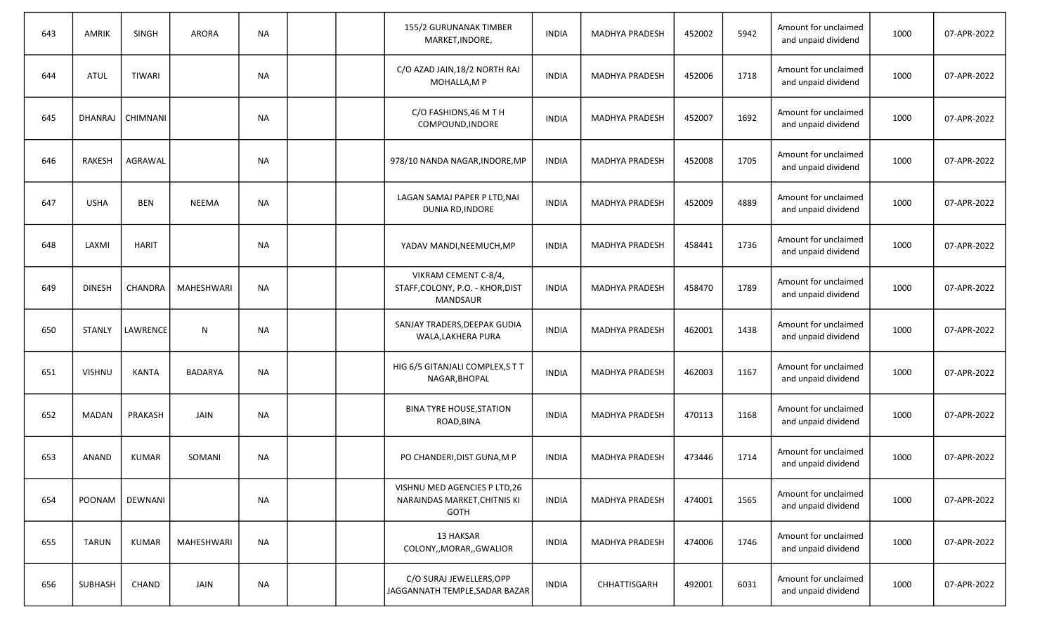| 643 | AMRIK | SINGH | ARORA | NA | | | 155/2 GURUNANAK TIMBER MARKET,INDORE, | INDIA | MADHYA PRADESH | 452002 | 5942 | Amount for unclaimed and unpaid dividend | 1000 | 07-APR-2022 |
|---|---|---|---|---|---|---|---|---|---|---|---|---|---|---|
| 644 | ATUL | TIWARI | | NA | | | C/O AZAD JAIN,18/2 NORTH RAJ MOHALLA,M P | INDIA | MADHYA PRADESH | 452006 | 1718 | Amount for unclaimed and unpaid dividend | 1000 | 07-APR-2022 |
| 645 | DHANRAJ | CHIMNANI | | NA | | | C/O FASHIONS,46 M T H COMPOUND,INDORE | INDIA | MADHYA PRADESH | 452007 | 1692 | Amount for unclaimed and unpaid dividend | 1000 | 07-APR-2022 |
| 646 | RAKESH | AGRAWAL | | NA | | | 978/10 NANDA NAGAR,INDORE,MP | INDIA | MADHYA PRADESH | 452008 | 1705 | Amount for unclaimed and unpaid dividend | 1000 | 07-APR-2022 |
| 647 | USHA | BEN | NEEMA | NA | | | LAGAN SAMAJ PAPER P LTD,NAI DUNIA RD,INDORE | INDIA | MADHYA PRADESH | 452009 | 4889 | Amount for unclaimed and unpaid dividend | 1000 | 07-APR-2022 |
| 648 | LAXMI | HARIT | | NA | | | YADAV MANDI,NEEMUCH,MP | INDIA | MADHYA PRADESH | 458441 | 1736 | Amount for unclaimed and unpaid dividend | 1000 | 07-APR-2022 |
| 649 | DINESH | CHANDRA | MAHESHWARI | NA | | | VIKRAM CEMENT C-8/4, STAFF,COLONY, P.O. - KHOR,DIST MANDSAUR | INDIA | MADHYA PRADESH | 458470 | 1789 | Amount for unclaimed and unpaid dividend | 1000 | 07-APR-2022 |
| 650 | STANLY | LAWRENCE | N | NA | | | SANJAY TRADERS,DEEPAK GUDIA WALA,LAKHERA PURA | INDIA | MADHYA PRADESH | 462001 | 1438 | Amount for unclaimed and unpaid dividend | 1000 | 07-APR-2022 |
| 651 | VISHNU | KANTA | BADARYA | NA | | | HIG 6/5 GITANJALI COMPLEX,S T T NAGAR,BHOPAL | INDIA | MADHYA PRADESH | 462003 | 1167 | Amount for unclaimed and unpaid dividend | 1000 | 07-APR-2022 |
| 652 | MADAN | PRAKASH | JAIN | NA | | | BINA TYRE HOUSE,STATION ROAD,BINA | INDIA | MADHYA PRADESH | 470113 | 1168 | Amount for unclaimed and unpaid dividend | 1000 | 07-APR-2022 |
| 653 | ANAND | KUMAR | SOMANI | NA | | | PO CHANDERI,DIST GUNA,M P | INDIA | MADHYA PRADESH | 473446 | 1714 | Amount for unclaimed and unpaid dividend | 1000 | 07-APR-2022 |
| 654 | POONAM | DEWNANI | | NA | | | VISHNU MED AGENCIES P LTD,26 NARAINDAS MARKET,CHITNIS KI GOTH | INDIA | MADHYA PRADESH | 474001 | 1565 | Amount for unclaimed and unpaid dividend | 1000 | 07-APR-2022 |
| 655 | TARUN | KUMAR | MAHESHWARI | NA | | | 13 HAKSAR COLONY,,MORAR,,GWALIOR | INDIA | MADHYA PRADESH | 474006 | 1746 | Amount for unclaimed and unpaid dividend | 1000 | 07-APR-2022 |
| 656 | SUBHASH | CHAND | JAIN | NA | | | C/O SURAJ JEWELLERS,OPP JAGGANNATH TEMPLE,SADAR BAZAR | INDIA | CHHATTISGARH | 492001 | 6031 | Amount for unclaimed and unpaid dividend | 1000 | 07-APR-2022 |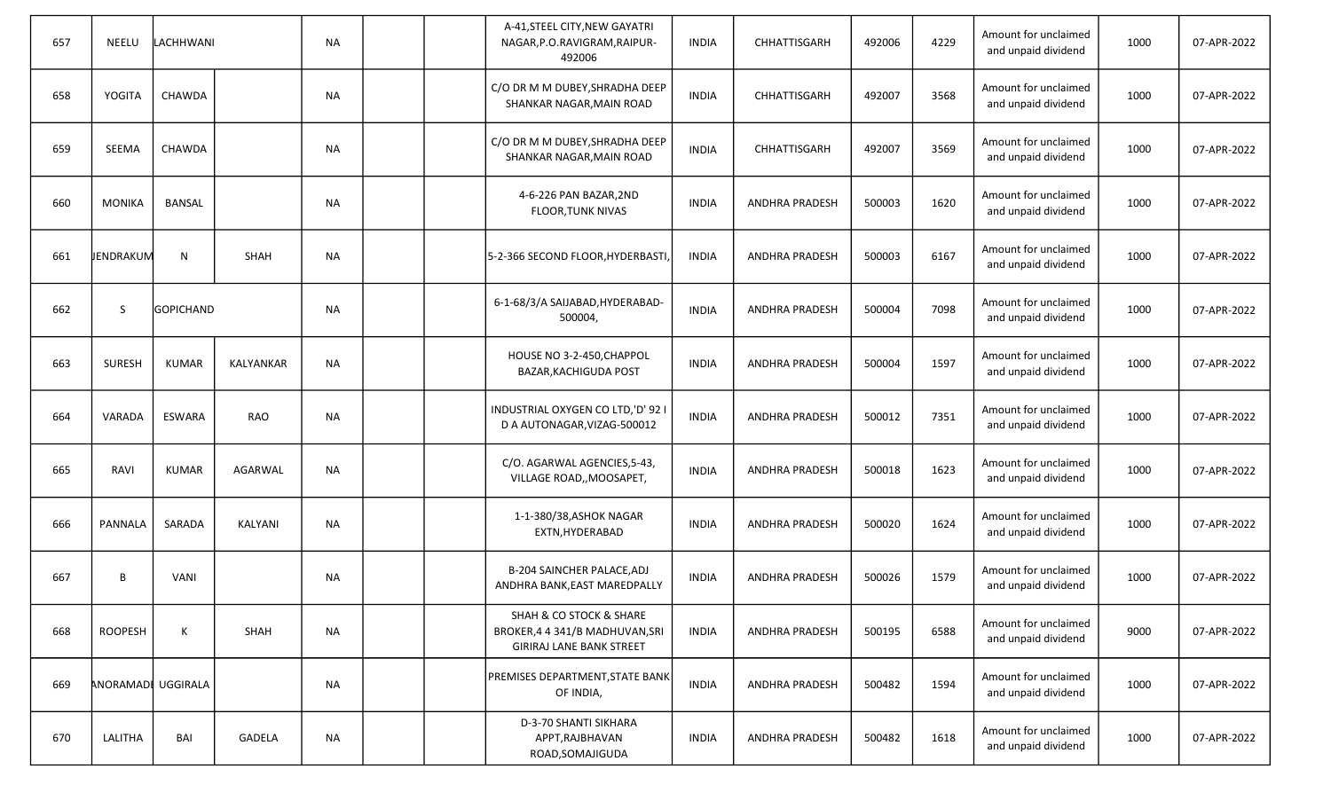| 657 | NEELU | LACHHWANI | | NA | | | A-41,STEEL CITY,NEW GAYATRI NAGAR,P.O.RAVIGRAM,RAIPUR-492006 | INDIA | CHHATTISGARH | 492006 | 4229 | Amount for unclaimed and unpaid dividend | 1000 | 07-APR-2022 |
|---|---|---|---|---|---|---|---|---|---|---|---|---|---|---|
| 658 | YOGITA | CHAWDA | | NA | | | C/O DR M M DUBEY,SHRADHA DEEP SHANKAR NAGAR,MAIN ROAD | INDIA | CHHATTISGARH | 492007 | 3568 | Amount for unclaimed and unpaid dividend | 1000 | 07-APR-2022 |
| 659 | SEEMA | CHAWDA | | NA | | | C/O DR M M DUBEY,SHRADHA DEEP SHANKAR NAGAR,MAIN ROAD | INDIA | CHHATTISGARH | 492007 | 3569 | Amount for unclaimed and unpaid dividend | 1000 | 07-APR-2022 |
| 660 | MONIKA | BANSAL | | NA | | | 4-6-226 PAN BAZAR,2ND FLOOR,TUNK NIVAS | INDIA | ANDHRA PRADESH | 500003 | 1620 | Amount for unclaimed and unpaid dividend | 1000 | 07-APR-2022 |
| 661 | JENDRAKUM | N | SHAH | NA | | | 5-2-366 SECOND FLOOR,HYDERBASTI, | INDIA | ANDHRA PRADESH | 500003 | 6167 | Amount for unclaimed and unpaid dividend | 1000 | 07-APR-2022 |
| 662 | S | GOPICHAND | | NA | | | 6-1-68/3/A SAIJABAD,HYDERABAD-500004, | INDIA | ANDHRA PRADESH | 500004 | 7098 | Amount for unclaimed and unpaid dividend | 1000 | 07-APR-2022 |
| 663 | SURESH | KUMAR | KALYANKAR | NA | | | HOUSE NO 3-2-450,CHAPPOL BAZAR,KACHIGUDA POST | INDIA | ANDHRA PRADESH | 500004 | 1597 | Amount for unclaimed and unpaid dividend | 1000 | 07-APR-2022 |
| 664 | VARADA | ESWARA | RAO | NA | | | INDUSTRIAL OXYGEN CO LTD,'D' 92 I D A AUTONAGAR,VIZAG-500012 | INDIA | ANDHRA PRADESH | 500012 | 7351 | Amount for unclaimed and unpaid dividend | 1000 | 07-APR-2022 |
| 665 | RAVI | KUMAR | AGARWAL | NA | | | C/O. AGARWAL AGENCIES,5-43, VILLAGE ROAD,,MOOSAPET, | INDIA | ANDHRA PRADESH | 500018 | 1623 | Amount for unclaimed and unpaid dividend | 1000 | 07-APR-2022 |
| 666 | PANNALA | SARADA | KALYANI | NA | | | 1-1-380/38,ASHOK NAGAR EXTN,HYDERABAD | INDIA | ANDHRA PRADESH | 500020 | 1624 | Amount for unclaimed and unpaid dividend | 1000 | 07-APR-2022 |
| 667 | B | VANI | | NA | | | B-204 SAINCHER PALACE,ADJ ANDHRA BANK,EAST MAREDPALLY | INDIA | ANDHRA PRADESH | 500026 | 1579 | Amount for unclaimed and unpaid dividend | 1000 | 07-APR-2022 |
| 668 | ROOPESH | K | SHAH | NA | | | SHAH & CO STOCK & SHARE BROKER,4 4 341/B MADHUVAN,SRI GIRIRAJ LANE BANK STREET | INDIA | ANDHRA PRADESH | 500195 | 6588 | Amount for unclaimed and unpaid dividend | 9000 | 07-APR-2022 |
| 669 | ANORAMADI | UGGIRALA | | NA | | | PREMISES DEPARTMENT,STATE BANK OF INDIA, | INDIA | ANDHRA PRADESH | 500482 | 1594 | Amount for unclaimed and unpaid dividend | 1000 | 07-APR-2022 |
| 670 | LALITHA | BAI | GADELA | NA | | | D-3-70 SHANTI SIKHARA APPT,RAJBHAVAN ROAD,SOMAJIGUDA | INDIA | ANDHRA PRADESH | 500482 | 1618 | Amount for unclaimed and unpaid dividend | 1000 | 07-APR-2022 |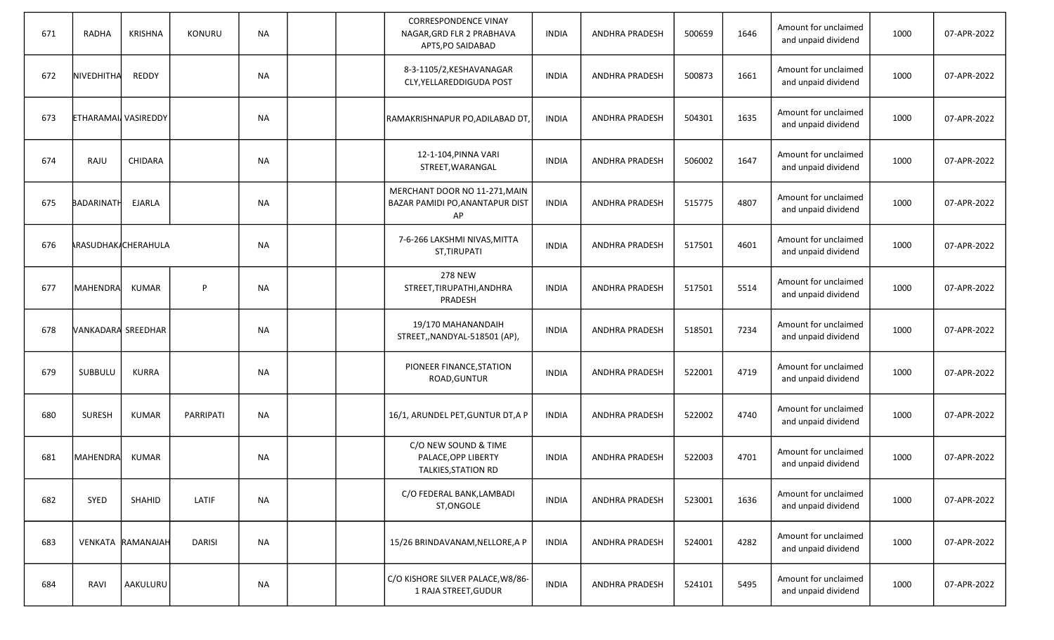| 671 | RADHA | KRISHNA | KONURU | NA | | | CORRESPONDENCE VINAY NAGAR,GRD FLR 2 PRABHAVA APTS,PO SAIDABAD | INDIA | ANDHRA PRADESH | 500659 | 1646 | Amount for unclaimed and unpaid dividend | 1000 | 07-APR-2022 |
|---|---|---|---|---|---|---|---|---|---|---|---|---|---|---|
| 672 | NIVEDHITHA | REDDY | | NA | | | 8-3-1105/2,KESHAVANAGAR CLY,YELLAREDDIGUDA POST | INDIA | ANDHRA PRADESH | 500873 | 1661 | Amount for unclaimed and unpaid dividend | 1000 | 07-APR-2022 |
| 673 | ETHARAMAI | VASIREDDY | | NA | | | RAMAKRISHNAPUR PO,ADILABAD DT, | INDIA | ANDHRA PRADESH | 504301 | 1635 | Amount for unclaimed and unpaid dividend | 1000 | 07-APR-2022 |
| 674 | RAJU | CHIDARA | | NA | | | 12-1-104,PINNA VARI STREET,WARANGAL | INDIA | ANDHRA PRADESH | 506002 | 1647 | Amount for unclaimed and unpaid dividend | 1000 | 07-APR-2022 |
| 675 | BADARINATH | EJARLA | | NA | | | MERCHANT DOOR NO 11-271,MAIN BAZAR PAMIDI PO,ANANTAPUR DIST AP | INDIA | ANDHRA PRADESH | 515775 | 4807 | Amount for unclaimed and unpaid dividend | 1000 | 07-APR-2022 |
| 676 | ARASUDHAKA | CHERAHULA | | NA | | | 7-6-266 LAKSHMI NIVAS,MITTA ST,TIRUPATI | INDIA | ANDHRA PRADESH | 517501 | 4601 | Amount for unclaimed and unpaid dividend | 1000 | 07-APR-2022 |
| 677 | MAHENDRA | KUMAR | P | NA | | | 278 NEW STREET,TIRUPATHI,ANDHRA PRADESH | INDIA | ANDHRA PRADESH | 517501 | 5514 | Amount for unclaimed and unpaid dividend | 1000 | 07-APR-2022 |
| 678 | VANKADARA | SREEDHAR | | NA | | | 19/170 MAHANANDAIH STREET,,NANDYAL-518501 (AP), | INDIA | ANDHRA PRADESH | 518501 | 7234 | Amount for unclaimed and unpaid dividend | 1000 | 07-APR-2022 |
| 679 | SUBBULU | KURRA | | NA | | | PIONEER FINANCE,STATION ROAD,GUNTUR | INDIA | ANDHRA PRADESH | 522001 | 4719 | Amount for unclaimed and unpaid dividend | 1000 | 07-APR-2022 |
| 680 | SURESH | KUMAR | PARRIPATI | NA | | | 16/1, ARUNDEL PET,GUNTUR DT,A P | INDIA | ANDHRA PRADESH | 522002 | 4740 | Amount for unclaimed and unpaid dividend | 1000 | 07-APR-2022 |
| 681 | MAHENDRA | KUMAR | | NA | | | C/O NEW SOUND & TIME PALACE,OPP LIBERTY TALKIES,STATION RD | INDIA | ANDHRA PRADESH | 522003 | 4701 | Amount for unclaimed and unpaid dividend | 1000 | 07-APR-2022 |
| 682 | SYED | SHAHID | LATIF | NA | | | C/O FEDERAL BANK,LAMBADI ST,ONGOLE | INDIA | ANDHRA PRADESH | 523001 | 1636 | Amount for unclaimed and unpaid dividend | 1000 | 07-APR-2022 |
| 683 | VENKATA | RAMANAIAH | DARISI | NA | | | 15/26 BRINDAVANAM,NELLORE,A P | INDIA | ANDHRA PRADESH | 524001 | 4282 | Amount for unclaimed and unpaid dividend | 1000 | 07-APR-2022 |
| 684 | RAVI | AAKULURU | | NA | | | C/O KISHORE SILVER PALACE,W8/86-1 RAJA STREET,GUDUR | INDIA | ANDHRA PRADESH | 524101 | 5495 | Amount for unclaimed and unpaid dividend | 1000 | 07-APR-2022 |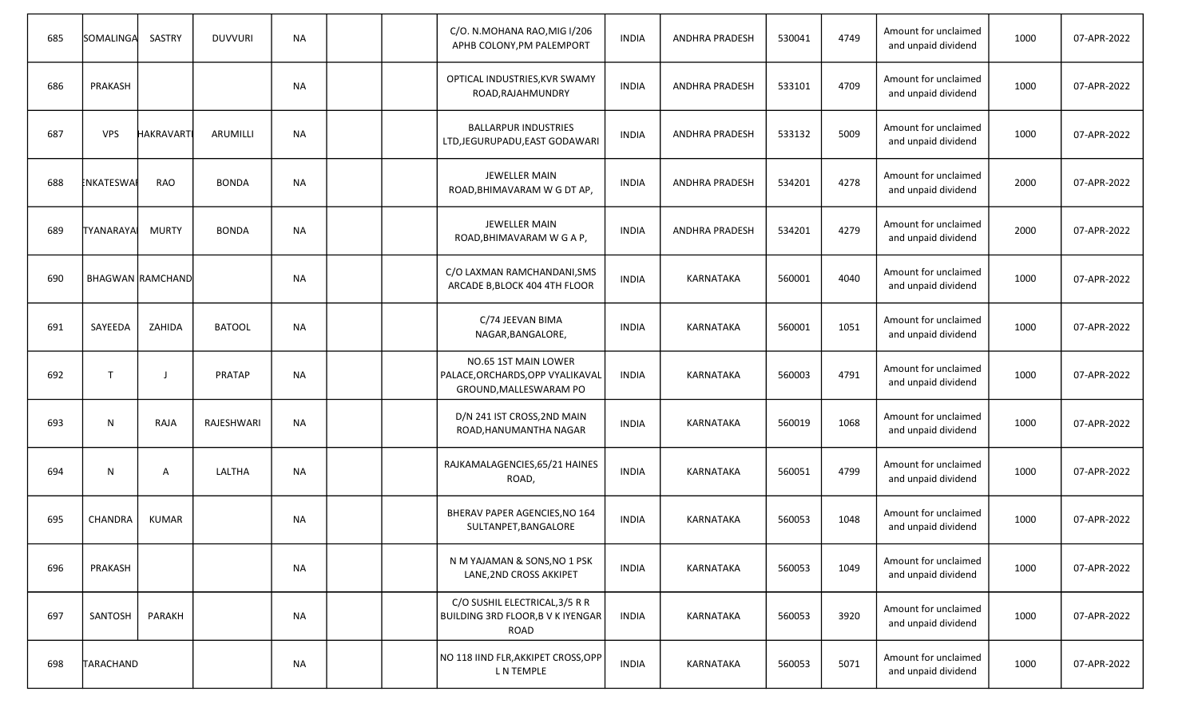| 685 | SOMALINGA | SASTRY | DUVVURI | NA | | | C/O. N.MOHANA RAO,MIG I/206 APHB COLONY,PM PALEMPORT | INDIA | ANDHRA PRADESH | 530041 | 4749 | Amount for unclaimed and unpaid dividend | 1000 | 07-APR-2022 |
|---|---|---|---|---|---|---|---|---|---|---|---|---|---|---|
| 686 | PRAKASH | | | NA | | | OPTICAL INDUSTRIES,KVR SWAMY ROAD,RAJAHMUNDRY | INDIA | ANDHRA PRADESH | 533101 | 4709 | Amount for unclaimed and unpaid dividend | 1000 | 07-APR-2022 |
| 687 | VPS | HAKRAVARTI | ARUMILLI | NA | | | BALLARPUR INDUSTRIES LTD,JEGURUPADU,EAST GODAVARI | INDIA | ANDHRA PRADESH | 533132 | 5009 | Amount for unclaimed and unpaid dividend | 1000 | 07-APR-2022 |
| 688 | NKATESWAI | RAO | BONDA | NA | | | JEWELLER MAIN ROAD,BHIMAVARAM W G DT AP, | INDIA | ANDHRA PRADESH | 534201 | 4278 | Amount for unclaimed and unpaid dividend | 2000 | 07-APR-2022 |
| 689 | TYANARAYA | MURTY | BONDA | NA | | | JEWELLER MAIN ROAD,BHIMAVARAM W G A P, | INDIA | ANDHRA PRADESH | 534201 | 4279 | Amount for unclaimed and unpaid dividend | 2000 | 07-APR-2022 |
| 690 | BHAGWAN | RAMCHAND | | NA | | | C/O LAXMAN RAMCHANDANI,SMS ARCADE B,BLOCK 404 4TH FLOOR | INDIA | KARNATAKA | 560001 | 4040 | Amount for unclaimed and unpaid dividend | 1000 | 07-APR-2022 |
| 691 | SAYEEDA | ZAHIDA | BATOOL | NA | | | C/74 JEEVAN BIMA NAGAR,BANGALORE, | INDIA | KARNATAKA | 560001 | 1051 | Amount for unclaimed and unpaid dividend | 1000 | 07-APR-2022 |
| 692 | T | J | PRATAP | NA | | | NO.65 1ST MAIN LOWER PALACE,ORCHARDS,OPP VYALIKAVAL GROUND,MALLESWARAM PO | INDIA | KARNATAKA | 560003 | 4791 | Amount for unclaimed and unpaid dividend | 1000 | 07-APR-2022 |
| 693 | N | RAJA | RAJESHWARI | NA | | | D/N 241 IST CROSS,2ND MAIN ROAD,HANUMANTHA NAGAR | INDIA | KARNATAKA | 560019 | 1068 | Amount for unclaimed and unpaid dividend | 1000 | 07-APR-2022 |
| 694 | N | A | LALTHA | NA | | | RAJKAMALAGENCIES,65/21 HAINES ROAD, | INDIA | KARNATAKA | 560051 | 4799 | Amount for unclaimed and unpaid dividend | 1000 | 07-APR-2022 |
| 695 | CHANDRA | KUMAR | | NA | | | BHERAV PAPER AGENCIES,NO 164 SULTANPET,BANGALORE | INDIA | KARNATAKA | 560053 | 1048 | Amount for unclaimed and unpaid dividend | 1000 | 07-APR-2022 |
| 696 | PRAKASH | | | NA | | | N M YAJAMAN & SONS,NO 1 PSK LANE,2ND CROSS AKKIPET | INDIA | KARNATAKA | 560053 | 1049 | Amount for unclaimed and unpaid dividend | 1000 | 07-APR-2022 |
| 697 | SANTOSH | PARAKH | | NA | | | C/O SUSHIL ELECTRICAL,3/5 R R BUILDING 3RD FLOOR,B V K IYENGAR ROAD | INDIA | KARNATAKA | 560053 | 3920 | Amount for unclaimed and unpaid dividend | 1000 | 07-APR-2022 |
| 698 | TARACHAND | | | NA | | | NO 118 IIND FLR,AKKIPET CROSS,OPP L N TEMPLE | INDIA | KARNATAKA | 560053 | 5071 | Amount for unclaimed and unpaid dividend | 1000 | 07-APR-2022 |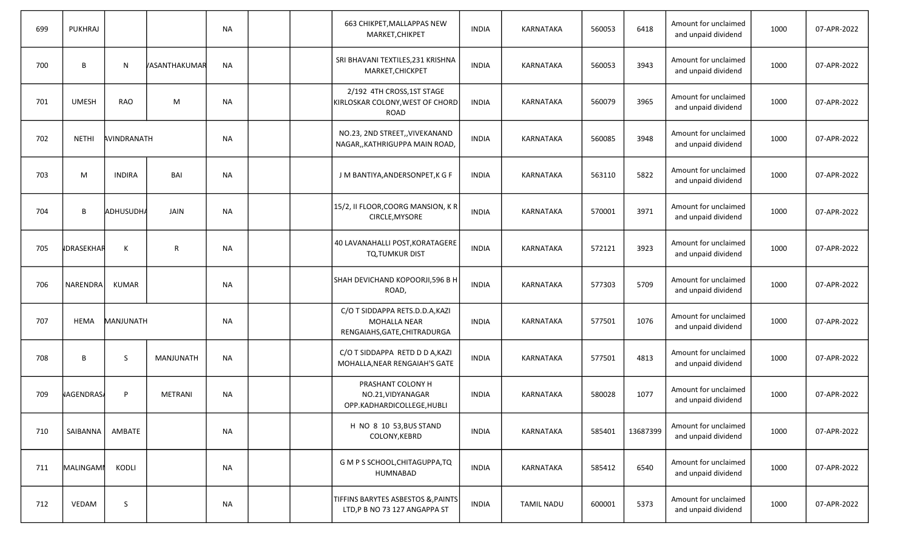| 699 | PUKHRAJ | | | NA | | | 663 CHIKPET,MALLAPPAS NEW MARKET,CHIKPET | INDIA | KARNATAKA | 560053 | 6418 | Amount for unclaimed and unpaid dividend | 1000 | 07-APR-2022 |
|---|---|---|---|---|---|---|---|---|---|---|---|---|---|---|
| 700 | B | N | VASANTHAKUMAR | NA | | | SRI BHAVANI TEXTILES,231 KRISHNA MARKET,CHICKPET | INDIA | KARNATAKA | 560053 | 3943 | Amount for unclaimed and unpaid dividend | 1000 | 07-APR-2022 |
| 701 | UMESH | RAO | M | NA | | | 2/192 4TH CROSS,1ST STAGE KIRLOSKAR COLONY,WEST OF CHORD ROAD | INDIA | KARNATAKA | 560079 | 3965 | Amount for unclaimed and unpaid dividend | 1000 | 07-APR-2022 |
| 702 | NETHI | RAVINDRANATH | | NA | | | NO.23, 2ND STREET,,VIVEKANAND NAGAR,,KATHRIGUPPA MAIN ROAD, | INDIA | KARNATAKA | 560085 | 3948 | Amount for unclaimed and unpaid dividend | 1000 | 07-APR-2022 |
| 703 | M | INDIRA | BAI | NA | | | J M BANTIYA,ANDERSONPET,K G F | INDIA | KARNATAKA | 563110 | 5822 | Amount for unclaimed and unpaid dividend | 1000 | 07-APR-2022 |
| 704 | B | MADHUSUDHA | JAIN | NA | | | 15/2, II FLOOR,COORG MANSION, K R CIRCLE,MYSORE | INDIA | KARNATAKA | 570001 | 3971 | Amount for unclaimed and unpaid dividend | 1000 | 07-APR-2022 |
| 705 | NDRASEKHAR | K | R | NA | | | 40 LAVANAHALLI POST,KORATAGERE TQ,TUMKUR DIST | INDIA | KARNATAKA | 572121 | 3923 | Amount for unclaimed and unpaid dividend | 1000 | 07-APR-2022 |
| 706 | NARENDRA | KUMAR | | NA | | | SHAH DEVICHAND KOPOORJI,596 B H ROAD, | INDIA | KARNATAKA | 577303 | 5709 | Amount for unclaimed and unpaid dividend | 1000 | 07-APR-2022 |
| 707 | HEMA | MANJUNATH | | NA | | | C/O T SIDDAPPA RETS.D.D.A,KAZI MOHALLA NEAR RENGAIAHS,GATE,CHITRADURGA | INDIA | KARNATAKA | 577501 | 1076 | Amount for unclaimed and unpaid dividend | 1000 | 07-APR-2022 |
| 708 | B | S | MANJUNATH | NA | | | C/O T SIDDAPPA RETD D D A,KAZI MOHALLA,NEAR RENGAIAH'S GATE | INDIA | KARNATAKA | 577501 | 4813 | Amount for unclaimed and unpaid dividend | 1000 | 07-APR-2022 |
| 709 | NAGENDRASA | P | METRANI | NA | | | PRASHANT COLONY H NO.21,VIDYANAGAR OPP.KADHARDICOLLEGE,HUBLI | INDIA | KARNATAKA | 580028 | 1077 | Amount for unclaimed and unpaid dividend | 1000 | 07-APR-2022 |
| 710 | SAIBANNA | AMBATE | | NA | | | H NO 8 10 53,BUS STAND COLONY,KEBRD | INDIA | KARNATAKA | 585401 | 13687399 | Amount for unclaimed and unpaid dividend | 1000 | 07-APR-2022 |
| 711 | MALINGAMI | KODLI | | NA | | | G M P S SCHOOL,CHITAGUPPA,TQ HUMNABAD | INDIA | KARNATAKA | 585412 | 6540 | Amount for unclaimed and unpaid dividend | 1000 | 07-APR-2022 |
| 712 | VEDAM | S | | NA | | | TIFFINS BARYTES ASBESTOS &,PAINTS LTD,P B NO 73 127 ANGAPPA ST | INDIA | TAMIL NADU | 600001 | 5373 | Amount for unclaimed and unpaid dividend | 1000 | 07-APR-2022 |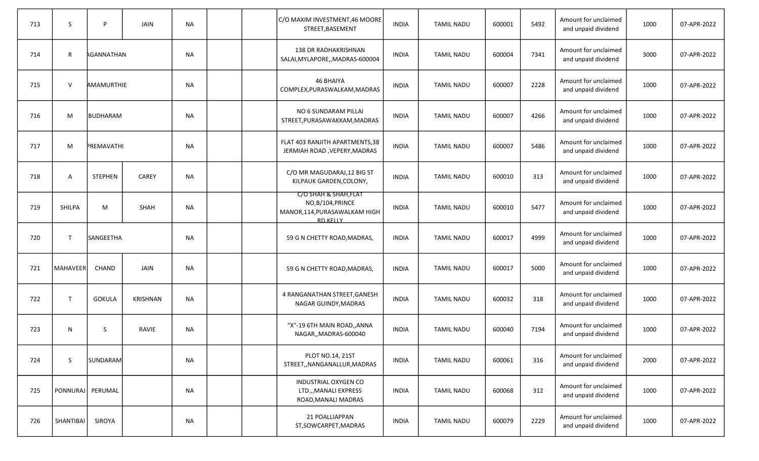| | | | | | | | | | | | | | | |
|---|---|---|---|---|---|---|---|---|---|---|---|---|---|---|
| 713 | S | P | JAIN | NA | | | C/O MAXIM INVESTMENT,46 MOORE STREET,BASEMENT | INDIA | TAMIL NADU | 600001 | 5492 | Amount for unclaimed and unpaid dividend | 1000 | 07-APR-2022 |
| 714 | R | AGANNATHAN | | NA | | | 138 DR RADHAKRISHNAN SALAI,MYLAPORE,,MADRAS-600004 | INDIA | TAMIL NADU | 600004 | 7341 | Amount for unclaimed and unpaid dividend | 3000 | 07-APR-2022 |
| 715 | V | AMAMURTHIE | | NA | | | 46 BHAIYA COMPLEX,PURASWALKAM,MADRAS | INDIA | TAMIL NADU | 600007 | 2228 | Amount for unclaimed and unpaid dividend | 1000 | 07-APR-2022 |
| 716 | M | BUDHARAM | | NA | | | NO 6 SUNDARAM PILLAI STREET,PURASAWAKKAM,MADRAS | INDIA | TAMIL NADU | 600007 | 4266 | Amount for unclaimed and unpaid dividend | 1000 | 07-APR-2022 |
| 717 | M | PREMAVATHI | | NA | | | FLAT 403 RANJITH APARTMENTS,38 JERMIAH ROAD ,VEPERY,MADRAS | INDIA | TAMIL NADU | 600007 | 5486 | Amount for unclaimed and unpaid dividend | 1000 | 07-APR-2022 |
| 718 | A | STEPHEN | CAREY | NA | | | C/O MR MAGUDARAJ,12 BIG ST KILPAUK GARDEN,COLONY, | INDIA | TAMIL NADU | 600010 | 313 | Amount for unclaimed and unpaid dividend | 1000 | 07-APR-2022 |
| 719 | SHILPA | M | SHAH | NA | | | C/O SHAH & SHAH,FLAT NO,B/104,PRINCE MANOR,114,PURASAWALKAM HIGH RD,KELLY | INDIA | TAMIL NADU | 600010 | 5477 | Amount for unclaimed and unpaid dividend | 1000 | 07-APR-2022 |
| 720 | T | SANGEETHA | | NA | | | 59 G N CHETTY ROAD,MADRAS, | INDIA | TAMIL NADU | 600017 | 4999 | Amount for unclaimed and unpaid dividend | 1000 | 07-APR-2022 |
| 721 | MAHAVEER | CHAND | JAIN | NA | | | 59 G N CHETTY ROAD,MADRAS, | INDIA | TAMIL NADU | 600017 | 5000 | Amount for unclaimed and unpaid dividend | 1000 | 07-APR-2022 |
| 722 | T | GOKULA | KRISHNAN | NA | | | 4 RANGANATHAN STREET,GANESH NAGAR GUINDY,MADRAS | INDIA | TAMIL NADU | 600032 | 318 | Amount for unclaimed and unpaid dividend | 1000 | 07-APR-2022 |
| 723 | N | S | RAVIE | NA | | | "X"-19 6TH MAIN ROAD,,ANNA NAGAR,,MADRAS-600040 | INDIA | TAMIL NADU | 600040 | 7194 | Amount for unclaimed and unpaid dividend | 1000 | 07-APR-2022 |
| 724 | S | SUNDARAM | | NA | | | PLOT NO.14, 21ST STREET,,NANGANALLUR,MADRAS | INDIA | TAMIL NADU | 600061 | 316 | Amount for unclaimed and unpaid dividend | 2000 | 07-APR-2022 |
| 725 | PONNURAJ | PERUMAL | | NA | | | INDUSTRIAL OXYGEN CO LTD.,,MANALI EXPRESS ROAD,MANALI MADRAS | INDIA | TAMIL NADU | 600068 | 312 | Amount for unclaimed and unpaid dividend | 1000 | 07-APR-2022 |
| 726 | SHANTIBAI | SIROYA | | NA | | | 21 POALLIAPPAN ST,SOWCARPET,MADRAS | INDIA | TAMIL NADU | 600079 | 2229 | Amount for unclaimed and unpaid dividend | 1000 | 07-APR-2022 |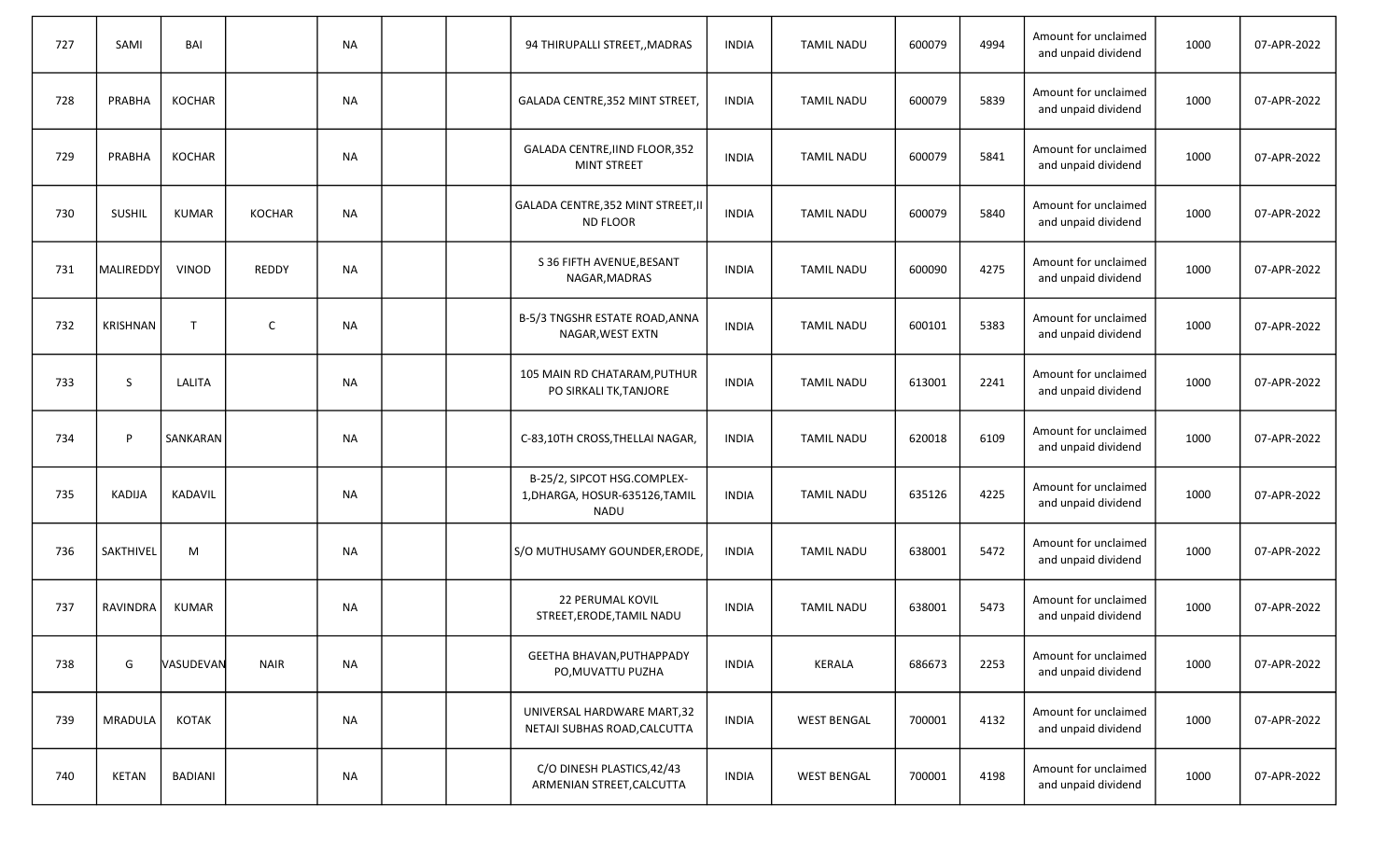| | | | | | | | | | | | | | | |
|---|---|---|---|---|---|---|---|---|---|---|---|---|---|---|
| 727 | SAMI | BAI | | NA | | | 94 THIRUPALLI STREET,,MADRAS | INDIA | TAMIL NADU | 600079 | 4994 | Amount for unclaimed and unpaid dividend | 1000 | 07-APR-2022 |
| 728 | PRABHA | KOCHAR | | NA | | | GALADA CENTRE,352 MINT STREET, | INDIA | TAMIL NADU | 600079 | 5839 | Amount for unclaimed and unpaid dividend | 1000 | 07-APR-2022 |
| 729 | PRABHA | KOCHAR | | NA | | | GALADA CENTRE,IIND FLOOR,352 MINT STREET | INDIA | TAMIL NADU | 600079 | 5841 | Amount for unclaimed and unpaid dividend | 1000 | 07-APR-2022 |
| 730 | SUSHIL | KUMAR | KOCHAR | NA | | | GALADA CENTRE,352 MINT STREET,II ND FLOOR | INDIA | TAMIL NADU | 600079 | 5840 | Amount for unclaimed and unpaid dividend | 1000 | 07-APR-2022 |
| 731 | MALIREDDY | VINOD | REDDY | NA | | | S 36 FIFTH AVENUE,BESANT NAGAR,MADRAS | INDIA | TAMIL NADU | 600090 | 4275 | Amount for unclaimed and unpaid dividend | 1000 | 07-APR-2022 |
| 732 | KRISHNAN | T | C | NA | | | B-5/3 TNGSHR ESTATE ROAD,ANNA NAGAR,WEST EXTN | INDIA | TAMIL NADU | 600101 | 5383 | Amount for unclaimed and unpaid dividend | 1000 | 07-APR-2022 |
| 733 | S | LALITA | | NA | | | 105 MAIN RD CHATARAM,PUTHUR PO SIRKALI TK,TANJORE | INDIA | TAMIL NADU | 613001 | 2241 | Amount for unclaimed and unpaid dividend | 1000 | 07-APR-2022 |
| 734 | P | SANKARAN | | NA | | | C-83,10TH CROSS,THELLAI NAGAR, | INDIA | TAMIL NADU | 620018 | 6109 | Amount for unclaimed and unpaid dividend | 1000 | 07-APR-2022 |
| 735 | KADIJA | KADAVIL | | NA | | | B-25/2, SIPCOT HSG.COMPLEX-1,DHARGA, HOSUR-635126,TAMIL NADU | INDIA | TAMIL NADU | 635126 | 4225 | Amount for unclaimed and unpaid dividend | 1000 | 07-APR-2022 |
| 736 | SAKTHIVEL | M | | NA | | | S/O MUTHUSAMY GOUNDER,ERODE, | INDIA | TAMIL NADU | 638001 | 5472 | Amount for unclaimed and unpaid dividend | 1000 | 07-APR-2022 |
| 737 | RAVINDRA | KUMAR | | NA | | | 22 PERUMAL KOVIL STREET,ERODE,TAMIL NADU | INDIA | TAMIL NADU | 638001 | 5473 | Amount for unclaimed and unpaid dividend | 1000 | 07-APR-2022 |
| 738 | G | VASUDEVAN | NAIR | NA | | | GEETHA BHAVAN,PUTHAPPADY PO,MUVATTU PUZHA | INDIA | KERALA | 686673 | 2253 | Amount for unclaimed and unpaid dividend | 1000 | 07-APR-2022 |
| 739 | MRADULA | KOTAK | | NA | | | UNIVERSAL HARDWARE MART,32 NETAJI SUBHAS ROAD,CALCUTTA | INDIA | WEST BENGAL | 700001 | 4132 | Amount for unclaimed and unpaid dividend | 1000 | 07-APR-2022 |
| 740 | KETAN | BADIANI | | NA | | | C/O DINESH PLASTICS,42/43 ARMENIAN STREET,CALCUTTA | INDIA | WEST BENGAL | 700001 | 4198 | Amount for unclaimed and unpaid dividend | 1000 | 07-APR-2022 |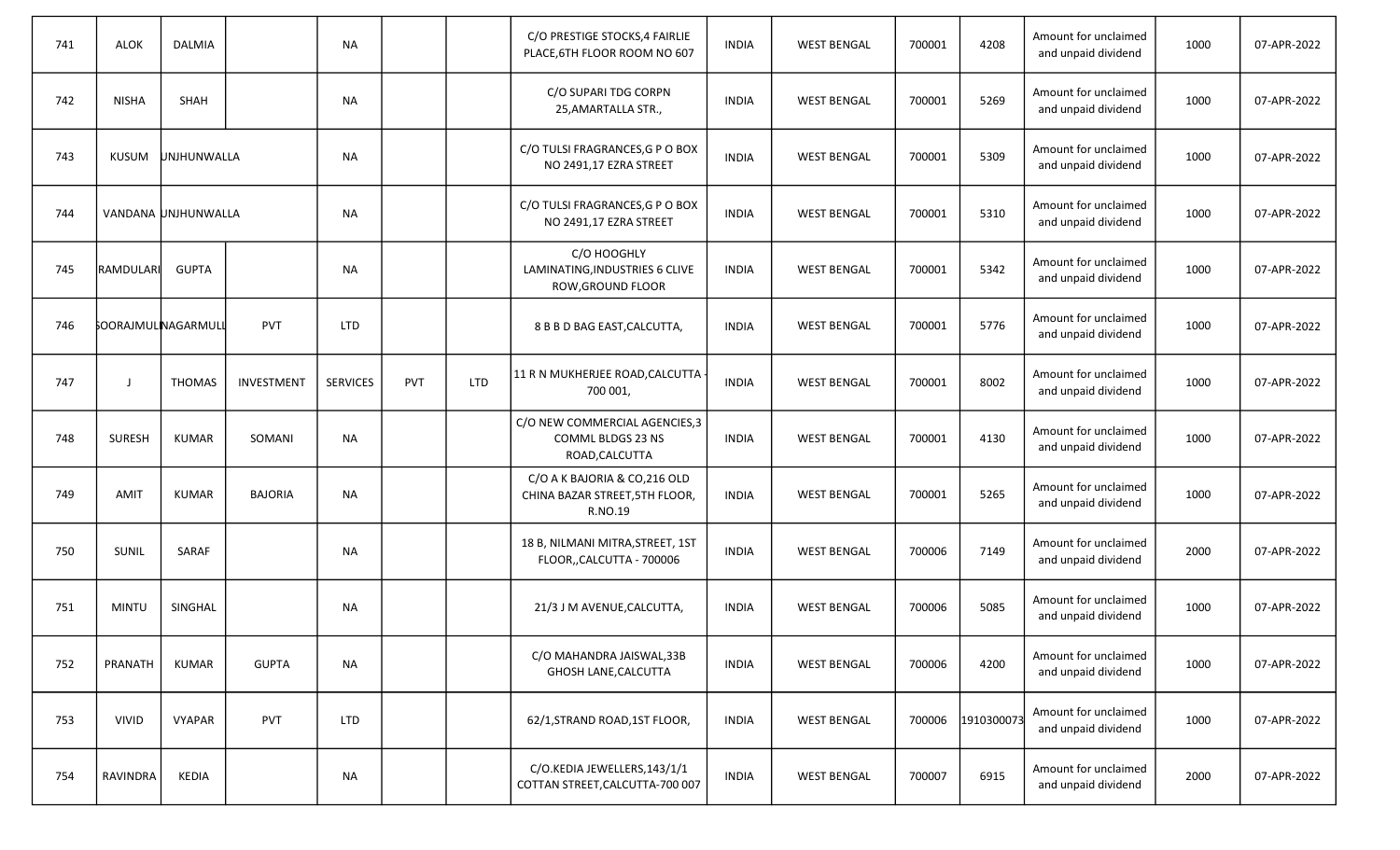| 741 | ALOK | DALMIA | | NA | | | C/O PRESTIGE STOCKS,4 FAIRLIE PLACE,6TH FLOOR ROOM NO 607 | INDIA | WEST BENGAL | 700001 | 4208 | Amount for unclaimed and unpaid dividend | 1000 | 07-APR-2022 |
|---|---|---|---|---|---|---|---|---|---|---|---|---|---|---|
| 742 | NISHA | SHAH | | NA | | | C/O SUPARI TDG CORPN 25,AMARTALLA STR., | INDIA | WEST BENGAL | 700001 | 5269 | Amount for unclaimed and unpaid dividend | 1000 | 07-APR-2022 |
| 743 | KUSUM | JHUNJHUNWALLA | | NA | | | C/O TULSI FRAGRANCES,G P O BOX NO 2491,17 EZRA STREET | INDIA | WEST BENGAL | 700001 | 5309 | Amount for unclaimed and unpaid dividend | 1000 | 07-APR-2022 |
| 744 | VANDANA | JHUNJHUNWALLA | | NA | | | C/O TULSI FRAGRANCES,G P O BOX NO 2491,17 EZRA STREET | INDIA | WEST BENGAL | 700001 | 5310 | Amount for unclaimed and unpaid dividend | 1000 | 07-APR-2022 |
| 745 | RAMDULARI | GUPTA | | NA | | | C/O HOOGHLY LAMINATING,INDUSTRIES 6 CLIVE ROW,GROUND FLOOR | INDIA | WEST BENGAL | 700001 | 5342 | Amount for unclaimed and unpaid dividend | 1000 | 07-APR-2022 |
| 746 | SOORAJMULL | NAGARMULL | PVT | LTD | | | 8 B B D BAG EAST,CALCUTTA, | INDIA | WEST BENGAL | 700001 | 5776 | Amount for unclaimed and unpaid dividend | 1000 | 07-APR-2022 |
| 747 | J | THOMAS | INVESTMENT | SERVICES | PVT | LTD | 11 R N MUKHERJEE ROAD,CALCUTTA - 700 001, | INDIA | WEST BENGAL | 700001 | 8002 | Amount for unclaimed and unpaid dividend | 1000 | 07-APR-2022 |
| 748 | SURESH | KUMAR | SOMANI | NA | | | C/O NEW COMMERCIAL AGENCIES,3 COMML BLDGS 23 NS ROAD,CALCUTTA | INDIA | WEST BENGAL | 700001 | 4130 | Amount for unclaimed and unpaid dividend | 1000 | 07-APR-2022 |
| 749 | AMIT | KUMAR | BAJORIA | NA | | | C/O A K BAJORIA & CO,216 OLD CHINA BAZAR STREET,5TH FLOOR, R.NO.19 | INDIA | WEST BENGAL | 700001 | 5265 | Amount for unclaimed and unpaid dividend | 1000 | 07-APR-2022 |
| 750 | SUNIL | SARAF | | NA | | | 18 B, NILMANI MITRA,STREET, 1ST FLOOR,,CALCUTTA - 700006 | INDIA | WEST BENGAL | 700006 | 7149 | Amount for unclaimed and unpaid dividend | 2000 | 07-APR-2022 |
| 751 | MINTU | SINGHAL | | NA | | | 21/3 J M AVENUE,CALCUTTA, | INDIA | WEST BENGAL | 700006 | 5085 | Amount for unclaimed and unpaid dividend | 1000 | 07-APR-2022 |
| 752 | PRANATH | KUMAR | GUPTA | NA | | | C/O MAHANDRA JAISWAL,33B GHOSH LANE,CALCUTTA | INDIA | WEST BENGAL | 700006 | 4200 | Amount for unclaimed and unpaid dividend | 1000 | 07-APR-2022 |
| 753 | VIVID | VYAPAR | PVT | LTD | | | 62/1,STRAND ROAD,1ST FLOOR, | INDIA | WEST BENGAL | 700006 | 1910300073 | Amount for unclaimed and unpaid dividend | 1000 | 07-APR-2022 |
| 754 | RAVINDRA | KEDIA | | NA | | | C/O.KEDIA JEWELLERS,143/1/1 COTTAN STREET,CALCUTTA-700 007 | INDIA | WEST BENGAL | 700007 | 6915 | Amount for unclaimed and unpaid dividend | 2000 | 07-APR-2022 |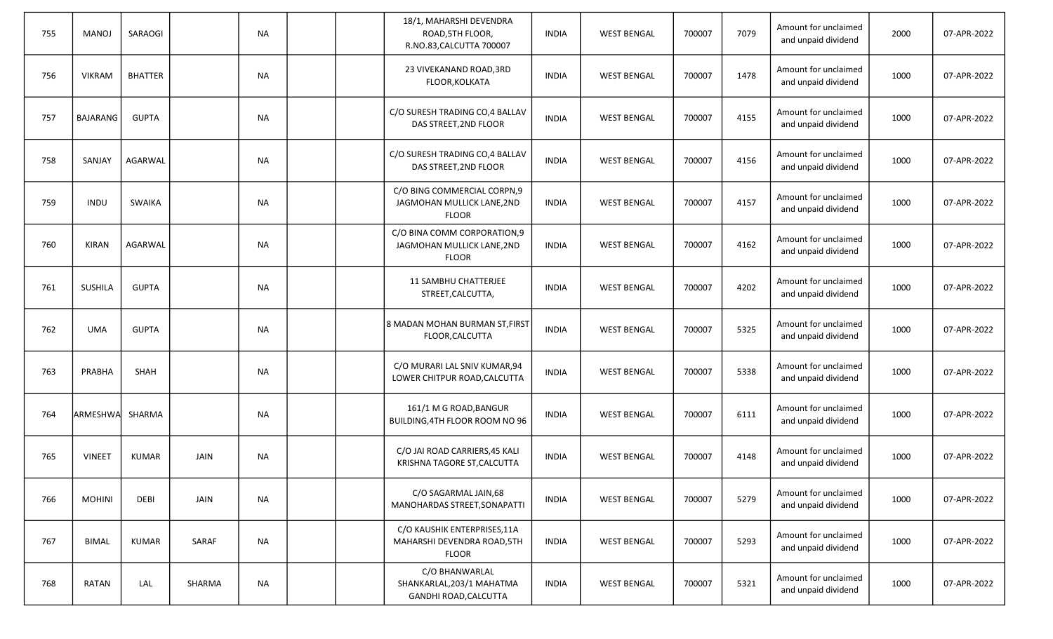| | | | | | | | | | | | | | | |
|---|---|---|---|---|---|---|---|---|---|---|---|---|---|---|
| 755 | MANOJ | SARAOGI | | NA | | | 18/1, MAHARSHI DEVENDRA ROAD,5TH FLOOR, R.NO.83,CALCUTTA 700007 | INDIA | WEST BENGAL | 700007 | 7079 | Amount for unclaimed and unpaid dividend | 2000 | 07-APR-2022 |
| 756 | VIKRAM | BHATTER | | NA | | | 23 VIVEKANAND ROAD,3RD FLOOR,KOLKATA | INDIA | WEST BENGAL | 700007 | 1478 | Amount for unclaimed and unpaid dividend | 1000 | 07-APR-2022 |
| 757 | BAJARANG | GUPTA | | NA | | | C/O SURESH TRADING CO,4 BALLAV DAS STREET,2ND FLOOR | INDIA | WEST BENGAL | 700007 | 4155 | Amount for unclaimed and unpaid dividend | 1000 | 07-APR-2022 |
| 758 | SANJAY | AGARWAL | | NA | | | C/O SURESH TRADING CO,4 BALLAV DAS STREET,2ND FLOOR | INDIA | WEST BENGAL | 700007 | 4156 | Amount for unclaimed and unpaid dividend | 1000 | 07-APR-2022 |
| 759 | INDU | SWAIKA | | NA | | | C/O BING COMMERCIAL CORPN,9 JAGMOHAN MULLICK LANE,2ND FLOOR | INDIA | WEST BENGAL | 700007 | 4157 | Amount for unclaimed and unpaid dividend | 1000 | 07-APR-2022 |
| 760 | KIRAN | AGARWAL | | NA | | | C/O BINA COMM CORPORATION,9 JAGMOHAN MULLICK LANE,2ND FLOOR | INDIA | WEST BENGAL | 700007 | 4162 | Amount for unclaimed and unpaid dividend | 1000 | 07-APR-2022 |
| 761 | SUSHILA | GUPTA | | NA | | | 11 SAMBHU CHATTERJEE STREET,CALCUTTA, | INDIA | WEST BENGAL | 700007 | 4202 | Amount for unclaimed and unpaid dividend | 1000 | 07-APR-2022 |
| 762 | UMA | GUPTA | | NA | | | 8 MADAN MOHAN BURMAN ST,FIRST FLOOR,CALCUTTA | INDIA | WEST BENGAL | 700007 | 5325 | Amount for unclaimed and unpaid dividend | 1000 | 07-APR-2022 |
| 763 | PRABHA | SHAH | | NA | | | C/O MURARI LAL SNIV KUMAR,94 LOWER CHITPUR ROAD,CALCUTTA | INDIA | WEST BENGAL | 700007 | 5338 | Amount for unclaimed and unpaid dividend | 1000 | 07-APR-2022 |
| 764 | ARMESHWA | SHARMA | | NA | | | 161/1 M G ROAD,BANGUR BUILDING,4TH FLOOR ROOM NO 96 | INDIA | WEST BENGAL | 700007 | 6111 | Amount for unclaimed and unpaid dividend | 1000 | 07-APR-2022 |
| 765 | VINEET | KUMAR | JAIN | NA | | | C/O JAI ROAD CARRIERS,45 KALI KRISHNA TAGORE ST,CALCUTTA | INDIA | WEST BENGAL | 700007 | 4148 | Amount for unclaimed and unpaid dividend | 1000 | 07-APR-2022 |
| 766 | MOHINI | DEBI | JAIN | NA | | | C/O SAGARMAL JAIN,68 MANOHARDAS STREET,SONAPATTI | INDIA | WEST BENGAL | 700007 | 5279 | Amount for unclaimed and unpaid dividend | 1000 | 07-APR-2022 |
| 767 | BIMAL | KUMAR | SARAF | NA | | | C/O KAUSHIK ENTERPRISES,11A MAHARSHI DEVENDRA ROAD,5TH FLOOR | INDIA | WEST BENGAL | 700007 | 5293 | Amount for unclaimed and unpaid dividend | 1000 | 07-APR-2022 |
| 768 | RATAN | LAL | SHARMA | NA | | | C/O BHANWARLAL SHANKARLAL,203/1 MAHATMA GANDHI ROAD,CALCUTTA | INDIA | WEST BENGAL | 700007 | 5321 | Amount for unclaimed and unpaid dividend | 1000 | 07-APR-2022 |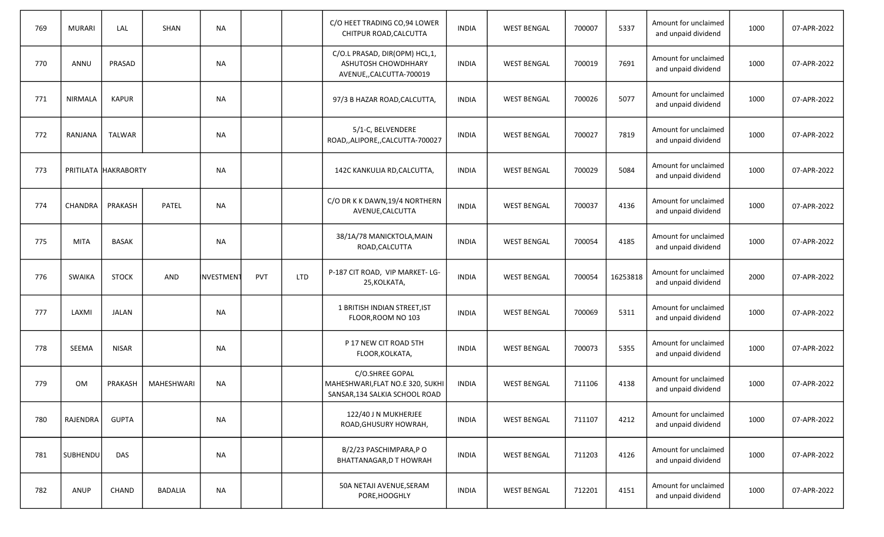| 769 | MURARI | LAL | SHAN | NA | | | C/O HEET TRADING CO,94 LOWER CHITPUR ROAD,CALCUTTA | INDIA | WEST BENGAL | 700007 | 5337 | Amount for unclaimed and unpaid dividend | 1000 | 07-APR-2022 |
|---|---|---|---|---|---|---|---|---|---|---|---|---|---|---|
| 770 | ANNU | PRASAD | | NA | | | C/O.L PRASAD, DIR(OPM) HCL,1, ASHUTOSH CHOWDHHARY AVENUE,,CALCUTTA-700019 | INDIA | WEST BENGAL | 700019 | 7691 | Amount for unclaimed and unpaid dividend | 1000 | 07-APR-2022 |
| 771 | NIRMALA | KAPUR | | NA | | | 97/3 B HAZAR ROAD,CALCUTTA, | INDIA | WEST BENGAL | 700026 | 5077 | Amount for unclaimed and unpaid dividend | 1000 | 07-APR-2022 |
| 772 | RANJANA | TALWAR | | NA | | | 5/1-C, BELVENDERE ROAD,,ALIPORE,,CALCUTTA-700027 | INDIA | WEST BENGAL | 700027 | 7819 | Amount for unclaimed and unpaid dividend | 1000 | 07-APR-2022 |
| 773 | PRITILATA | HAKRABORTY | | NA | | | 142C KANKULIA RD,CALCUTTA, | INDIA | WEST BENGAL | 700029 | 5084 | Amount for unclaimed and unpaid dividend | 1000 | 07-APR-2022 |
| 774 | CHANDRA | PRAKASH | PATEL | NA | | | C/O DR K K DAWN,19/4 NORTHERN AVENUE,CALCUTTA | INDIA | WEST BENGAL | 700037 | 4136 | Amount for unclaimed and unpaid dividend | 1000 | 07-APR-2022 |
| 775 | MITA | BASAK | | NA | | | 38/1A/78 MANICKTOLA,MAIN ROAD,CALCUTTA | INDIA | WEST BENGAL | 700054 | 4185 | Amount for unclaimed and unpaid dividend | 1000 | 07-APR-2022 |
| 776 | SWAIKA | STOCK | AND | NVESTMENT | PVT | LTD | P-187 CIT ROAD, VIP MARKET- LG-25,KOLKATA, | INDIA | WEST BENGAL | 700054 | 16253818 | Amount for unclaimed and unpaid dividend | 2000 | 07-APR-2022 |
| 777 | LAXMI | JALAN | | NA | | | 1 BRITISH INDIAN STREET,IST FLOOR,ROOM NO 103 | INDIA | WEST BENGAL | 700069 | 5311 | Amount for unclaimed and unpaid dividend | 1000 | 07-APR-2022 |
| 778 | SEEMA | NISAR | | NA | | | P 17 NEW CIT ROAD 5TH FLOOR,KOLKATA, | INDIA | WEST BENGAL | 700073 | 5355 | Amount for unclaimed and unpaid dividend | 1000 | 07-APR-2022 |
| 779 | OM | PRAKASH | MAHESHWARI | NA | | | C/O.SHREE GOPAL MAHESHWARI,FLAT NO.E 320, SUKHI SANSAR,134 SALKIA SCHOOL ROAD | INDIA | WEST BENGAL | 711106 | 4138 | Amount for unclaimed and unpaid dividend | 1000 | 07-APR-2022 |
| 780 | RAJENDRA | GUPTA | | NA | | | 122/40 J N MUKHERJEE ROAD,GHUSURY HOWRAH, | INDIA | WEST BENGAL | 711107 | 4212 | Amount for unclaimed and unpaid dividend | 1000 | 07-APR-2022 |
| 781 | SUBHENDU | DAS | | NA | | | B/2/23 PASCHIMPARA,P O BHATTANAGAR,D T HOWRAH | INDIA | WEST BENGAL | 711203 | 4126 | Amount for unclaimed and unpaid dividend | 1000 | 07-APR-2022 |
| 782 | ANUP | CHAND | BADALIA | NA | | | 50A NETAJI AVENUE,SERAM PORE,HOOGHLY | INDIA | WEST BENGAL | 712201 | 4151 | Amount for unclaimed and unpaid dividend | 1000 | 07-APR-2022 |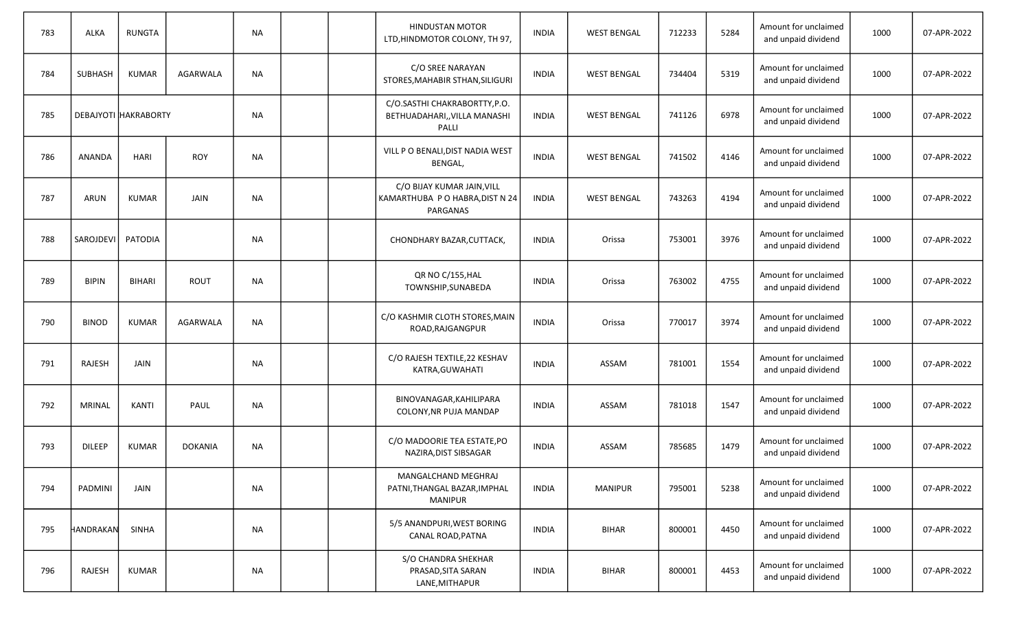| | | | | | | | | | | | | | | |
|---|---|---|---|---|---|---|---|---|---|---|---|---|---|---|
| 783 | ALKA | RUNGTA | | NA | | | HINDUSTAN MOTOR LTD,HINDMOTOR COLONY, TH 97, | INDIA | WEST BENGAL | 712233 | 5284 | Amount for unclaimed and unpaid dividend | 1000 | 07-APR-2022 |
| 784 | SUBHASH | KUMAR | AGARWALA | NA | | | C/O SREE NARAYAN STORES,MAHABIR STHAN,SILIGURI | INDIA | WEST BENGAL | 734404 | 5319 | Amount for unclaimed and unpaid dividend | 1000 | 07-APR-2022 |
| 785 | DEBAJYOTI | HAKRABORTY | | NA | | | C/O.SASTHI CHAKRABORTTY,P.O. BETHUADAHARI,,VILLA MANASHI PALLI | INDIA | WEST BENGAL | 741126 | 6978 | Amount for unclaimed and unpaid dividend | 1000 | 07-APR-2022 |
| 786 | ANANDA | HARI | ROY | NA | | | VILL P O BENALI,DIST NADIA WEST BENGAL, | INDIA | WEST BENGAL | 741502 | 4146 | Amount for unclaimed and unpaid dividend | 1000 | 07-APR-2022 |
| 787 | ARUN | KUMAR | JAIN | NA | | | C/O BIJAY KUMAR JAIN,VILL KAMARTHUBA P O HABRA,DIST N 24 PARGANAS | INDIA | WEST BENGAL | 743263 | 4194 | Amount for unclaimed and unpaid dividend | 1000 | 07-APR-2022 |
| 788 | SAROJDEVI | PATODIA | | NA | | | CHONDHARY BAZAR,CUTTACK, | INDIA | Orissa | 753001 | 3976 | Amount for unclaimed and unpaid dividend | 1000 | 07-APR-2022 |
| 789 | BIPIN | BIHARI | ROUT | NA | | | QR NO C/155,HAL TOWNSHIP,SUNABEDA | INDIA | Orissa | 763002 | 4755 | Amount for unclaimed and unpaid dividend | 1000 | 07-APR-2022 |
| 790 | BINOD | KUMAR | AGARWALA | NA | | | C/O KASHMIR CLOTH STORES,MAIN ROAD,RAJGANGPUR | INDIA | Orissa | 770017 | 3974 | Amount for unclaimed and unpaid dividend | 1000 | 07-APR-2022 |
| 791 | RAJESH | JAIN | | NA | | | C/O RAJESH TEXTILE,22 KESHAV KATRA,GUWAHATI | INDIA | ASSAM | 781001 | 1554 | Amount for unclaimed and unpaid dividend | 1000 | 07-APR-2022 |
| 792 | MRINAL | KANTI | PAUL | NA | | | BINOVANAGAR,KAHILIPARA COLONY,NR PUJA MANDAP | INDIA | ASSAM | 781018 | 1547 | Amount for unclaimed and unpaid dividend | 1000 | 07-APR-2022 |
| 793 | DILEEP | KUMAR | DOKANIA | NA | | | C/O MADOORIE TEA ESTATE,PO NAZIRA,DIST SIBSAGAR | INDIA | ASSAM | 785685 | 1479 | Amount for unclaimed and unpaid dividend | 1000 | 07-APR-2022 |
| 794 | PADMINI | JAIN | | NA | | | MANGALCHAND MEGHRAJ PATNI,THANGAL BAZAR,IMPHAL MANIPUR | INDIA | MANIPUR | 795001 | 5238 | Amount for unclaimed and unpaid dividend | 1000 | 07-APR-2022 |
| 795 | HANDRAKAN | SINHA | | NA | | | 5/5 ANANDPURI,WEST BORING CANAL ROAD,PATNA | INDIA | BIHAR | 800001 | 4450 | Amount for unclaimed and unpaid dividend | 1000 | 07-APR-2022 |
| 796 | RAJESH | KUMAR | | NA | | | S/O CHANDRA SHEKHAR PRASAD,SITA SARAN LANE,MITHAPUR | INDIA | BIHAR | 800001 | 4453 | Amount for unclaimed and unpaid dividend | 1000 | 07-APR-2022 |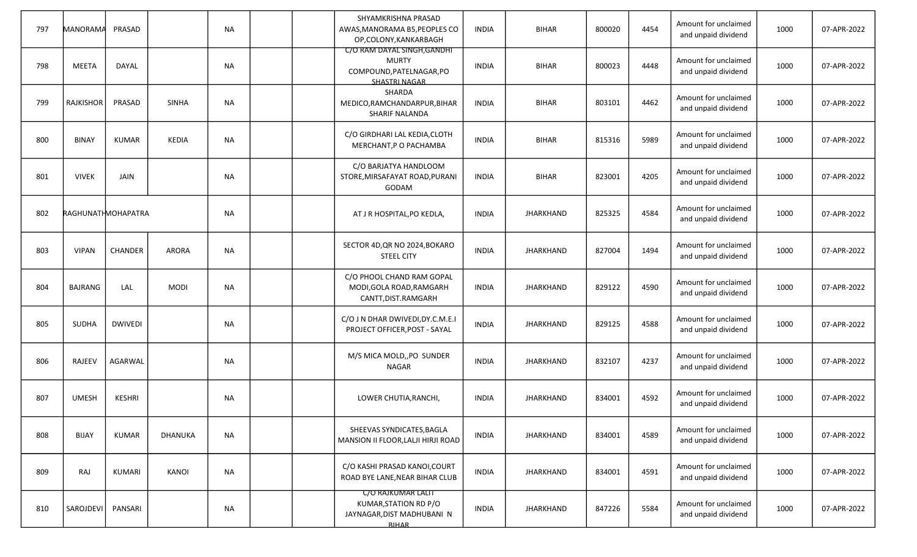| 797 | MANORAMA | PRASAD | | NA | | | SHYAMKRISHNA PRASAD AWAS,MANORAMA B5,PEOPLES CO OP,COLONY,KANKARBAGH | INDIA | BIHAR | 800020 | 4454 | Amount for unclaimed and unpaid dividend | 1000 | 07-APR-2022 |
|---|---|---|---|---|---|---|---|---|---|---|---|---|---|---|
| 798 | MEETA | DAYAL | | NA | | | C/O RAM DAYAL SINGH,GANDHI MURTY COMPOUND,PATELNAGAR,PO SHASTRI NAGAR | INDIA | BIHAR | 800023 | 4448 | Amount for unclaimed and unpaid dividend | 1000 | 07-APR-2022 |
| 799 | RAJKISHOR | PRASAD | SINHA | NA | | | SHARDA MEDICO,RAMCHANDARPUR,BIHAR SHARIF NALANDA | INDIA | BIHAR | 803101 | 4462 | Amount for unclaimed and unpaid dividend | 1000 | 07-APR-2022 |
| 800 | BINAY | KUMAR | KEDIA | NA | | | C/O GIRDHARI LAL KEDIA,CLOTH MERCHANT,P O PACHAMBA | INDIA | BIHAR | 815316 | 5989 | Amount for unclaimed and unpaid dividend | 1000 | 07-APR-2022 |
| 801 | VIVEK | JAIN | | NA | | | C/O BARJATYA HANDLOOM STORE,MIRSAFAYAT ROAD,PURANI GODAM | INDIA | BIHAR | 823001 | 4205 | Amount for unclaimed and unpaid dividend | 1000 | 07-APR-2022 |
| 802 | RAGHUNATH | MOHAPATRA | | NA | | | AT J R HOSPITAL,PO KEDLA, | INDIA | JHARKHAND | 825325 | 4584 | Amount for unclaimed and unpaid dividend | 1000 | 07-APR-2022 |
| 803 | VIPAN | CHANDER | ARORA | NA | | | SECTOR 4D,QR NO 2024,BOKARO STEEL CITY | INDIA | JHARKHAND | 827004 | 1494 | Amount for unclaimed and unpaid dividend | 1000 | 07-APR-2022 |
| 804 | BAJRANG | LAL | MODI | NA | | | C/O PHOOL CHAND RAM GOPAL MODI,GOLA ROAD,RAMGARH CANTT,DIST.RAMGARH | INDIA | JHARKHAND | 829122 | 4590 | Amount for unclaimed and unpaid dividend | 1000 | 07-APR-2022 |
| 805 | SUDHA | DWIVEDI | | NA | | | C/O J N DHAR DWIVEDI,DY.C.M.E.I PROJECT OFFICER,POST - SAYAL | INDIA | JHARKHAND | 829125 | 4588 | Amount for unclaimed and unpaid dividend | 1000 | 07-APR-2022 |
| 806 | RAJEEV | AGARWAL | | NA | | | M/S MICA MOLD,,PO SUNDER NAGAR | INDIA | JHARKHAND | 832107 | 4237 | Amount for unclaimed and unpaid dividend | 1000 | 07-APR-2022 |
| 807 | UMESH | KESHRI | | NA | | | LOWER CHUTIA,RANCHI, | INDIA | JHARKHAND | 834001 | 4592 | Amount for unclaimed and unpaid dividend | 1000 | 07-APR-2022 |
| 808 | BIJAY | KUMAR | DHANUKA | NA | | | SHEEVAS SYNDICATES,BAGLA MANSION II FLOOR,LALJI HIRJI ROAD | INDIA | JHARKHAND | 834001 | 4589 | Amount for unclaimed and unpaid dividend | 1000 | 07-APR-2022 |
| 809 | RAJ | KUMARI | KANOI | NA | | | C/O KASHI PRASAD KANOI,COURT ROAD BYE LANE,NEAR BIHAR CLUB | INDIA | JHARKHAND | 834001 | 4591 | Amount for unclaimed and unpaid dividend | 1000 | 07-APR-2022 |
| 810 | SAROJDEVI | PANSARI | | NA | | | C/O RAJKUMAR LALIT KUMAR,STATION RD P/O JAYNAGAR,DIST MADHUBANI N BIHAR | INDIA | JHARKHAND | 847226 | 5584 | Amount for unclaimed and unpaid dividend | 1000 | 07-APR-2022 |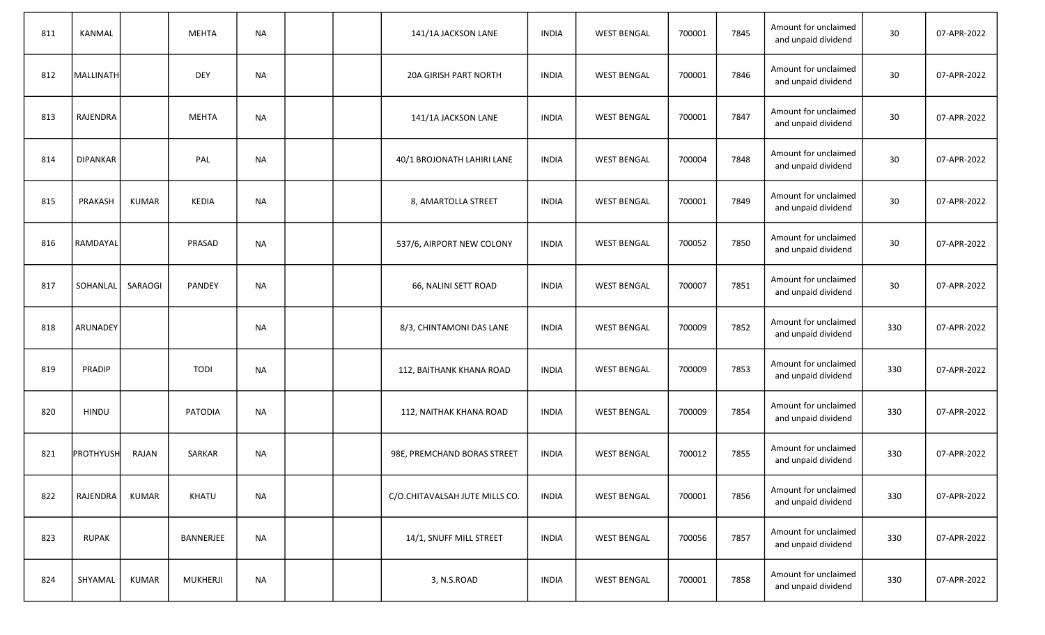| 811 | KANMAL | | MEHTA | NA | | | 141/1A JACKSON LANE | INDIA | WEST BENGAL | 700001 | 7845 | Amount for unclaimed and unpaid dividend | 30 | 07-APR-2022 |
|---|---|---|---|---|---|---|---|---|---|---|---|---|---|---|
| 812 | MALLINATH | | DEY | NA | | | 20A GIRISH PART NORTH | INDIA | WEST BENGAL | 700001 | 7846 | Amount for unclaimed and unpaid dividend | 30 | 07-APR-2022 |
| 813 | RAJENDRA | | MEHTA | NA | | | 141/1A JACKSON LANE | INDIA | WEST BENGAL | 700001 | 7847 | Amount for unclaimed and unpaid dividend | 30 | 07-APR-2022 |
| 814 | DIPANKAR | | PAL | NA | | | 40/1 BROJONATH LAHIRI LANE | INDIA | WEST BENGAL | 700004 | 7848 | Amount for unclaimed and unpaid dividend | 30 | 07-APR-2022 |
| 815 | PRAKASH | KUMAR | KEDIA | NA | | | 8, AMARTOLLA STREET | INDIA | WEST BENGAL | 700001 | 7849 | Amount for unclaimed and unpaid dividend | 30 | 07-APR-2022 |
| 816 | RAMDAYAL | | PRASAD | NA | | | 537/6, AIRPORT NEW COLONY | INDIA | WEST BENGAL | 700052 | 7850 | Amount for unclaimed and unpaid dividend | 30 | 07-APR-2022 |
| 817 | SOHANLAL | SARAOGI | PANDEY | NA | | | 66, NALINI SETT ROAD | INDIA | WEST BENGAL | 700007 | 7851 | Amount for unclaimed and unpaid dividend | 30 | 07-APR-2022 |
| 818 | ARUNADEY | | | NA | | | 8/3, CHINTAMONI DAS LANE | INDIA | WEST BENGAL | 700009 | 7852 | Amount for unclaimed and unpaid dividend | 330 | 07-APR-2022 |
| 819 | PRADIP | | TODI | NA | | | 112, BAITHANK KHANA ROAD | INDIA | WEST BENGAL | 700009 | 7853 | Amount for unclaimed and unpaid dividend | 330 | 07-APR-2022 |
| 820 | HINDU | | PATODIA | NA | | | 112, NAITHAK KHANA ROAD | INDIA | WEST BENGAL | 700009 | 7854 | Amount for unclaimed and unpaid dividend | 330 | 07-APR-2022 |
| 821 | PROTHYUSH | RAJAN | SARKAR | NA | | | 98E, PREMCHAND BORAS STREET | INDIA | WEST BENGAL | 700012 | 7855 | Amount for unclaimed and unpaid dividend | 330 | 07-APR-2022 |
| 822 | RAJENDRA | KUMAR | KHATU | NA | | | C/O.CHITAVALSAH JUTE MILLS CO. | INDIA | WEST BENGAL | 700001 | 7856 | Amount for unclaimed and unpaid dividend | 330 | 07-APR-2022 |
| 823 | RUPAK | | BANNERJEE | NA | | | 14/1, SNUFF MILL STREET | INDIA | WEST BENGAL | 700056 | 7857 | Amount for unclaimed and unpaid dividend | 330 | 07-APR-2022 |
| 824 | SHYAMAL | KUMAR | MUKHERJI | NA | | | 3, N.S.ROAD | INDIA | WEST BENGAL | 700001 | 7858 | Amount for unclaimed and unpaid dividend | 330 | 07-APR-2022 |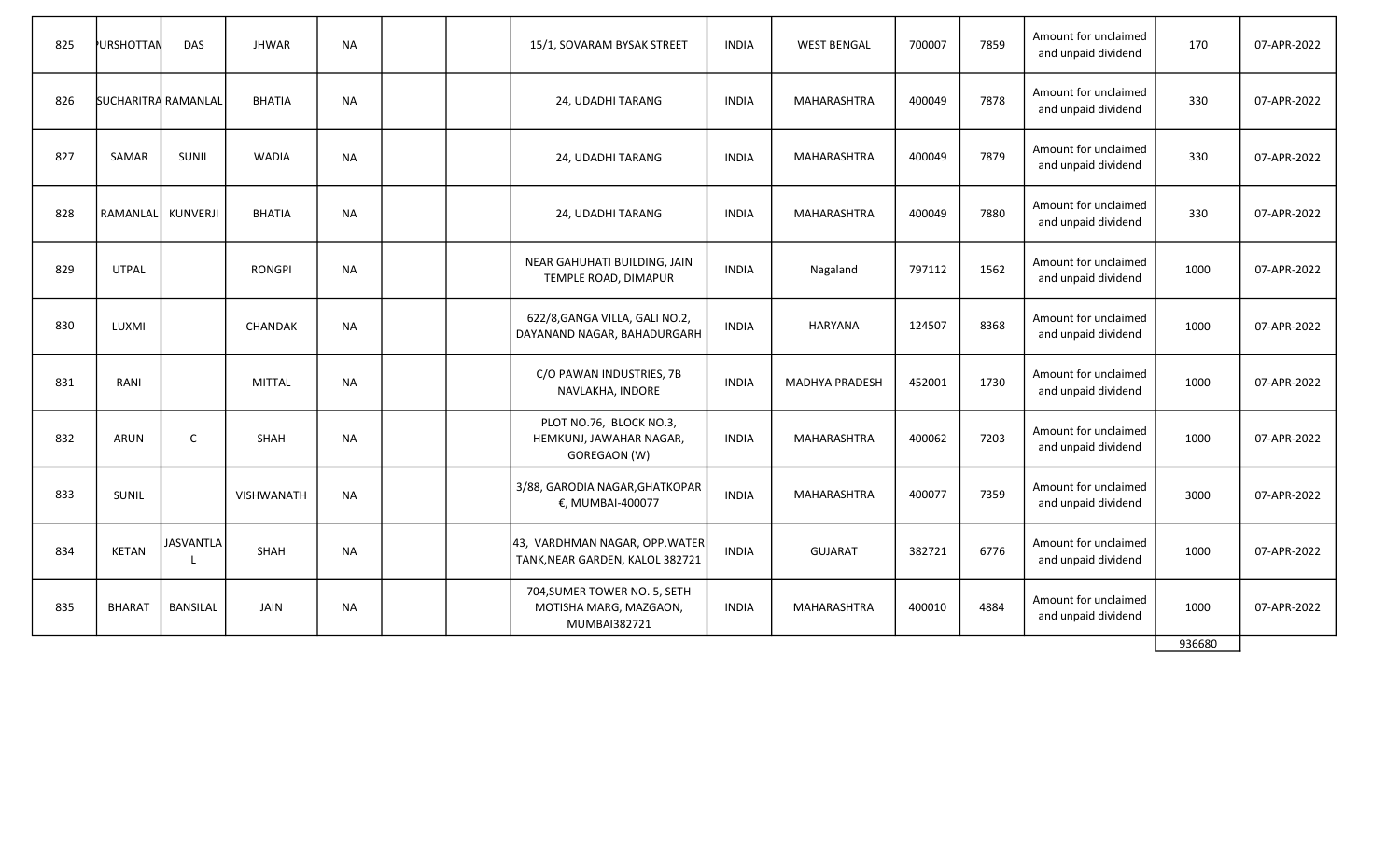| | | | | | | | | | | | | | | |
|---|---|---|---|---|---|---|---|---|---|---|---|---|---|---|
| 825 | URSHOTTAM | DAS | JHWAR | NA | | | 15/1, SOVARAM BYSAK STREET | INDIA | WEST BENGAL | 700007 | 7859 | Amount for unclaimed and unpaid dividend | 170 | 07-APR-2022 |
| 826 | SUCHARITRA | RAMANLAL | BHATIA | NA | | | 24, UDADHI TARANG | INDIA | MAHARASHTRA | 400049 | 7878 | Amount for unclaimed and unpaid dividend | 330 | 07-APR-2022 |
| 827 | SAMAR | SUNIL | WADIA | NA | | | 24, UDADHI TARANG | INDIA | MAHARASHTRA | 400049 | 7879 | Amount for unclaimed and unpaid dividend | 330 | 07-APR-2022 |
| 828 | RAMANLAL | KUNVERJI | BHATIA | NA | | | 24, UDADHI TARANG | INDIA | MAHARASHTRA | 400049 | 7880 | Amount for unclaimed and unpaid dividend | 330 | 07-APR-2022 |
| 829 | UTPAL | | RONGPI | NA | | | NEAR GAHUHATI BUILDING, JAIN TEMPLE ROAD, DIMAPUR | INDIA | Nagaland | 797112 | 1562 | Amount for unclaimed and unpaid dividend | 1000 | 07-APR-2022 |
| 830 | LUXMI | | CHANDAK | NA | | | 622/8,GANGA VILLA, GALI NO.2, DAYANAND NAGAR, BAHADURGARH | INDIA | HARYANA | 124507 | 8368 | Amount for unclaimed and unpaid dividend | 1000 | 07-APR-2022 |
| 831 | RANI | | MITTAL | NA | | | C/O PAWAN INDUSTRIES, 7B NAVLAKHA, INDORE | INDIA | MADHYA PRADESH | 452001 | 1730 | Amount for unclaimed and unpaid dividend | 1000 | 07-APR-2022 |
| 832 | ARUN | C | SHAH | NA | | | PLOT NO.76, BLOCK NO.3, HEMKUNJ, JAWAHAR NAGAR, GOREGAON (W) | INDIA | MAHARASHTRA | 400062 | 7203 | Amount for unclaimed and unpaid dividend | 1000 | 07-APR-2022 |
| 833 | SUNIL | | VISHWANATH | NA | | | 3/88, GARODIA NAGAR,GHATKOPAR €, MUMBAI-400077 | INDIA | MAHARASHTRA | 400077 | 7359 | Amount for unclaimed and unpaid dividend | 3000 | 07-APR-2022 |
| 834 | KETAN | JASVANTLAL | SHAH | NA | | | 43, VARDHMAN NAGAR, OPP.WATER TANK,NEAR GARDEN, KALOL 382721 | INDIA | GUJARAT | 382721 | 6776 | Amount for unclaimed and unpaid dividend | 1000 | 07-APR-2022 |
| 835 | BHARAT | BANSILAL | JAIN | NA | | | 704,SUMER TOWER NO. 5, SETH MOTISHA MARG, MAZGAON, MUMBAI382721 | INDIA | MAHARASHTRA | 400010 | 4884 | Amount for unclaimed and unpaid dividend | 1000 | 07-APR-2022 |
| | | | | | | | | | | | | | 936680 | |